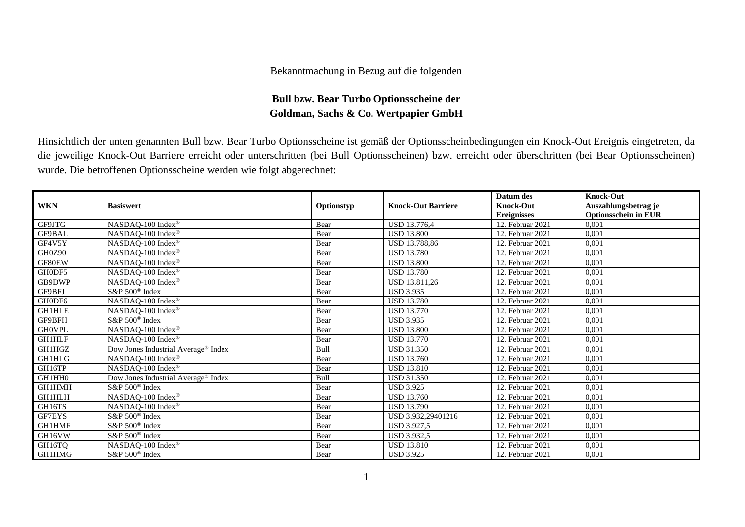Bekanntmachung in Bezug auf die folgenden

**Bull bzw. Bear Turbo Optionsscheine der**
**Goldman, Sachs & Co. Wertpapier GmbH**

Hinsichtlich der unten genannten Bull bzw. Bear Turbo Optionsscheine ist gemäß der Optionsscheinbedingungen ein Knock-Out Ereignis eingetreten, da die jeweilige Knock-Out Barriere erreicht oder unterschritten (bei Bull Optionsscheinen) bzw. erreicht oder überschritten (bei Bear Optionsscheinen) wurde. Die betroffenen Optionsscheine werden wie folgt abgerechnet:

| WKN | Basiswert | Optionstyp | Knock-Out Barriere | Datum des Knock-Out Ereignisses | Knock-Out Auszahlungsbetrag je Optionsschein in EUR |
|---|---|---|---|---|---|
| GF9JTG | NASDAQ-100 Index® | Bear | USD 13.776,4 | 12. Februar 2021 | 0,001 |
| GF9BAL | NASDAQ-100 Index® | Bear | USD 13.800 | 12. Februar 2021 | 0,001 |
| GF4V5Y | NASDAQ-100 Index® | Bear | USD 13.788,86 | 12. Februar 2021 | 0,001 |
| GH0Z90 | NASDAQ-100 Index® | Bear | USD 13.780 | 12. Februar 2021 | 0,001 |
| GF80EW | NASDAQ-100 Index® | Bear | USD 13.800 | 12. Februar 2021 | 0,001 |
| GH0DF5 | NASDAQ-100 Index® | Bear | USD 13.780 | 12. Februar 2021 | 0,001 |
| GB9DWP | NASDAQ-100 Index® | Bear | USD 13.811,26 | 12. Februar 2021 | 0,001 |
| GF9BFJ | S&P 500® Index | Bear | USD 3.935 | 12. Februar 2021 | 0,001 |
| GH0DF6 | NASDAQ-100 Index® | Bear | USD 13.780 | 12. Februar 2021 | 0,001 |
| GH1HLE | NASDAQ-100 Index® | Bear | USD 13.770 | 12. Februar 2021 | 0,001 |
| GF9BFH | S&P 500® Index | Bear | USD 3.935 | 12. Februar 2021 | 0,001 |
| GH0VPL | NASDAQ-100 Index® | Bear | USD 13.800 | 12. Februar 2021 | 0,001 |
| GH1HLF | NASDAQ-100 Index® | Bear | USD 13.770 | 12. Februar 2021 | 0,001 |
| GH1HGZ | Dow Jones Industrial Average® Index | Bull | USD 31.350 | 12. Februar 2021 | 0,001 |
| GH1HLG | NASDAQ-100 Index® | Bear | USD 13.760 | 12. Februar 2021 | 0,001 |
| GH16TP | NASDAQ-100 Index® | Bear | USD 13.810 | 12. Februar 2021 | 0,001 |
| GH1HH0 | Dow Jones Industrial Average® Index | Bull | USD 31.350 | 12. Februar 2021 | 0,001 |
| GH1HMH | S&P 500® Index | Bear | USD 3.925 | 12. Februar 2021 | 0,001 |
| GH1HLH | NASDAQ-100 Index® | Bear | USD 13.760 | 12. Februar 2021 | 0,001 |
| GH16TS | NASDAQ-100 Index® | Bear | USD 13.790 | 12. Februar 2021 | 0,001 |
| GF7EYS | S&P 500® Index | Bear | USD 3.932,29401216 | 12. Februar 2021 | 0,001 |
| GH1HMF | S&P 500® Index | Bear | USD 3.927,5 | 12. Februar 2021 | 0,001 |
| GH16VW | S&P 500® Index | Bear | USD 3.932,5 | 12. Februar 2021 | 0,001 |
| GH16TQ | NASDAQ-100 Index® | Bear | USD 13.810 | 12. Februar 2021 | 0,001 |
| GH1HMG | S&P 500® Index | Bear | USD 3.925 | 12. Februar 2021 | 0,001 |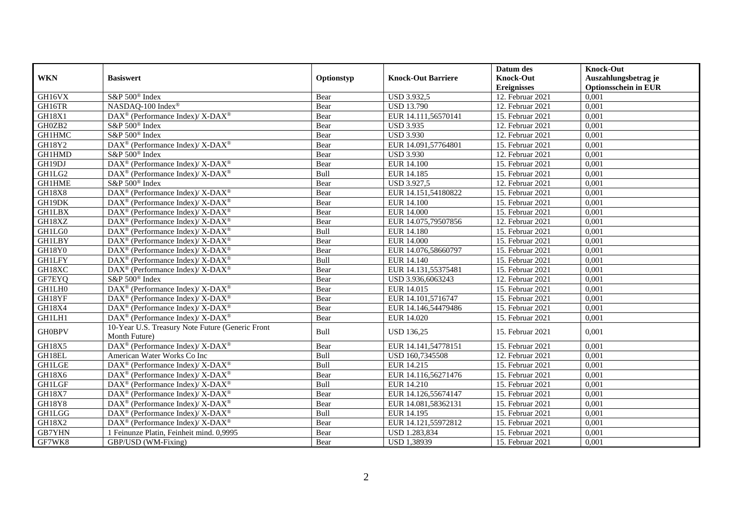| WKN | Basiswert | Optionstyp | Knock-Out Barriere | Datum des Knock-Out Ereignisses | Knock-Out Auszahlungsbetrag je Optionsschein in EUR |
|---|---|---|---|---|---|
| GH16VX | S&P 500® Index | Bear | USD 3.932,5 | 12. Februar 2021 | 0,001 |
| GH16TR | NASDAQ-100 Index® | Bear | USD 13.790 | 12. Februar 2021 | 0,001 |
| GH18X1 | DAX® (Performance Index)/ X-DAX® | Bear | EUR 14.111,56570141 | 15. Februar 2021 | 0,001 |
| GH0ZB2 | S&P 500® Index | Bear | USD 3.935 | 12. Februar 2021 | 0,001 |
| GH1HMC | S&P 500® Index | Bear | USD 3.930 | 12. Februar 2021 | 0,001 |
| GH18Y2 | DAX® (Performance Index)/ X-DAX® | Bear | EUR 14.091,57764801 | 15. Februar 2021 | 0,001 |
| GH1HMD | S&P 500® Index | Bear | USD 3.930 | 12. Februar 2021 | 0,001 |
| GH19DJ | DAX® (Performance Index)/ X-DAX® | Bear | EUR 14.100 | 15. Februar 2021 | 0,001 |
| GH1LG2 | DAX® (Performance Index)/ X-DAX® | Bull | EUR 14.185 | 15. Februar 2021 | 0,001 |
| GH1HME | S&P 500® Index | Bear | USD 3.927,5 | 12. Februar 2021 | 0,001 |
| GH18X8 | DAX® (Performance Index)/ X-DAX® | Bear | EUR 14.151,54180822 | 15. Februar 2021 | 0,001 |
| GH19DK | DAX® (Performance Index)/ X-DAX® | Bear | EUR 14.100 | 15. Februar 2021 | 0,001 |
| GH1LBX | DAX® (Performance Index)/ X-DAX® | Bear | EUR 14.000 | 15. Februar 2021 | 0,001 |
| GH18XZ | DAX® (Performance Index)/ X-DAX® | Bear | EUR 14.075,79507856 | 12. Februar 2021 | 0,001 |
| GH1LG0 | DAX® (Performance Index)/ X-DAX® | Bull | EUR 14.180 | 15. Februar 2021 | 0,001 |
| GH1LBY | DAX® (Performance Index)/ X-DAX® | Bear | EUR 14.000 | 15. Februar 2021 | 0,001 |
| GH18Y0 | DAX® (Performance Index)/ X-DAX® | Bear | EUR 14.076,58660797 | 15. Februar 2021 | 0,001 |
| GH1LFY | DAX® (Performance Index)/ X-DAX® | Bull | EUR 14.140 | 15. Februar 2021 | 0,001 |
| GH18XC | DAX® (Performance Index)/ X-DAX® | Bear | EUR 14.131,55375481 | 15. Februar 2021 | 0,001 |
| GF7EYQ | S&P 500® Index | Bear | USD 3.936,6063243 | 12. Februar 2021 | 0,001 |
| GH1LH0 | DAX® (Performance Index)/ X-DAX® | Bear | EUR 14.015 | 15. Februar 2021 | 0,001 |
| GH18YF | DAX® (Performance Index)/ X-DAX® | Bear | EUR 14.101,5716747 | 15. Februar 2021 | 0,001 |
| GH18X4 | DAX® (Performance Index)/ X-DAX® | Bear | EUR 14.146,54479486 | 15. Februar 2021 | 0,001 |
| GH1LH1 | DAX® (Performance Index)/ X-DAX® | Bear | EUR 14.020 | 15. Februar 2021 | 0,001 |
| GH0BPV | 10-Year U.S. Treasury Note Future (Generic Front Month Future) | Bull | USD 136,25 | 15. Februar 2021 | 0,001 |
| GH18X5 | DAX® (Performance Index)/ X-DAX® | Bear | EUR 14.141,54778151 | 15. Februar 2021 | 0,001 |
| GH18EL | American Water Works Co Inc | Bull | USD 160,7345508 | 12. Februar 2021 | 0,001 |
| GH1LGE | DAX® (Performance Index)/ X-DAX® | Bull | EUR 14.215 | 15. Februar 2021 | 0,001 |
| GH18X6 | DAX® (Performance Index)/ X-DAX® | Bear | EUR 14.116,56271476 | 15. Februar 2021 | 0,001 |
| GH1LGF | DAX® (Performance Index)/ X-DAX® | Bull | EUR 14.210 | 15. Februar 2021 | 0,001 |
| GH18X7 | DAX® (Performance Index)/ X-DAX® | Bear | EUR 14.126,55674147 | 15. Februar 2021 | 0,001 |
| GH18Y8 | DAX® (Performance Index)/ X-DAX® | Bear | EUR 14.081,58362131 | 15. Februar 2021 | 0,001 |
| GH1LGG | DAX® (Performance Index)/ X-DAX® | Bull | EUR 14.195 | 15. Februar 2021 | 0,001 |
| GH18X2 | DAX® (Performance Index)/ X-DAX® | Bear | EUR 14.121,55972812 | 15. Februar 2021 | 0,001 |
| GB7YHN | 1 Feinunze Platin, Feinheit mind. 0,9995 | Bear | USD 1.283,834 | 15. Februar 2021 | 0,001 |
| GF7WK8 | GBP/USD (WM-Fixing) | Bear | USD 1,38939 | 15. Februar 2021 | 0,001 |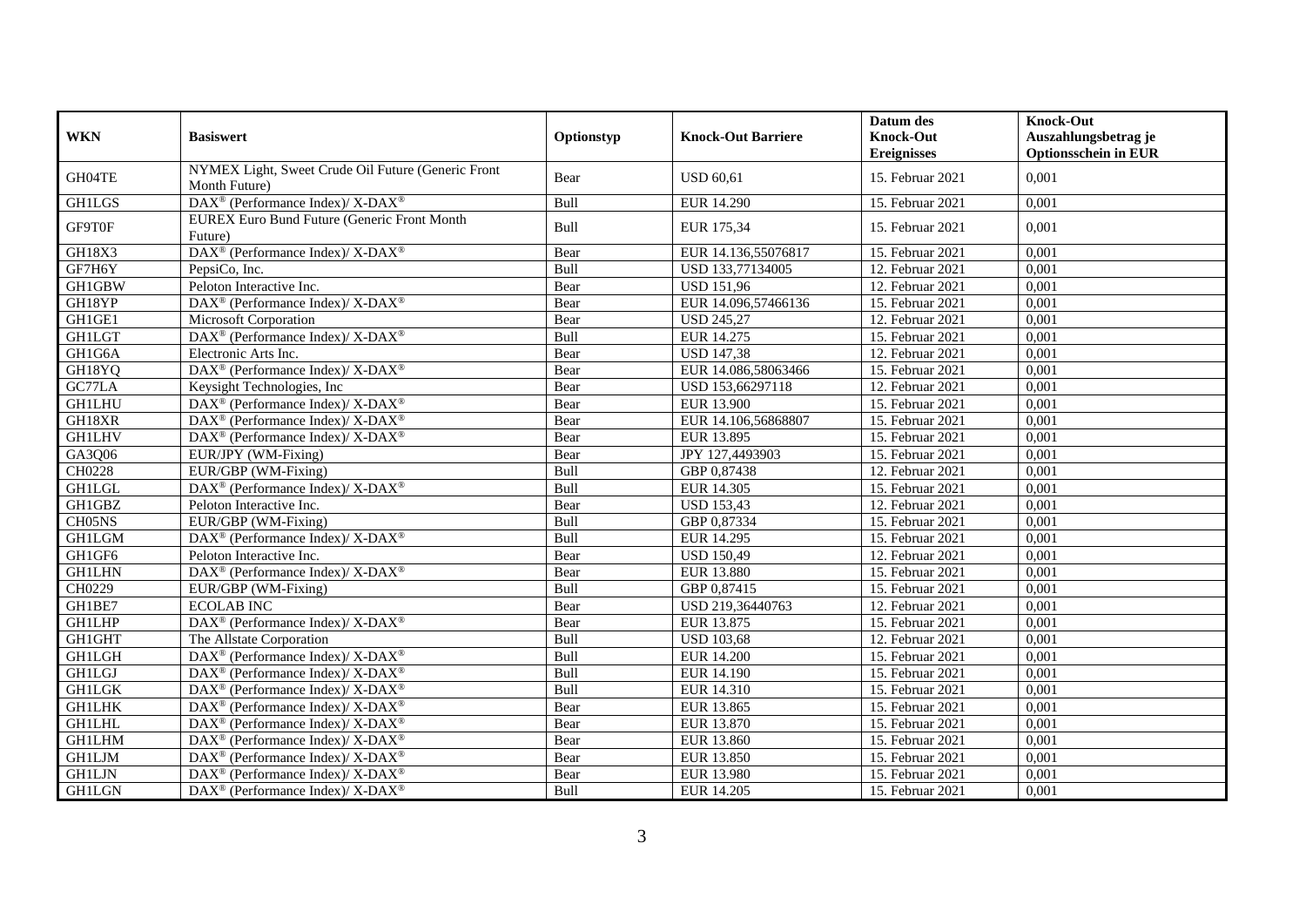| WKN | Basiswert | Optionstyp | Knock-Out Barriere | Datum des Knock-Out Ereignisses | Knock-Out Auszahlungsbetrag je Optionsschein in EUR |
|---|---|---|---|---|---|
| GH04TE | NYMEX Light, Sweet Crude Oil Future (Generic Front Month Future) | Bear | USD 60,61 | 15. Februar 2021 | 0,001 |
| GH1LGS | DAX® (Performance Index)/ X-DAX® | Bull | EUR 14.290 | 15. Februar 2021 | 0,001 |
| GF9T0F | EUREX Euro Bund Future (Generic Front Month Future) | Bull | EUR 175,34 | 15. Februar 2021 | 0,001 |
| GH18X3 | DAX® (Performance Index)/ X-DAX® | Bear | EUR 14.136,55076817 | 15. Februar 2021 | 0,001 |
| GF7H6Y | PepsiCo, Inc. | Bull | USD 133,77134005 | 12. Februar 2021 | 0,001 |
| GH1GBW | Peloton Interactive Inc. | Bear | USD 151,96 | 12. Februar 2021 | 0,001 |
| GH18YP | DAX® (Performance Index)/ X-DAX® | Bear | EUR 14.096,57466136 | 15. Februar 2021 | 0,001 |
| GH1GE1 | Microsoft Corporation | Bear | USD 245,27 | 12. Februar 2021 | 0,001 |
| GH1LGT | DAX® (Performance Index)/ X-DAX® | Bull | EUR 14.275 | 15. Februar 2021 | 0,001 |
| GH1G6A | Electronic Arts Inc. | Bear | USD 147,38 | 12. Februar 2021 | 0,001 |
| GH18YQ | DAX® (Performance Index)/ X-DAX® | Bear | EUR 14.086,58063466 | 15. Februar 2021 | 0,001 |
| GC77LA | Keysight Technologies, Inc | Bear | USD 153,66297118 | 12. Februar 2021 | 0,001 |
| GH1LHU | DAX® (Performance Index)/ X-DAX® | Bear | EUR 13.900 | 15. Februar 2021 | 0,001 |
| GH18XR | DAX® (Performance Index)/ X-DAX® | Bear | EUR 14.106,56868807 | 15. Februar 2021 | 0,001 |
| GH1LHV | DAX® (Performance Index)/ X-DAX® | Bear | EUR 13.895 | 15. Februar 2021 | 0,001 |
| GA3Q06 | EUR/JPY (WM-Fixing) | Bear | JPY 127,4493903 | 15. Februar 2021 | 0,001 |
| CH0228 | EUR/GBP (WM-Fixing) | Bull | GBP 0,87438 | 12. Februar 2021 | 0,001 |
| GH1LGL | DAX® (Performance Index)/ X-DAX® | Bull | EUR 14.305 | 15. Februar 2021 | 0,001 |
| GH1GBZ | Peloton Interactive Inc. | Bear | USD 153,43 | 12. Februar 2021 | 0,001 |
| CH05NS | EUR/GBP (WM-Fixing) | Bull | GBP 0,87334 | 15. Februar 2021 | 0,001 |
| GH1LGM | DAX® (Performance Index)/ X-DAX® | Bull | EUR 14.295 | 15. Februar 2021 | 0,001 |
| GH1GF6 | Peloton Interactive Inc. | Bear | USD 150,49 | 12. Februar 2021 | 0,001 |
| GH1LHN | DAX® (Performance Index)/ X-DAX® | Bear | EUR 13.880 | 15. Februar 2021 | 0,001 |
| CH0229 | EUR/GBP (WM-Fixing) | Bull | GBP 0,87415 | 15. Februar 2021 | 0,001 |
| GH1BE7 | ECOLAB INC | Bear | USD 219,36440763 | 12. Februar 2021 | 0,001 |
| GH1LHP | DAX® (Performance Index)/ X-DAX® | Bear | EUR 13.875 | 15. Februar 2021 | 0,001 |
| GH1GHT | The Allstate Corporation | Bull | USD 103,68 | 12. Februar 2021 | 0,001 |
| GH1LGH | DAX® (Performance Index)/ X-DAX® | Bull | EUR 14.200 | 15. Februar 2021 | 0,001 |
| GH1LGJ | DAX® (Performance Index)/ X-DAX® | Bull | EUR 14.190 | 15. Februar 2021 | 0,001 |
| GH1LGK | DAX® (Performance Index)/ X-DAX® | Bull | EUR 14.310 | 15. Februar 2021 | 0,001 |
| GH1LHK | DAX® (Performance Index)/ X-DAX® | Bear | EUR 13.865 | 15. Februar 2021 | 0,001 |
| GH1LHL | DAX® (Performance Index)/ X-DAX® | Bear | EUR 13.870 | 15. Februar 2021 | 0,001 |
| GH1LHM | DAX® (Performance Index)/ X-DAX® | Bear | EUR 13.860 | 15. Februar 2021 | 0,001 |
| GH1LJM | DAX® (Performance Index)/ X-DAX® | Bear | EUR 13.850 | 15. Februar 2021 | 0,001 |
| GH1LJN | DAX® (Performance Index)/ X-DAX® | Bear | EUR 13.980 | 15. Februar 2021 | 0,001 |
| GH1LGN | DAX® (Performance Index)/ X-DAX® | Bull | EUR 14.205 | 15. Februar 2021 | 0,001 |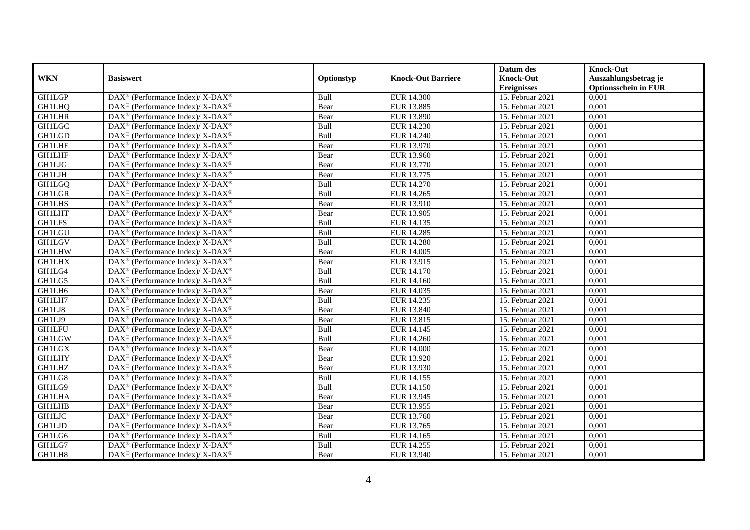| WKN | Basiswert | Optionstyp | Knock-Out Barriere | Datum des Knock-Out Ereignisses | Knock-Out Auszahlungsbetrag je Optionsschein in EUR |
|---|---|---|---|---|---|
| GH1LGP | DAX® (Performance Index)/ X-DAX® | Bull | EUR 14.300 | 15. Februar 2021 | 0,001 |
| GH1LHQ | DAX® (Performance Index)/ X-DAX® | Bear | EUR 13.885 | 15. Februar 2021 | 0,001 |
| GH1LHR | DAX® (Performance Index)/ X-DAX® | Bear | EUR 13.890 | 15. Februar 2021 | 0,001 |
| GH1LGC | DAX® (Performance Index)/ X-DAX® | Bull | EUR 14.230 | 15. Februar 2021 | 0,001 |
| GH1LGD | DAX® (Performance Index)/ X-DAX® | Bull | EUR 14.240 | 15. Februar 2021 | 0,001 |
| GH1LHE | DAX® (Performance Index)/ X-DAX® | Bear | EUR 13.970 | 15. Februar 2021 | 0,001 |
| GH1LHF | DAX® (Performance Index)/ X-DAX® | Bear | EUR 13.960 | 15. Februar 2021 | 0,001 |
| GH1LJG | DAX® (Performance Index)/ X-DAX® | Bear | EUR 13.770 | 15. Februar 2021 | 0,001 |
| GH1LJH | DAX® (Performance Index)/ X-DAX® | Bear | EUR 13.775 | 15. Februar 2021 | 0,001 |
| GH1LGQ | DAX® (Performance Index)/ X-DAX® | Bull | EUR 14.270 | 15. Februar 2021 | 0,001 |
| GH1LGR | DAX® (Performance Index)/ X-DAX® | Bull | EUR 14.265 | 15. Februar 2021 | 0,001 |
| GH1LHS | DAX® (Performance Index)/ X-DAX® | Bear | EUR 13.910 | 15. Februar 2021 | 0,001 |
| GH1LHT | DAX® (Performance Index)/ X-DAX® | Bear | EUR 13.905 | 15. Februar 2021 | 0,001 |
| GH1LFS | DAX® (Performance Index)/ X-DAX® | Bull | EUR 14.135 | 15. Februar 2021 | 0,001 |
| GH1LGU | DAX® (Performance Index)/ X-DAX® | Bull | EUR 14.285 | 15. Februar 2021 | 0,001 |
| GH1LGV | DAX® (Performance Index)/ X-DAX® | Bull | EUR 14.280 | 15. Februar 2021 | 0,001 |
| GH1LHW | DAX® (Performance Index)/ X-DAX® | Bear | EUR 14.005 | 15. Februar 2021 | 0,001 |
| GH1LHX | DAX® (Performance Index)/ X-DAX® | Bear | EUR 13.915 | 15. Februar 2021 | 0,001 |
| GH1LG4 | DAX® (Performance Index)/ X-DAX® | Bull | EUR 14.170 | 15. Februar 2021 | 0,001 |
| GH1LG5 | DAX® (Performance Index)/ X-DAX® | Bull | EUR 14.160 | 15. Februar 2021 | 0,001 |
| GH1LH6 | DAX® (Performance Index)/ X-DAX® | Bear | EUR 14.035 | 15. Februar 2021 | 0,001 |
| GH1LH7 | DAX® (Performance Index)/ X-DAX® | Bull | EUR 14.235 | 15. Februar 2021 | 0,001 |
| GH1LJ8 | DAX® (Performance Index)/ X-DAX® | Bear | EUR 13.840 | 15. Februar 2021 | 0,001 |
| GH1LJ9 | DAX® (Performance Index)/ X-DAX® | Bear | EUR 13.815 | 15. Februar 2021 | 0,001 |
| GH1LFU | DAX® (Performance Index)/ X-DAX® | Bull | EUR 14.145 | 15. Februar 2021 | 0,001 |
| GH1LGW | DAX® (Performance Index)/ X-DAX® | Bull | EUR 14.260 | 15. Februar 2021 | 0,001 |
| GH1LGX | DAX® (Performance Index)/ X-DAX® | Bear | EUR 14.000 | 15. Februar 2021 | 0,001 |
| GH1LHY | DAX® (Performance Index)/ X-DAX® | Bear | EUR 13.920 | 15. Februar 2021 | 0,001 |
| GH1LHZ | DAX® (Performance Index)/ X-DAX® | Bear | EUR 13.930 | 15. Februar 2021 | 0,001 |
| GH1LG8 | DAX® (Performance Index)/ X-DAX® | Bull | EUR 14.155 | 15. Februar 2021 | 0,001 |
| GH1LG9 | DAX® (Performance Index)/ X-DAX® | Bull | EUR 14.150 | 15. Februar 2021 | 0,001 |
| GH1LHA | DAX® (Performance Index)/ X-DAX® | Bear | EUR 13.945 | 15. Februar 2021 | 0,001 |
| GH1LHB | DAX® (Performance Index)/ X-DAX® | Bear | EUR 13.955 | 15. Februar 2021 | 0,001 |
| GH1LJC | DAX® (Performance Index)/ X-DAX® | Bear | EUR 13.760 | 15. Februar 2021 | 0,001 |
| GH1LJD | DAX® (Performance Index)/ X-DAX® | Bear | EUR 13.765 | 15. Februar 2021 | 0,001 |
| GH1LG6 | DAX® (Performance Index)/ X-DAX® | Bull | EUR 14.165 | 15. Februar 2021 | 0,001 |
| GH1LG7 | DAX® (Performance Index)/ X-DAX® | Bull | EUR 14.255 | 15. Februar 2021 | 0,001 |
| GH1LH8 | DAX® (Performance Index)/ X-DAX® | Bear | EUR 13.940 | 15. Februar 2021 | 0,001 |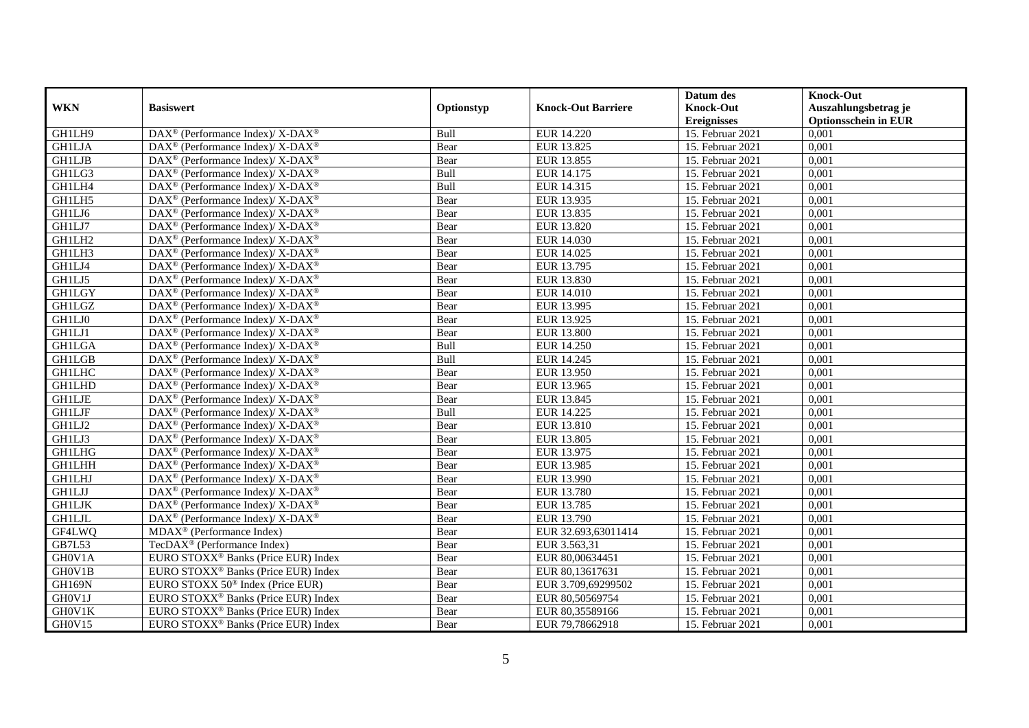| WKN | Basiswert | Optionstyp | Knock-Out Barriere | Datum des Knock-Out Ereignisses | Knock-Out Auszahlungsbetrag je Optionsschein in EUR |
|---|---|---|---|---|---|
| GH1LH9 | DAX® (Performance Index)/ X-DAX® | Bull | EUR 14.220 | 15. Februar 2021 | 0,001 |
| GH1LJA | DAX® (Performance Index)/ X-DAX® | Bear | EUR 13.825 | 15. Februar 2021 | 0,001 |
| GH1LJB | DAX® (Performance Index)/ X-DAX® | Bear | EUR 13.855 | 15. Februar 2021 | 0,001 |
| GH1LG3 | DAX® (Performance Index)/ X-DAX® | Bull | EUR 14.175 | 15. Februar 2021 | 0,001 |
| GH1LH4 | DAX® (Performance Index)/ X-DAX® | Bull | EUR 14.315 | 15. Februar 2021 | 0,001 |
| GH1LH5 | DAX® (Performance Index)/ X-DAX® | Bear | EUR 13.935 | 15. Februar 2021 | 0,001 |
| GH1LJ6 | DAX® (Performance Index)/ X-DAX® | Bear | EUR 13.835 | 15. Februar 2021 | 0,001 |
| GH1LJ7 | DAX® (Performance Index)/ X-DAX® | Bear | EUR 13.820 | 15. Februar 2021 | 0,001 |
| GH1LH2 | DAX® (Performance Index)/ X-DAX® | Bear | EUR 14.030 | 15. Februar 2021 | 0,001 |
| GH1LH3 | DAX® (Performance Index)/ X-DAX® | Bear | EUR 14.025 | 15. Februar 2021 | 0,001 |
| GH1LJ4 | DAX® (Performance Index)/ X-DAX® | Bear | EUR 13.795 | 15. Februar 2021 | 0,001 |
| GH1LJ5 | DAX® (Performance Index)/ X-DAX® | Bear | EUR 13.830 | 15. Februar 2021 | 0,001 |
| GH1LGY | DAX® (Performance Index)/ X-DAX® | Bear | EUR 14.010 | 15. Februar 2021 | 0,001 |
| GH1LGZ | DAX® (Performance Index)/ X-DAX® | Bear | EUR 13.995 | 15. Februar 2021 | 0,001 |
| GH1LJ0 | DAX® (Performance Index)/ X-DAX® | Bear | EUR 13.925 | 15. Februar 2021 | 0,001 |
| GH1LJ1 | DAX® (Performance Index)/ X-DAX® | Bear | EUR 13.800 | 15. Februar 2021 | 0,001 |
| GH1LGA | DAX® (Performance Index)/ X-DAX® | Bull | EUR 14.250 | 15. Februar 2021 | 0,001 |
| GH1LGB | DAX® (Performance Index)/ X-DAX® | Bull | EUR 14.245 | 15. Februar 2021 | 0,001 |
| GH1LHC | DAX® (Performance Index)/ X-DAX® | Bear | EUR 13.950 | 15. Februar 2021 | 0,001 |
| GH1LHD | DAX® (Performance Index)/ X-DAX® | Bear | EUR 13.965 | 15. Februar 2021 | 0,001 |
| GH1LJE | DAX® (Performance Index)/ X-DAX® | Bear | EUR 13.845 | 15. Februar 2021 | 0,001 |
| GH1LJF | DAX® (Performance Index)/ X-DAX® | Bull | EUR 14.225 | 15. Februar 2021 | 0,001 |
| GH1LJ2 | DAX® (Performance Index)/ X-DAX® | Bear | EUR 13.810 | 15. Februar 2021 | 0,001 |
| GH1LJ3 | DAX® (Performance Index)/ X-DAX® | Bear | EUR 13.805 | 15. Februar 2021 | 0,001 |
| GH1LHG | DAX® (Performance Index)/ X-DAX® | Bear | EUR 13.975 | 15. Februar 2021 | 0,001 |
| GH1LHH | DAX® (Performance Index)/ X-DAX® | Bear | EUR 13.985 | 15. Februar 2021 | 0,001 |
| GH1LHJ | DAX® (Performance Index)/ X-DAX® | Bear | EUR 13.990 | 15. Februar 2021 | 0,001 |
| GH1LJJ | DAX® (Performance Index)/ X-DAX® | Bear | EUR 13.780 | 15. Februar 2021 | 0,001 |
| GH1LJK | DAX® (Performance Index)/ X-DAX® | Bear | EUR 13.785 | 15. Februar 2021 | 0,001 |
| GH1LJL | DAX® (Performance Index)/ X-DAX® | Bear | EUR 13.790 | 15. Februar 2021 | 0,001 |
| GF4LWQ | MDAX® (Performance Index) | Bear | EUR 32.693,63011414 | 15. Februar 2021 | 0,001 |
| GB7L53 | TecDAX® (Performance Index) | Bear | EUR 3.563,31 | 15. Februar 2021 | 0,001 |
| GH0V1A | EURO STOXX® Banks (Price EUR) Index | Bear | EUR 80,00634451 | 15. Februar 2021 | 0,001 |
| GH0V1B | EURO STOXX® Banks (Price EUR) Index | Bear | EUR 80,13617631 | 15. Februar 2021 | 0,001 |
| GH169N | EURO STOXX 50® Index (Price EUR) | Bear | EUR 3.709,69299502 | 15. Februar 2021 | 0,001 |
| GH0V1J | EURO STOXX® Banks (Price EUR) Index | Bear | EUR 80,50569754 | 15. Februar 2021 | 0,001 |
| GH0V1K | EURO STOXX® Banks (Price EUR) Index | Bear | EUR 80,35589166 | 15. Februar 2021 | 0,001 |
| GH0V15 | EURO STOXX® Banks (Price EUR) Index | Bear | EUR 79,78662918 | 15. Februar 2021 | 0,001 |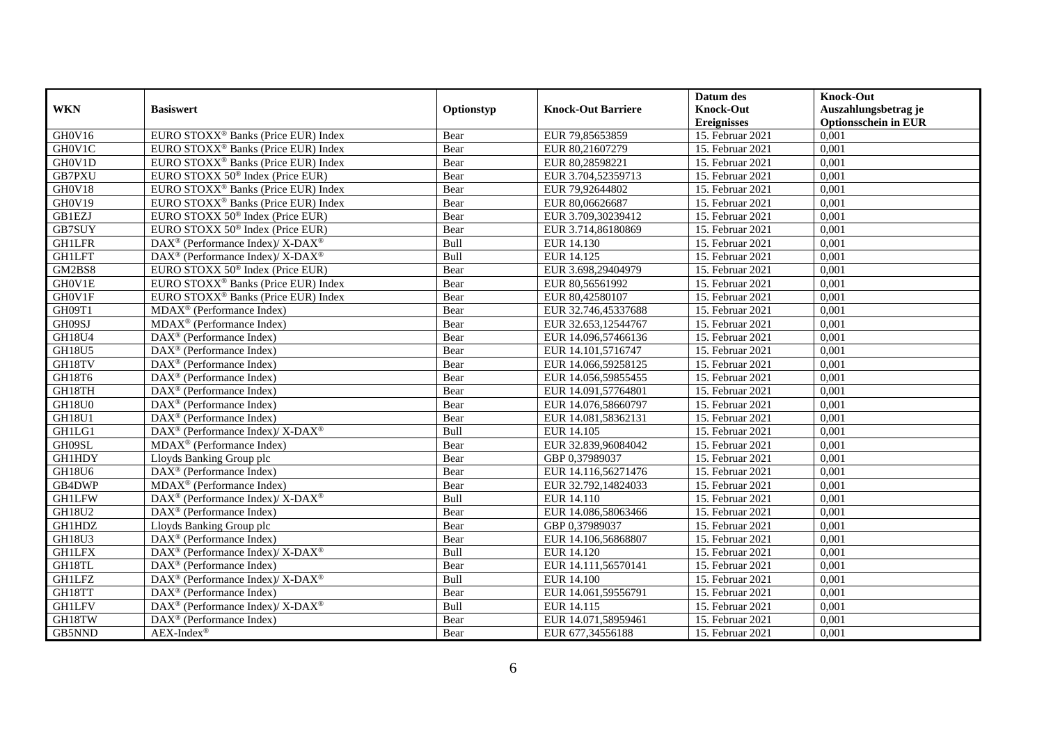| WKN | Basiswert | Optionstyp | Knock-Out Barriere | Datum des Knock-Out Ereignisses | Knock-Out Auszahlungsbetrag je Optionsschein in EUR |
|---|---|---|---|---|---|
| GH0V16 | EURO STOXX® Banks (Price EUR) Index | Bear | EUR 79,85653859 | 15. Februar 2021 | 0,001 |
| GH0V1C | EURO STOXX® Banks (Price EUR) Index | Bear | EUR 80,21607279 | 15. Februar 2021 | 0,001 |
| GH0V1D | EURO STOXX® Banks (Price EUR) Index | Bear | EUR 80,28598221 | 15. Februar 2021 | 0,001 |
| GB7PXU | EURO STOXX 50® Index (Price EUR) | Bear | EUR 3.704,52359713 | 15. Februar 2021 | 0,001 |
| GH0V18 | EURO STOXX® Banks (Price EUR) Index | Bear | EUR 79,92644802 | 15. Februar 2021 | 0,001 |
| GH0V19 | EURO STOXX® Banks (Price EUR) Index | Bear | EUR 80,06626687 | 15. Februar 2021 | 0,001 |
| GB1EZJ | EURO STOXX 50® Index (Price EUR) | Bear | EUR 3.709,30239412 | 15. Februar 2021 | 0,001 |
| GB7SUY | EURO STOXX 50® Index (Price EUR) | Bear | EUR 3.714,86180869 | 15. Februar 2021 | 0,001 |
| GH1LFR | DAX® (Performance Index)/ X-DAX® | Bull | EUR 14.130 | 15. Februar 2021 | 0,001 |
| GH1LFT | DAX® (Performance Index)/ X-DAX® | Bull | EUR 14.125 | 15. Februar 2021 | 0,001 |
| GM2BS8 | EURO STOXX 50® Index (Price EUR) | Bear | EUR 3.698,29404979 | 15. Februar 2021 | 0,001 |
| GH0V1E | EURO STOXX® Banks (Price EUR) Index | Bear | EUR 80,56561992 | 15. Februar 2021 | 0,001 |
| GH0V1F | EURO STOXX® Banks (Price EUR) Index | Bear | EUR 80,42580107 | 15. Februar 2021 | 0,001 |
| GH09T1 | MDAX® (Performance Index) | Bear | EUR 32.746,45337688 | 15. Februar 2021 | 0,001 |
| GH09SJ | MDAX® (Performance Index) | Bear | EUR 32.653,12544767 | 15. Februar 2021 | 0,001 |
| GH18U4 | DAX® (Performance Index) | Bear | EUR 14.096,57466136 | 15. Februar 2021 | 0,001 |
| GH18U5 | DAX® (Performance Index) | Bear | EUR 14.101,5716747 | 15. Februar 2021 | 0,001 |
| GH18TV | DAX® (Performance Index) | Bear | EUR 14.066,59258125 | 15. Februar 2021 | 0,001 |
| GH18T6 | DAX® (Performance Index) | Bear | EUR 14.056,59855455 | 15. Februar 2021 | 0,001 |
| GH18TH | DAX® (Performance Index) | Bear | EUR 14.091,57764801 | 15. Februar 2021 | 0,001 |
| GH18U0 | DAX® (Performance Index) | Bear | EUR 14.076,58660797 | 15. Februar 2021 | 0,001 |
| GH18U1 | DAX® (Performance Index) | Bear | EUR 14.081,58362131 | 15. Februar 2021 | 0,001 |
| GH1LG1 | DAX® (Performance Index)/ X-DAX® | Bull | EUR 14.105 | 15. Februar 2021 | 0,001 |
| GH09SL | MDAX® (Performance Index) | Bear | EUR 32.839,96084042 | 15. Februar 2021 | 0,001 |
| GH1HDY | Lloyds Banking Group plc | Bear | GBP 0,37989037 | 15. Februar 2021 | 0,001 |
| GH18U6 | DAX® (Performance Index) | Bear | EUR 14.116,56271476 | 15. Februar 2021 | 0,001 |
| GB4DWP | MDAX® (Performance Index) | Bear | EUR 32.792,14824033 | 15. Februar 2021 | 0,001 |
| GH1LFW | DAX® (Performance Index)/ X-DAX® | Bull | EUR 14.110 | 15. Februar 2021 | 0,001 |
| GH18U2 | DAX® (Performance Index) | Bear | EUR 14.086,58063466 | 15. Februar 2021 | 0,001 |
| GH1HDZ | Lloyds Banking Group plc | Bear | GBP 0,37989037 | 15. Februar 2021 | 0,001 |
| GH18U3 | DAX® (Performance Index) | Bear | EUR 14.106,56868807 | 15. Februar 2021 | 0,001 |
| GH1LFX | DAX® (Performance Index)/ X-DAX® | Bull | EUR 14.120 | 15. Februar 2021 | 0,001 |
| GH18TL | DAX® (Performance Index) | Bear | EUR 14.111,56570141 | 15. Februar 2021 | 0,001 |
| GH1LFZ | DAX® (Performance Index)/ X-DAX® | Bull | EUR 14.100 | 15. Februar 2021 | 0,001 |
| GH18TT | DAX® (Performance Index) | Bear | EUR 14.061,59556791 | 15. Februar 2021 | 0,001 |
| GH1LFV | DAX® (Performance Index)/ X-DAX® | Bull | EUR 14.115 | 15. Februar 2021 | 0,001 |
| GH18TW | DAX® (Performance Index) | Bear | EUR 14.071,58959461 | 15. Februar 2021 | 0,001 |
| GB5NND | AEX-Index® | Bear | EUR 677,34556188 | 15. Februar 2021 | 0,001 |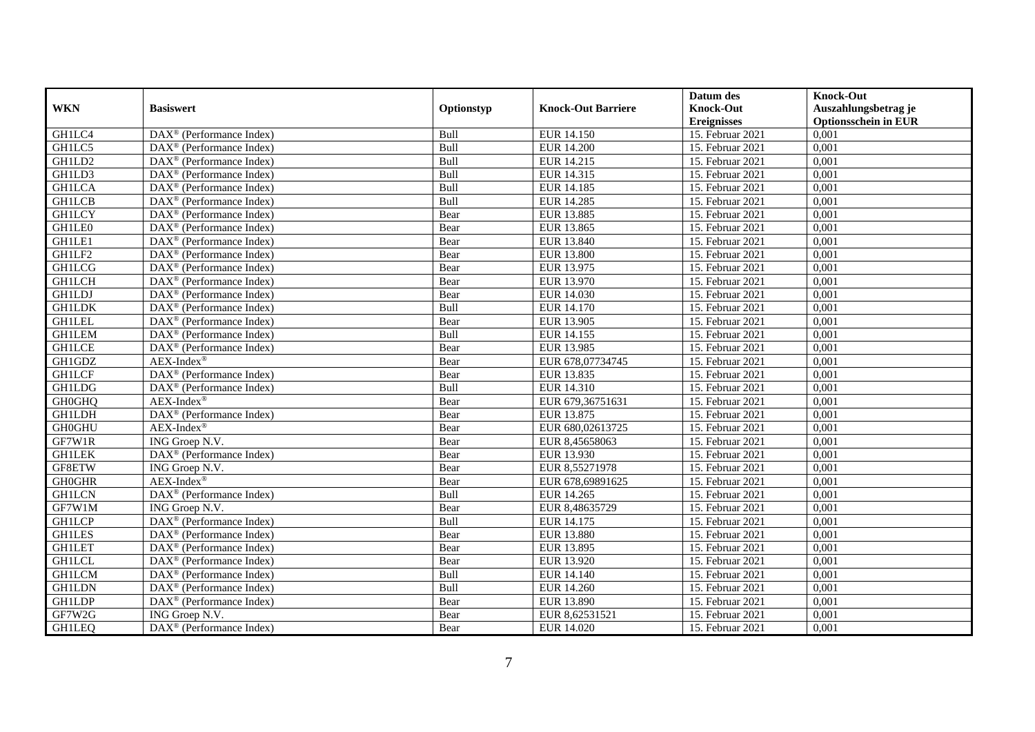| WKN | Basiswert | Optionstyp | Knock-Out Barriere | Datum des Knock-Out Ereignisses | Knock-Out Auszahlungsbetrag je Optionsschein in EUR |
|---|---|---|---|---|---|
| GH1LC4 | DAX® (Performance Index) | Bull | EUR 14.150 | 15. Februar 2021 | 0,001 |
| GH1LC5 | DAX® (Performance Index) | Bull | EUR 14.200 | 15. Februar 2021 | 0,001 |
| GH1LD2 | DAX® (Performance Index) | Bull | EUR 14.215 | 15. Februar 2021 | 0,001 |
| GH1LD3 | DAX® (Performance Index) | Bull | EUR 14.315 | 15. Februar 2021 | 0,001 |
| GH1LCA | DAX® (Performance Index) | Bull | EUR 14.185 | 15. Februar 2021 | 0,001 |
| GH1LCB | DAX® (Performance Index) | Bull | EUR 14.285 | 15. Februar 2021 | 0,001 |
| GH1LCY | DAX® (Performance Index) | Bear | EUR 13.885 | 15. Februar 2021 | 0,001 |
| GH1LE0 | DAX® (Performance Index) | Bear | EUR 13.865 | 15. Februar 2021 | 0,001 |
| GH1LE1 | DAX® (Performance Index) | Bear | EUR 13.840 | 15. Februar 2021 | 0,001 |
| GH1LF2 | DAX® (Performance Index) | Bear | EUR 13.800 | 15. Februar 2021 | 0,001 |
| GH1LCG | DAX® (Performance Index) | Bear | EUR 13.975 | 15. Februar 2021 | 0,001 |
| GH1LCH | DAX® (Performance Index) | Bear | EUR 13.970 | 15. Februar 2021 | 0,001 |
| GH1LDJ | DAX® (Performance Index) | Bear | EUR 14.030 | 15. Februar 2021 | 0,001 |
| GH1LDK | DAX® (Performance Index) | Bull | EUR 14.170 | 15. Februar 2021 | 0,001 |
| GH1LEL | DAX® (Performance Index) | Bear | EUR 13.905 | 15. Februar 2021 | 0,001 |
| GH1LEM | DAX® (Performance Index) | Bull | EUR 14.155 | 15. Februar 2021 | 0,001 |
| GH1LCE | DAX® (Performance Index) | Bear | EUR 13.985 | 15. Februar 2021 | 0,001 |
| GH1GDZ | AEX-Index® | Bear | EUR 678,07734745 | 15. Februar 2021 | 0,001 |
| GH1LCF | DAX® (Performance Index) | Bear | EUR 13.835 | 15. Februar 2021 | 0,001 |
| GH1LDG | DAX® (Performance Index) | Bull | EUR 14.310 | 15. Februar 2021 | 0,001 |
| GH0GHQ | AEX-Index® | Bear | EUR 679,36751631 | 15. Februar 2021 | 0,001 |
| GH1LDH | DAX® (Performance Index) | Bear | EUR 13.875 | 15. Februar 2021 | 0,001 |
| GH0GHU | AEX-Index® | Bear | EUR 680,02613725 | 15. Februar 2021 | 0,001 |
| GF7W1R | ING Groep N.V. | Bear | EUR 8,45658063 | 15. Februar 2021 | 0,001 |
| GH1LEK | DAX® (Performance Index) | Bear | EUR 13.930 | 15. Februar 2021 | 0,001 |
| GF8ETW | ING Groep N.V. | Bear | EUR 8,55271978 | 15. Februar 2021 | 0,001 |
| GH0GHR | AEX-Index® | Bear | EUR 678,69891625 | 15. Februar 2021 | 0,001 |
| GH1LCN | DAX® (Performance Index) | Bull | EUR 14.265 | 15. Februar 2021 | 0,001 |
| GF7W1M | ING Groep N.V. | Bear | EUR 8,48635729 | 15. Februar 2021 | 0,001 |
| GH1LCP | DAX® (Performance Index) | Bull | EUR 14.175 | 15. Februar 2021 | 0,001 |
| GH1LES | DAX® (Performance Index) | Bear | EUR 13.880 | 15. Februar 2021 | 0,001 |
| GH1LET | DAX® (Performance Index) | Bear | EUR 13.895 | 15. Februar 2021 | 0,001 |
| GH1LCL | DAX® (Performance Index) | Bear | EUR 13.920 | 15. Februar 2021 | 0,001 |
| GH1LCM | DAX® (Performance Index) | Bull | EUR 14.140 | 15. Februar 2021 | 0,001 |
| GH1LDN | DAX® (Performance Index) | Bull | EUR 14.260 | 15. Februar 2021 | 0,001 |
| GH1LDP | DAX® (Performance Index) | Bear | EUR 13.890 | 15. Februar 2021 | 0,001 |
| GF7W2G | ING Groep N.V. | Bear | EUR 8,62531521 | 15. Februar 2021 | 0,001 |
| GH1LEQ | DAX® (Performance Index) | Bear | EUR 14.020 | 15. Februar 2021 | 0,001 |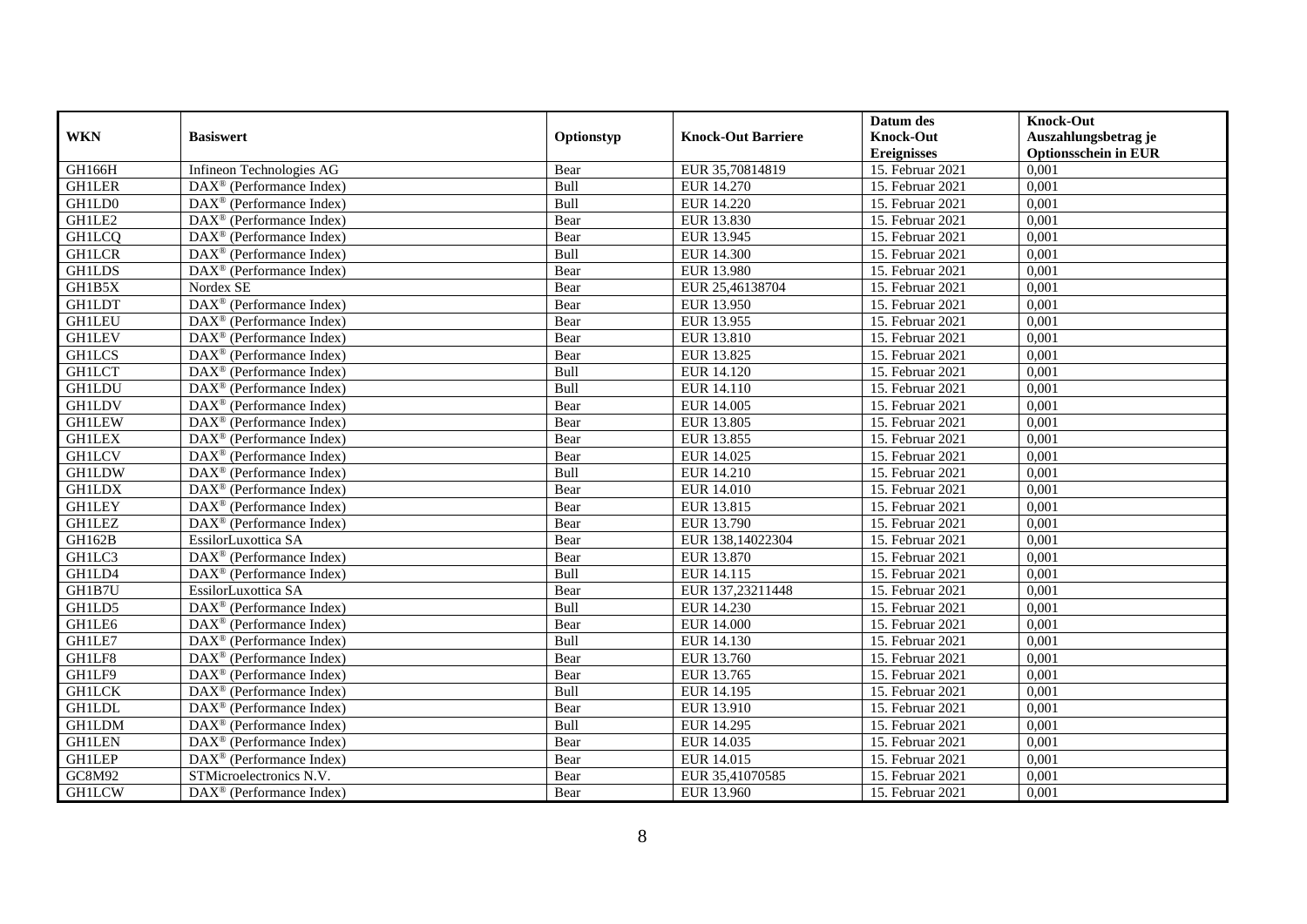| WKN | Basiswert | Optionstyp | Knock-Out Barriere | Datum des Knock-Out Ereignisses | Knock-Out Auszahlungsbetrag je Optionsschein in EUR |
|---|---|---|---|---|---|
| GH166H | Infineon Technologies AG | Bear | EUR 35,70814819 | 15. Februar 2021 | 0,001 |
| GH1LER | DAX® (Performance Index) | Bull | EUR 14.270 | 15. Februar 2021 | 0,001 |
| GH1LD0 | DAX® (Performance Index) | Bull | EUR 14.220 | 15. Februar 2021 | 0,001 |
| GH1LE2 | DAX® (Performance Index) | Bear | EUR 13.830 | 15. Februar 2021 | 0,001 |
| GH1LCQ | DAX® (Performance Index) | Bear | EUR 13.945 | 15. Februar 2021 | 0,001 |
| GH1LCR | DAX® (Performance Index) | Bull | EUR 14.300 | 15. Februar 2021 | 0,001 |
| GH1LDS | DAX® (Performance Index) | Bear | EUR 13.980 | 15. Februar 2021 | 0,001 |
| GH1B5X | Nordex SE | Bear | EUR 25,46138704 | 15. Februar 2021 | 0,001 |
| GH1LDT | DAX® (Performance Index) | Bear | EUR 13.950 | 15. Februar 2021 | 0,001 |
| GH1LEU | DAX® (Performance Index) | Bear | EUR 13.955 | 15. Februar 2021 | 0,001 |
| GH1LEV | DAX® (Performance Index) | Bear | EUR 13.810 | 15. Februar 2021 | 0,001 |
| GH1LCS | DAX® (Performance Index) | Bear | EUR 13.825 | 15. Februar 2021 | 0,001 |
| GH1LCT | DAX® (Performance Index) | Bull | EUR 14.120 | 15. Februar 2021 | 0,001 |
| GH1LDU | DAX® (Performance Index) | Bull | EUR 14.110 | 15. Februar 2021 | 0,001 |
| GH1LDV | DAX® (Performance Index) | Bear | EUR 14.005 | 15. Februar 2021 | 0,001 |
| GH1LEW | DAX® (Performance Index) | Bear | EUR 13.805 | 15. Februar 2021 | 0,001 |
| GH1LEX | DAX® (Performance Index) | Bear | EUR 13.855 | 15. Februar 2021 | 0,001 |
| GH1LCV | DAX® (Performance Index) | Bear | EUR 14.025 | 15. Februar 2021 | 0,001 |
| GH1LDW | DAX® (Performance Index) | Bull | EUR 14.210 | 15. Februar 2021 | 0,001 |
| GH1LDX | DAX® (Performance Index) | Bear | EUR 14.010 | 15. Februar 2021 | 0,001 |
| GH1LEY | DAX® (Performance Index) | Bear | EUR 13.815 | 15. Februar 2021 | 0,001 |
| GH1LEZ | DAX® (Performance Index) | Bear | EUR 13.790 | 15. Februar 2021 | 0,001 |
| GH162B | EssilorLuxottica SA | Bear | EUR 138,14022304 | 15. Februar 2021 | 0,001 |
| GH1LC3 | DAX® (Performance Index) | Bear | EUR 13.870 | 15. Februar 2021 | 0,001 |
| GH1LD4 | DAX® (Performance Index) | Bull | EUR 14.115 | 15. Februar 2021 | 0,001 |
| GH1B7U | EssilorLuxottica SA | Bear | EUR 137,23211448 | 15. Februar 2021 | 0,001 |
| GH1LD5 | DAX® (Performance Index) | Bull | EUR 14.230 | 15. Februar 2021 | 0,001 |
| GH1LE6 | DAX® (Performance Index) | Bear | EUR 14.000 | 15. Februar 2021 | 0,001 |
| GH1LE7 | DAX® (Performance Index) | Bull | EUR 14.130 | 15. Februar 2021 | 0,001 |
| GH1LF8 | DAX® (Performance Index) | Bear | EUR 13.760 | 15. Februar 2021 | 0,001 |
| GH1LF9 | DAX® (Performance Index) | Bear | EUR 13.765 | 15. Februar 2021 | 0,001 |
| GH1LCK | DAX® (Performance Index) | Bull | EUR 14.195 | 15. Februar 2021 | 0,001 |
| GH1LDL | DAX® (Performance Index) | Bear | EUR 13.910 | 15. Februar 2021 | 0,001 |
| GH1LDM | DAX® (Performance Index) | Bull | EUR 14.295 | 15. Februar 2021 | 0,001 |
| GH1LEN | DAX® (Performance Index) | Bear | EUR 14.035 | 15. Februar 2021 | 0,001 |
| GH1LEP | DAX® (Performance Index) | Bear | EUR 14.015 | 15. Februar 2021 | 0,001 |
| GC8M92 | STMicroelectronics N.V. | Bear | EUR 35,41070585 | 15. Februar 2021 | 0,001 |
| GH1LCW | DAX® (Performance Index) | Bear | EUR 13.960 | 15. Februar 2021 | 0,001 |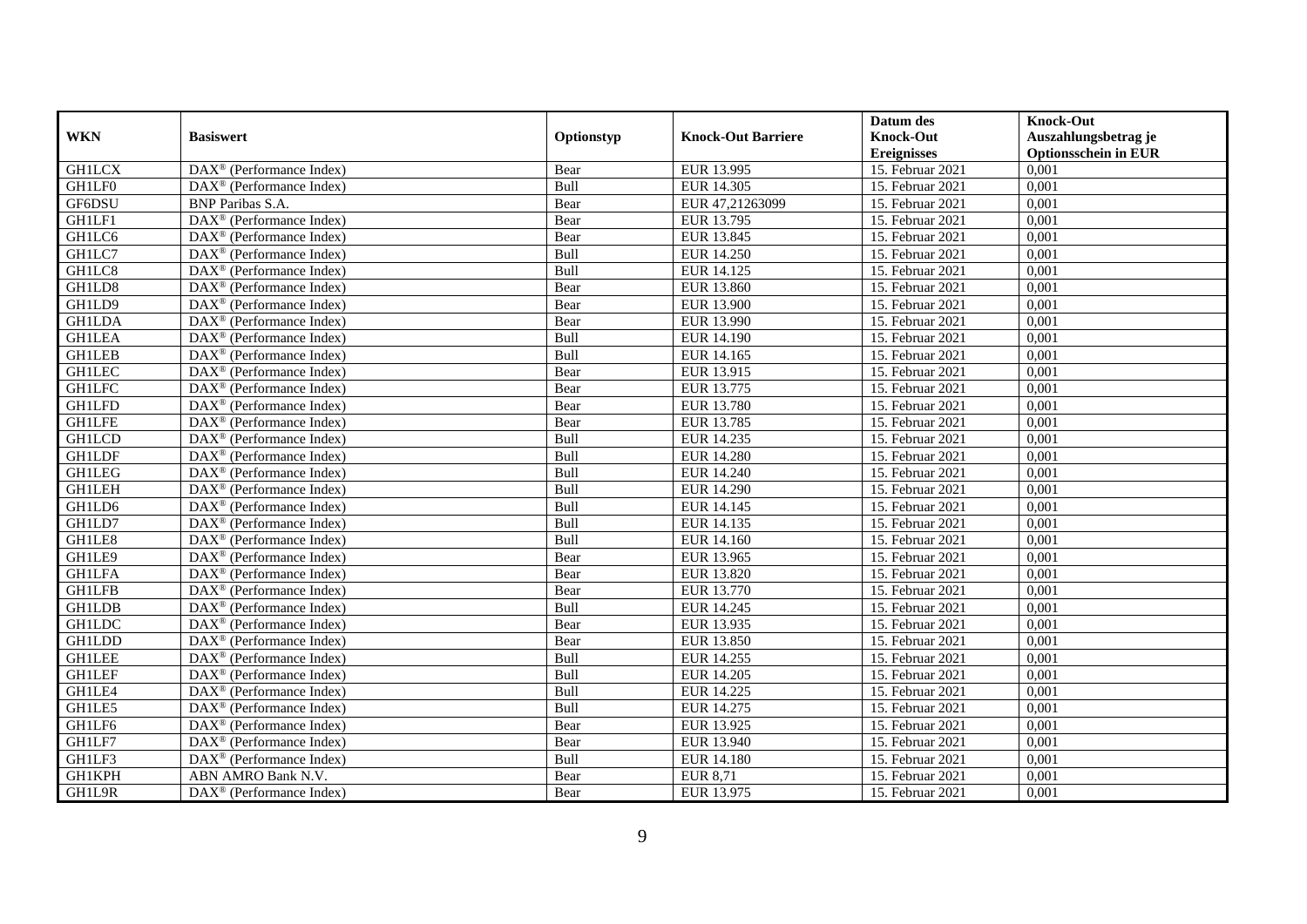| WKN | Basiswert | Optionstyp | Knock-Out Barriere | Datum des Knock-Out Ereignisses | Knock-Out Auszahlungsbetrag je Optionsschein in EUR |
|---|---|---|---|---|---|
| GH1LCX | DAX® (Performance Index) | Bear | EUR 13.995 | 15. Februar 2021 | 0,001 |
| GH1LF0 | DAX® (Performance Index) | Bull | EUR 14.305 | 15. Februar 2021 | 0,001 |
| GF6DSU | BNP Paribas S.A. | Bear | EUR 47,21263099 | 15. Februar 2021 | 0,001 |
| GH1LF1 | DAX® (Performance Index) | Bear | EUR 13.795 | 15. Februar 2021 | 0,001 |
| GH1LC6 | DAX® (Performance Index) | Bear | EUR 13.845 | 15. Februar 2021 | 0,001 |
| GH1LC7 | DAX® (Performance Index) | Bull | EUR 14.250 | 15. Februar 2021 | 0,001 |
| GH1LC8 | DAX® (Performance Index) | Bull | EUR 14.125 | 15. Februar 2021 | 0,001 |
| GH1LD8 | DAX® (Performance Index) | Bear | EUR 13.860 | 15. Februar 2021 | 0,001 |
| GH1LD9 | DAX® (Performance Index) | Bear | EUR 13.900 | 15. Februar 2021 | 0,001 |
| GH1LDA | DAX® (Performance Index) | Bear | EUR 13.990 | 15. Februar 2021 | 0,001 |
| GH1LEA | DAX® (Performance Index) | Bull | EUR 14.190 | 15. Februar 2021 | 0,001 |
| GH1LEB | DAX® (Performance Index) | Bull | EUR 14.165 | 15. Februar 2021 | 0,001 |
| GH1LEC | DAX® (Performance Index) | Bear | EUR 13.915 | 15. Februar 2021 | 0,001 |
| GH1LFC | DAX® (Performance Index) | Bear | EUR 13.775 | 15. Februar 2021 | 0,001 |
| GH1LFD | DAX® (Performance Index) | Bear | EUR 13.780 | 15. Februar 2021 | 0,001 |
| GH1LFE | DAX® (Performance Index) | Bear | EUR 13.785 | 15. Februar 2021 | 0,001 |
| GH1LCD | DAX® (Performance Index) | Bull | EUR 14.235 | 15. Februar 2021 | 0,001 |
| GH1LDF | DAX® (Performance Index) | Bull | EUR 14.280 | 15. Februar 2021 | 0,001 |
| GH1LEG | DAX® (Performance Index) | Bull | EUR 14.240 | 15. Februar 2021 | 0,001 |
| GH1LEH | DAX® (Performance Index) | Bull | EUR 14.290 | 15. Februar 2021 | 0,001 |
| GH1LD6 | DAX® (Performance Index) | Bull | EUR 14.145 | 15. Februar 2021 | 0,001 |
| GH1LD7 | DAX® (Performance Index) | Bull | EUR 14.135 | 15. Februar 2021 | 0,001 |
| GH1LE8 | DAX® (Performance Index) | Bull | EUR 14.160 | 15. Februar 2021 | 0,001 |
| GH1LE9 | DAX® (Performance Index) | Bear | EUR 13.965 | 15. Februar 2021 | 0,001 |
| GH1LFA | DAX® (Performance Index) | Bear | EUR 13.820 | 15. Februar 2021 | 0,001 |
| GH1LFB | DAX® (Performance Index) | Bear | EUR 13.770 | 15. Februar 2021 | 0,001 |
| GH1LDB | DAX® (Performance Index) | Bull | EUR 14.245 | 15. Februar 2021 | 0,001 |
| GH1LDC | DAX® (Performance Index) | Bear | EUR 13.935 | 15. Februar 2021 | 0,001 |
| GH1LDD | DAX® (Performance Index) | Bear | EUR 13.850 | 15. Februar 2021 | 0,001 |
| GH1LEE | DAX® (Performance Index) | Bull | EUR 14.255 | 15. Februar 2021 | 0,001 |
| GH1LEF | DAX® (Performance Index) | Bull | EUR 14.205 | 15. Februar 2021 | 0,001 |
| GH1LE4 | DAX® (Performance Index) | Bull | EUR 14.225 | 15. Februar 2021 | 0,001 |
| GH1LE5 | DAX® (Performance Index) | Bull | EUR 14.275 | 15. Februar 2021 | 0,001 |
| GH1LF6 | DAX® (Performance Index) | Bear | EUR 13.925 | 15. Februar 2021 | 0,001 |
| GH1LF7 | DAX® (Performance Index) | Bear | EUR 13.940 | 15. Februar 2021 | 0,001 |
| GH1LF3 | DAX® (Performance Index) | Bull | EUR 14.180 | 15. Februar 2021 | 0,001 |
| GH1KPH | ABN AMRO Bank N.V. | Bear | EUR 8,71 | 15. Februar 2021 | 0,001 |
| GH1L9R | DAX® (Performance Index) | Bear | EUR 13.975 | 15. Februar 2021 | 0,001 |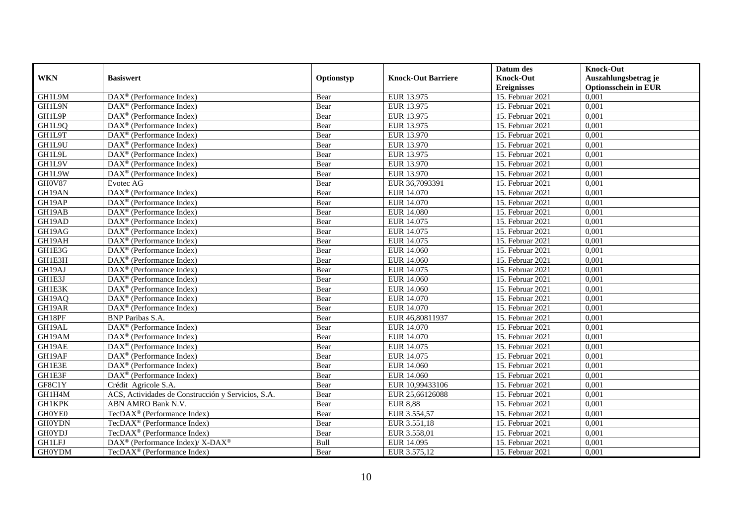| WKN | Basiswert | Optionstyp | Knock-Out Barriere | Datum des Knock-Out Ereignisses | Knock-Out Auszahlungsbetrag je Optionsschein in EUR |
|---|---|---|---|---|---|
| GH1L9M | DAX® (Performance Index) | Bear | EUR 13.975 | 15. Februar 2021 | 0,001 |
| GH1L9N | DAX® (Performance Index) | Bear | EUR 13.975 | 15. Februar 2021 | 0,001 |
| GH1L9P | DAX® (Performance Index) | Bear | EUR 13.975 | 15. Februar 2021 | 0,001 |
| GH1L9Q | DAX® (Performance Index) | Bear | EUR 13.975 | 15. Februar 2021 | 0,001 |
| GH1L9T | DAX® (Performance Index) | Bear | EUR 13.970 | 15. Februar 2021 | 0,001 |
| GH1L9U | DAX® (Performance Index) | Bear | EUR 13.970 | 15. Februar 2021 | 0,001 |
| GH1L9L | DAX® (Performance Index) | Bear | EUR 13.975 | 15. Februar 2021 | 0,001 |
| GH1L9V | DAX® (Performance Index) | Bear | EUR 13.970 | 15. Februar 2021 | 0,001 |
| GH1L9W | DAX® (Performance Index) | Bear | EUR 13.970 | 15. Februar 2021 | 0,001 |
| GH0V87 | Evotec AG | Bear | EUR 36,7093391 | 15. Februar 2021 | 0,001 |
| GH19AN | DAX® (Performance Index) | Bear | EUR 14.070 | 15. Februar 2021 | 0,001 |
| GH19AP | DAX® (Performance Index) | Bear | EUR 14.070 | 15. Februar 2021 | 0,001 |
| GH19AB | DAX® (Performance Index) | Bear | EUR 14.080 | 15. Februar 2021 | 0,001 |
| GH19AD | DAX® (Performance Index) | Bear | EUR 14.075 | 15. Februar 2021 | 0,001 |
| GH19AG | DAX® (Performance Index) | Bear | EUR 14.075 | 15. Februar 2021 | 0,001 |
| GH19AH | DAX® (Performance Index) | Bear | EUR 14.075 | 15. Februar 2021 | 0,001 |
| GH1E3G | DAX® (Performance Index) | Bear | EUR 14.060 | 15. Februar 2021 | 0,001 |
| GH1E3H | DAX® (Performance Index) | Bear | EUR 14.060 | 15. Februar 2021 | 0,001 |
| GH19AJ | DAX® (Performance Index) | Bear | EUR 14.075 | 15. Februar 2021 | 0,001 |
| GH1E3J | DAX® (Performance Index) | Bear | EUR 14.060 | 15. Februar 2021 | 0,001 |
| GH1E3K | DAX® (Performance Index) | Bear | EUR 14.060 | 15. Februar 2021 | 0,001 |
| GH19AQ | DAX® (Performance Index) | Bear | EUR 14.070 | 15. Februar 2021 | 0,001 |
| GH19AR | DAX® (Performance Index) | Bear | EUR 14.070 | 15. Februar 2021 | 0,001 |
| GH18PF | BNP Paribas S.A. | Bear | EUR 46,80811937 | 15. Februar 2021 | 0,001 |
| GH19AL | DAX® (Performance Index) | Bear | EUR 14.070 | 15. Februar 2021 | 0,001 |
| GH19AM | DAX® (Performance Index) | Bear | EUR 14.070 | 15. Februar 2021 | 0,001 |
| GH19AE | DAX® (Performance Index) | Bear | EUR 14.075 | 15. Februar 2021 | 0,001 |
| GH19AF | DAX® (Performance Index) | Bear | EUR 14.075 | 15. Februar 2021 | 0,001 |
| GH1E3E | DAX® (Performance Index) | Bear | EUR 14.060 | 15. Februar 2021 | 0,001 |
| GH1E3F | DAX® (Performance Index) | Bear | EUR 14.060 | 15. Februar 2021 | 0,001 |
| GF8C1Y | Crédit Agricole S.A. | Bear | EUR 10,99433106 | 15. Februar 2021 | 0,001 |
| GH1H4M | ACS, Actividades de Construcción y Servicios, S.A. | Bear | EUR 25,66126088 | 15. Februar 2021 | 0,001 |
| GH1KPK | ABN AMRO Bank N.V. | Bear | EUR 8,88 | 15. Februar 2021 | 0,001 |
| GH0YE0 | TecDAX® (Performance Index) | Bear | EUR 3.554,57 | 15. Februar 2021 | 0,001 |
| GH0YDN | TecDAX® (Performance Index) | Bear | EUR 3.551,18 | 15. Februar 2021 | 0,001 |
| GH0YDJ | TecDAX® (Performance Index) | Bear | EUR 3.558,01 | 15. Februar 2021 | 0,001 |
| GH1LFJ | DAX® (Performance Index)/ X-DAX® | Bull | EUR 14.095 | 15. Februar 2021 | 0,001 |
| GH0YDM | TecDAX® (Performance Index) | Bear | EUR 3.575,12 | 15. Februar 2021 | 0,001 |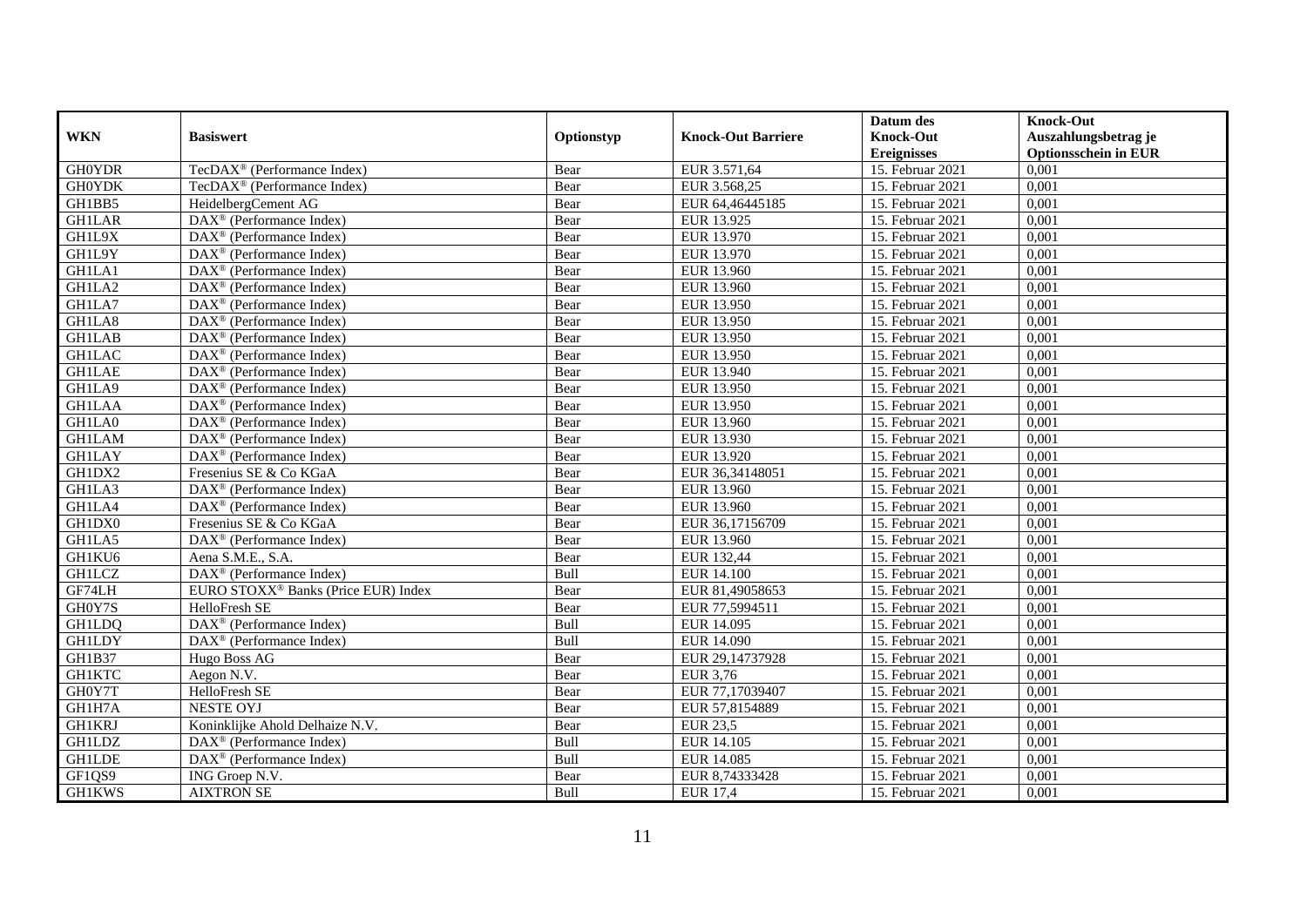| WKN | Basiswert | Optionstyp | Knock-Out Barriere | Datum des Knock-Out Ereignisses | Knock-Out Auszahlungsbetrag je Optionsschein in EUR |
|---|---|---|---|---|---|
| GH0YDR | TecDAX® (Performance Index) | Bear | EUR 3.571,64 | 15. Februar 2021 | 0,001 |
| GH0YDK | TecDAX® (Performance Index) | Bear | EUR 3.568,25 | 15. Februar 2021 | 0,001 |
| GH1BB5 | HeidelbergCement AG | Bear | EUR 64,46445185 | 15. Februar 2021 | 0,001 |
| GH1LAR | DAX® (Performance Index) | Bear | EUR 13.925 | 15. Februar 2021 | 0,001 |
| GH1L9X | DAX® (Performance Index) | Bear | EUR 13.970 | 15. Februar 2021 | 0,001 |
| GH1L9Y | DAX® (Performance Index) | Bear | EUR 13.970 | 15. Februar 2021 | 0,001 |
| GH1LA1 | DAX® (Performance Index) | Bear | EUR 13.960 | 15. Februar 2021 | 0,001 |
| GH1LA2 | DAX® (Performance Index) | Bear | EUR 13.960 | 15. Februar 2021 | 0,001 |
| GH1LA7 | DAX® (Performance Index) | Bear | EUR 13.950 | 15. Februar 2021 | 0,001 |
| GH1LA8 | DAX® (Performance Index) | Bear | EUR 13.950 | 15. Februar 2021 | 0,001 |
| GH1LAB | DAX® (Performance Index) | Bear | EUR 13.950 | 15. Februar 2021 | 0,001 |
| GH1LAC | DAX® (Performance Index) | Bear | EUR 13.950 | 15. Februar 2021 | 0,001 |
| GH1LAE | DAX® (Performance Index) | Bear | EUR 13.940 | 15. Februar 2021 | 0,001 |
| GH1LA9 | DAX® (Performance Index) | Bear | EUR 13.950 | 15. Februar 2021 | 0,001 |
| GH1LAA | DAX® (Performance Index) | Bear | EUR 13.950 | 15. Februar 2021 | 0,001 |
| GH1LA0 | DAX® (Performance Index) | Bear | EUR 13.960 | 15. Februar 2021 | 0,001 |
| GH1LAM | DAX® (Performance Index) | Bear | EUR 13.930 | 15. Februar 2021 | 0,001 |
| GH1LAY | DAX® (Performance Index) | Bear | EUR 13.920 | 15. Februar 2021 | 0,001 |
| GH1DX2 | Fresenius SE & Co KGaA | Bear | EUR 36,34148051 | 15. Februar 2021 | 0,001 |
| GH1LA3 | DAX® (Performance Index) | Bear | EUR 13.960 | 15. Februar 2021 | 0,001 |
| GH1LA4 | DAX® (Performance Index) | Bear | EUR 13.960 | 15. Februar 2021 | 0,001 |
| GH1DX0 | Fresenius SE & Co KGaA | Bear | EUR 36,17156709 | 15. Februar 2021 | 0,001 |
| GH1LA5 | DAX® (Performance Index) | Bear | EUR 13.960 | 15. Februar 2021 | 0,001 |
| GH1KU6 | Aena S.M.E., S.A. | Bear | EUR 132,44 | 15. Februar 2021 | 0,001 |
| GH1LCZ | DAX® (Performance Index) | Bull | EUR 14.100 | 15. Februar 2021 | 0,001 |
| GF74LH | EURO STOXX® Banks (Price EUR) Index | Bear | EUR 81,49058653 | 15. Februar 2021 | 0,001 |
| GH0Y7S | HelloFresh SE | Bear | EUR 77,5994511 | 15. Februar 2021 | 0,001 |
| GH1LDQ | DAX® (Performance Index) | Bull | EUR 14.095 | 15. Februar 2021 | 0,001 |
| GH1LDY | DAX® (Performance Index) | Bull | EUR 14.090 | 15. Februar 2021 | 0,001 |
| GH1B37 | Hugo Boss AG | Bear | EUR 29,14737928 | 15. Februar 2021 | 0,001 |
| GH1KTC | Aegon N.V. | Bear | EUR 3,76 | 15. Februar 2021 | 0,001 |
| GH0Y7T | HelloFresh SE | Bear | EUR 77,17039407 | 15. Februar 2021 | 0,001 |
| GH1H7A | NESTE OYJ | Bear | EUR 57,8154889 | 15. Februar 2021 | 0,001 |
| GH1KRJ | Koninklijke Ahold Delhaize N.V. | Bear | EUR 23,5 | 15. Februar 2021 | 0,001 |
| GH1LDZ | DAX® (Performance Index) | Bull | EUR 14.105 | 15. Februar 2021 | 0,001 |
| GH1LDE | DAX® (Performance Index) | Bull | EUR 14.085 | 15. Februar 2021 | 0,001 |
| GF1QS9 | ING Groep N.V. | Bear | EUR 8,74333428 | 15. Februar 2021 | 0,001 |
| GH1KWS | AIXTRON SE | Bull | EUR 17,4 | 15. Februar 2021 | 0,001 |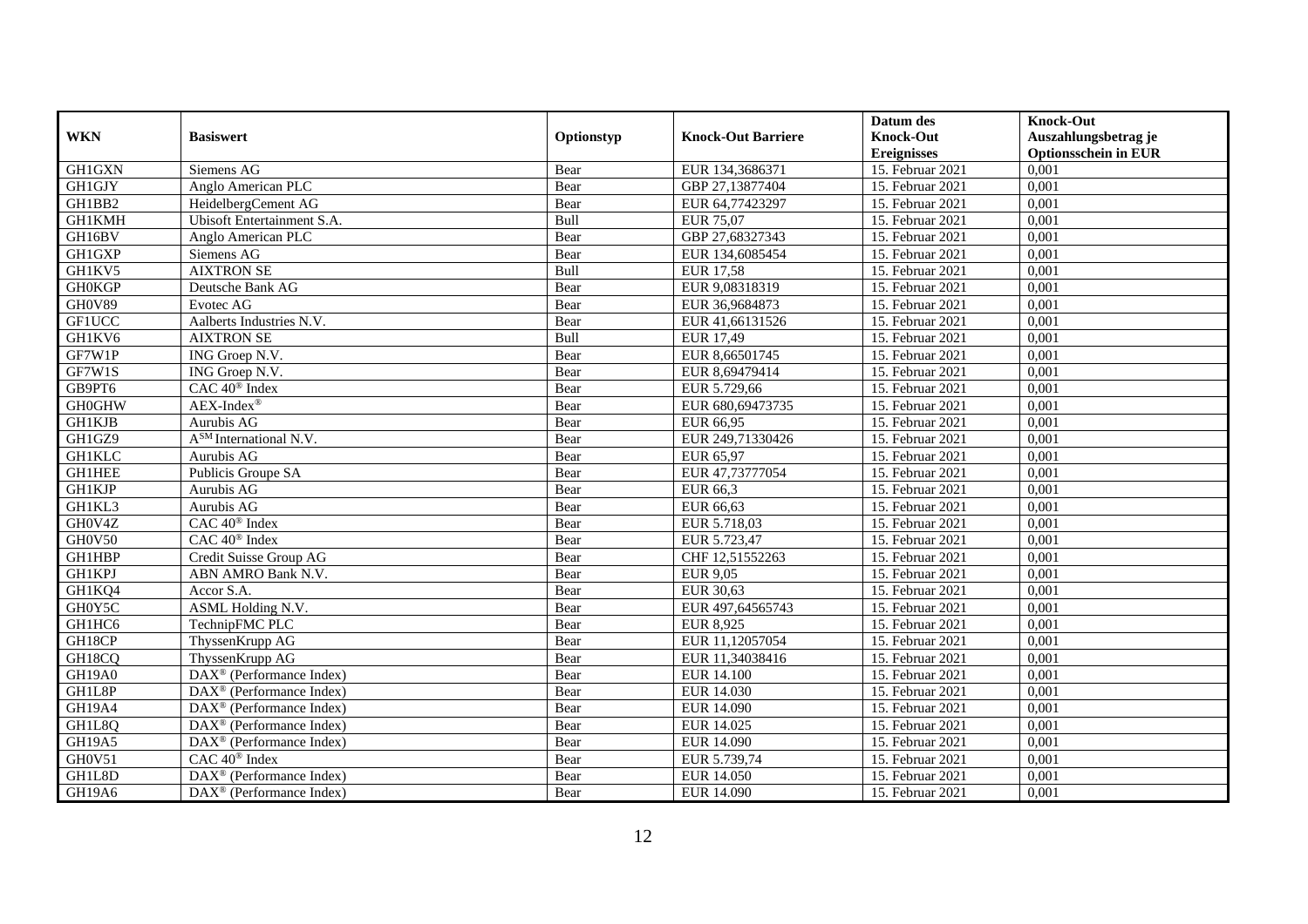| WKN | Basiswert | Optionstyp | Knock-Out Barriere | Datum des Knock-Out Ereignisses | Knock-Out Auszahlungsbetrag je Optionsschein in EUR |
|---|---|---|---|---|---|
| GH1GXN | Siemens AG | Bear | EUR 134,3686371 | 15. Februar 2021 | 0,001 |
| GH1GJY | Anglo American PLC | Bear | GBP 27,13877404 | 15. Februar 2021 | 0,001 |
| GH1BB2 | HeidelbergCement AG | Bear | EUR 64,77423297 | 15. Februar 2021 | 0,001 |
| GH1KMH | Ubisoft Entertainment S.A. | Bull | EUR 75,07 | 15. Februar 2021 | 0,001 |
| GH16BV | Anglo American PLC | Bear | GBP 27,68327343 | 15. Februar 2021 | 0,001 |
| GH1GXP | Siemens AG | Bear | EUR 134,6085454 | 15. Februar 2021 | 0,001 |
| GH1KV5 | AIXTRON SE | Bull | EUR 17,58 | 15. Februar 2021 | 0,001 |
| GH0KGP | Deutsche Bank AG | Bear | EUR 9,08318319 | 15. Februar 2021 | 0,001 |
| GH0V89 | Evotec AG | Bear | EUR 36,9684873 | 15. Februar 2021 | 0,001 |
| GF1UCC | Aalberts Industries N.V. | Bear | EUR 41,66131526 | 15. Februar 2021 | 0,001 |
| GH1KV6 | AIXTRON SE | Bull | EUR 17,49 | 15. Februar 2021 | 0,001 |
| GF7W1P | ING Groep N.V. | Bear | EUR 8,66501745 | 15. Februar 2021 | 0,001 |
| GF7W1S | ING Groep N.V. | Bear | EUR 8,69479414 | 15. Februar 2021 | 0,001 |
| GB9PT6 | CAC 40® Index | Bear | EUR 5.729,66 | 15. Februar 2021 | 0,001 |
| GH0GHW | AEX-Index® | Bear | EUR 680,69473735 | 15. Februar 2021 | 0,001 |
| GH1KJB | Aurubis AG | Bear | EUR 66,95 | 15. Februar 2021 | 0,001 |
| GH1GZ9 | A$^{SM}$ International N.V. | Bear | EUR 249,71330426 | 15. Februar 2021 | 0,001 |
| GH1KLC | Aurubis AG | Bear | EUR 65,97 | 15. Februar 2021 | 0,001 |
| GH1HEE | Publicis Groupe SA | Bear | EUR 47,73777054 | 15. Februar 2021 | 0,001 |
| GH1KJP | Aurubis AG | Bear | EUR 66,3 | 15. Februar 2021 | 0,001 |
| GH1KL3 | Aurubis AG | Bear | EUR 66,63 | 15. Februar 2021 | 0,001 |
| GH0V4Z | CAC 40® Index | Bear | EUR 5.718,03 | 15. Februar 2021 | 0,001 |
| GH0V50 | CAC 40® Index | Bear | EUR 5.723,47 | 15. Februar 2021 | 0,001 |
| GH1HBP | Credit Suisse Group AG | Bear | CHF 12,51552263 | 15. Februar 2021 | 0,001 |
| GH1KPJ | ABN AMRO Bank N.V. | Bear | EUR 9,05 | 15. Februar 2021 | 0,001 |
| GH1KQ4 | Accor S.A. | Bear | EUR 30,63 | 15. Februar 2021 | 0,001 |
| GH0Y5C | ASML Holding N.V. | Bear | EUR 497,64565743 | 15. Februar 2021 | 0,001 |
| GH1HC6 | TechnipFMC PLC | Bear | EUR 8,925 | 15. Februar 2021 | 0,001 |
| GH18CP | ThyssenKrupp AG | Bear | EUR 11,12057054 | 15. Februar 2021 | 0,001 |
| GH18CQ | ThyssenKrupp AG | Bear | EUR 11,34038416 | 15. Februar 2021 | 0,001 |
| GH19A0 | DAX® (Performance Index) | Bear | EUR 14.100 | 15. Februar 2021 | 0,001 |
| GH1L8P | DAX® (Performance Index) | Bear | EUR 14.030 | 15. Februar 2021 | 0,001 |
| GH19A4 | DAX® (Performance Index) | Bear | EUR 14.090 | 15. Februar 2021 | 0,001 |
| GH1L8Q | DAX® (Performance Index) | Bear | EUR 14.025 | 15. Februar 2021 | 0,001 |
| GH19A5 | DAX® (Performance Index) | Bear | EUR 14.090 | 15. Februar 2021 | 0,001 |
| GH0V51 | CAC 40® Index | Bear | EUR 5.739,74 | 15. Februar 2021 | 0,001 |
| GH1L8D | DAX® (Performance Index) | Bear | EUR 14.050 | 15. Februar 2021 | 0,001 |
| GH19A6 | DAX® (Performance Index) | Bear | EUR 14.090 | 15. Februar 2021 | 0,001 |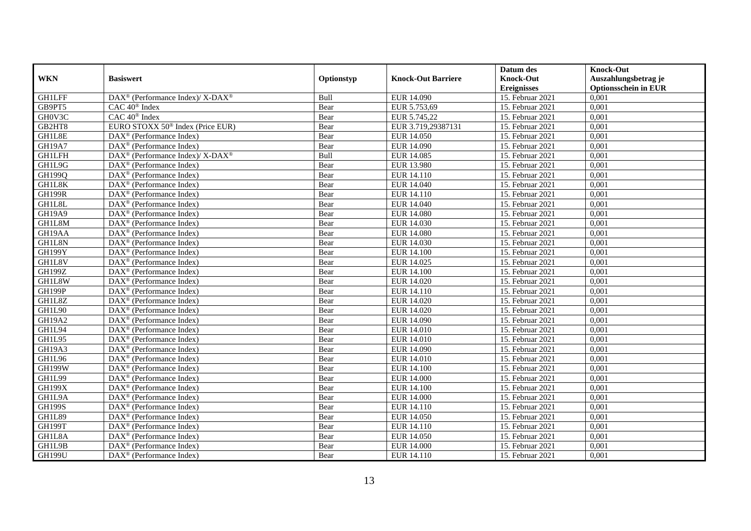| WKN | Basiswert | Optionstyp | Knock-Out Barriere | Datum des Knock-Out Ereignisses | Knock-Out Auszahlungsbetrag je Optionsschein in EUR |
|---|---|---|---|---|---|
| GH1LFF | DAX® (Performance Index)/ X-DAX® | Bull | EUR 14.090 | 15. Februar 2021 | 0,001 |
| GB9PT5 | CAC 40® Index | Bear | EUR 5.753,69 | 15. Februar 2021 | 0,001 |
| GH0V3C | CAC 40® Index | Bear | EUR 5.745,22 | 15. Februar 2021 | 0,001 |
| GB2HT8 | EURO STOXX 50® Index (Price EUR) | Bear | EUR 3.719,29387131 | 15. Februar 2021 | 0,001 |
| GH1L8E | DAX® (Performance Index) | Bear | EUR 14.050 | 15. Februar 2021 | 0,001 |
| GH19A7 | DAX® (Performance Index) | Bear | EUR 14.090 | 15. Februar 2021 | 0,001 |
| GH1LFH | DAX® (Performance Index)/ X-DAX® | Bull | EUR 14.085 | 15. Februar 2021 | 0,001 |
| GH1L9G | DAX® (Performance Index) | Bear | EUR 13.980 | 15. Februar 2021 | 0,001 |
| GH199Q | DAX® (Performance Index) | Bear | EUR 14.110 | 15. Februar 2021 | 0,001 |
| GH1L8K | DAX® (Performance Index) | Bear | EUR 14.040 | 15. Februar 2021 | 0,001 |
| GH199R | DAX® (Performance Index) | Bear | EUR 14.110 | 15. Februar 2021 | 0,001 |
| GH1L8L | DAX® (Performance Index) | Bear | EUR 14.040 | 15. Februar 2021 | 0,001 |
| GH19A9 | DAX® (Performance Index) | Bear | EUR 14.080 | 15. Februar 2021 | 0,001 |
| GH1L8M | DAX® (Performance Index) | Bear | EUR 14.030 | 15. Februar 2021 | 0,001 |
| GH19AA | DAX® (Performance Index) | Bear | EUR 14.080 | 15. Februar 2021 | 0,001 |
| GH1L8N | DAX® (Performance Index) | Bear | EUR 14.030 | 15. Februar 2021 | 0,001 |
| GH199Y | DAX® (Performance Index) | Bear | EUR 14.100 | 15. Februar 2021 | 0,001 |
| GH1L8V | DAX® (Performance Index) | Bear | EUR 14.025 | 15. Februar 2021 | 0,001 |
| GH199Z | DAX® (Performance Index) | Bear | EUR 14.100 | 15. Februar 2021 | 0,001 |
| GH1L8W | DAX® (Performance Index) | Bear | EUR 14.020 | 15. Februar 2021 | 0,001 |
| GH199P | DAX® (Performance Index) | Bear | EUR 14.110 | 15. Februar 2021 | 0,001 |
| GH1L8Z | DAX® (Performance Index) | Bear | EUR 14.020 | 15. Februar 2021 | 0,001 |
| GH1L90 | DAX® (Performance Index) | Bear | EUR 14.020 | 15. Februar 2021 | 0,001 |
| GH19A2 | DAX® (Performance Index) | Bear | EUR 14.090 | 15. Februar 2021 | 0,001 |
| GH1L94 | DAX® (Performance Index) | Bear | EUR 14.010 | 15. Februar 2021 | 0,001 |
| GH1L95 | DAX® (Performance Index) | Bear | EUR 14.010 | 15. Februar 2021 | 0,001 |
| GH19A3 | DAX® (Performance Index) | Bear | EUR 14.090 | 15. Februar 2021 | 0,001 |
| GH1L96 | DAX® (Performance Index) | Bear | EUR 14.010 | 15. Februar 2021 | 0,001 |
| GH199W | DAX® (Performance Index) | Bear | EUR 14.100 | 15. Februar 2021 | 0,001 |
| GH1L99 | DAX® (Performance Index) | Bear | EUR 14.000 | 15. Februar 2021 | 0,001 |
| GH199X | DAX® (Performance Index) | Bear | EUR 14.100 | 15. Februar 2021 | 0,001 |
| GH1L9A | DAX® (Performance Index) | Bear | EUR 14.000 | 15. Februar 2021 | 0,001 |
| GH199S | DAX® (Performance Index) | Bear | EUR 14.110 | 15. Februar 2021 | 0,001 |
| GH1L89 | DAX® (Performance Index) | Bear | EUR 14.050 | 15. Februar 2021 | 0,001 |
| GH199T | DAX® (Performance Index) | Bear | EUR 14.110 | 15. Februar 2021 | 0,001 |
| GH1L8A | DAX® (Performance Index) | Bear | EUR 14.050 | 15. Februar 2021 | 0,001 |
| GH1L9B | DAX® (Performance Index) | Bear | EUR 14.000 | 15. Februar 2021 | 0,001 |
| GH199U | DAX® (Performance Index) | Bear | EUR 14.110 | 15. Februar 2021 | 0,001 |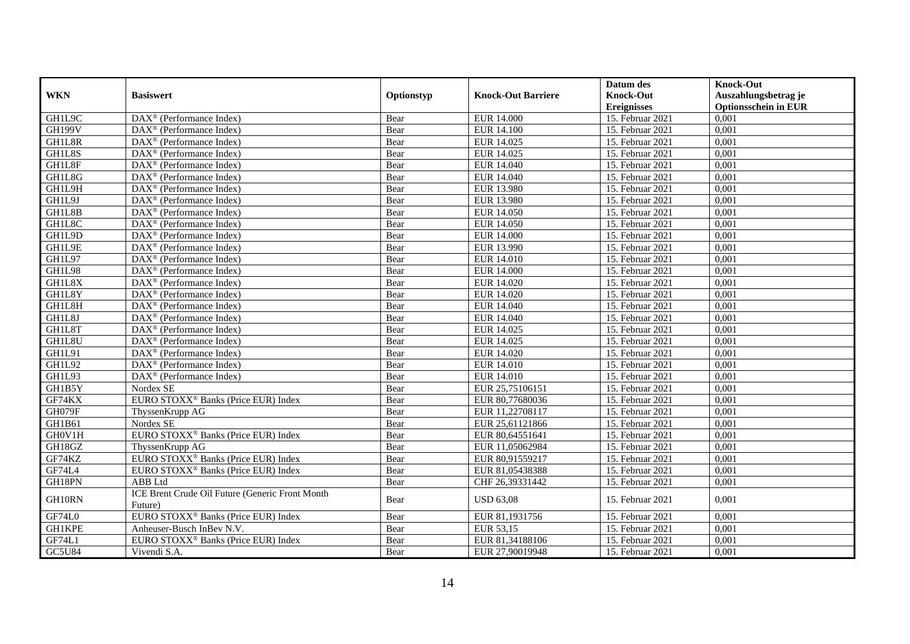| WKN | Basiswert | Optionstyp | Knock-Out Barriere | Datum des Knock-Out Ereignisses | Knock-Out Auszahlungsbetrag je Optionsschein in EUR |
|---|---|---|---|---|---|
| GH1L9C | DAX® (Performance Index) | Bear | EUR 14.000 | 15. Februar 2021 | 0,001 |
| GH199V | DAX® (Performance Index) | Bear | EUR 14.100 | 15. Februar 2021 | 0,001 |
| GH1L8R | DAX® (Performance Index) | Bear | EUR 14.025 | 15. Februar 2021 | 0,001 |
| GH1L8S | DAX® (Performance Index) | Bear | EUR 14.025 | 15. Februar 2021 | 0,001 |
| GH1L8F | DAX® (Performance Index) | Bear | EUR 14.040 | 15. Februar 2021 | 0,001 |
| GH1L8G | DAX® (Performance Index) | Bear | EUR 14.040 | 15. Februar 2021 | 0,001 |
| GH1L9H | DAX® (Performance Index) | Bear | EUR 13.980 | 15. Februar 2021 | 0,001 |
| GH1L9J | DAX® (Performance Index) | Bear | EUR 13.980 | 15. Februar 2021 | 0,001 |
| GH1L8B | DAX® (Performance Index) | Bear | EUR 14.050 | 15. Februar 2021 | 0,001 |
| GH1L8C | DAX® (Performance Index) | Bear | EUR 14.050 | 15. Februar 2021 | 0,001 |
| GH1L9D | DAX® (Performance Index) | Bear | EUR 14.000 | 15. Februar 2021 | 0,001 |
| GH1L9E | DAX® (Performance Index) | Bear | EUR 13.990 | 15. Februar 2021 | 0,001 |
| GH1L97 | DAX® (Performance Index) | Bear | EUR 14.010 | 15. Februar 2021 | 0,001 |
| GH1L98 | DAX® (Performance Index) | Bear | EUR 14.000 | 15. Februar 2021 | 0,001 |
| GH1L8X | DAX® (Performance Index) | Bear | EUR 14.020 | 15. Februar 2021 | 0,001 |
| GH1L8Y | DAX® (Performance Index) | Bear | EUR 14.020 | 15. Februar 2021 | 0,001 |
| GH1L8H | DAX® (Performance Index) | Bear | EUR 14.040 | 15. Februar 2021 | 0,001 |
| GH1L8J | DAX® (Performance Index) | Bear | EUR 14.040 | 15. Februar 2021 | 0,001 |
| GH1L8T | DAX® (Performance Index) | Bear | EUR 14.025 | 15. Februar 2021 | 0,001 |
| GH1L8U | DAX® (Performance Index) | Bear | EUR 14.025 | 15. Februar 2021 | 0,001 |
| GH1L91 | DAX® (Performance Index) | Bear | EUR 14.020 | 15. Februar 2021 | 0,001 |
| GH1L92 | DAX® (Performance Index) | Bear | EUR 14.010 | 15. Februar 2021 | 0,001 |
| GH1L93 | DAX® (Performance Index) | Bear | EUR 14.010 | 15. Februar 2021 | 0,001 |
| GH1B5Y | Nordex SE | Bear | EUR 25,75106151 | 15. Februar 2021 | 0,001 |
| GF74KX | EURO STOXX® Banks (Price EUR) Index | Bear | EUR 80,77680036 | 15. Februar 2021 | 0,001 |
| GH079F | ThyssenKrupp AG | Bear | EUR 11,22708117 | 15. Februar 2021 | 0,001 |
| GH1B61 | Nordex SE | Bear | EUR 25,61121866 | 15. Februar 2021 | 0,001 |
| GH0V1H | EURO STOXX® Banks (Price EUR) Index | Bear | EUR 80,64551641 | 15. Februar 2021 | 0,001 |
| GH18GZ | ThyssenKrupp AG | Bear | EUR 11,05062984 | 15. Februar 2021 | 0,001 |
| GF74KZ | EURO STOXX® Banks (Price EUR) Index | Bear | EUR 80,91559217 | 15. Februar 2021 | 0,001 |
| GF74L4 | EURO STOXX® Banks (Price EUR) Index | Bear | EUR 81,05438388 | 15. Februar 2021 | 0,001 |
| GH18PN | ABB Ltd | Bear | CHF 26,39331442 | 15. Februar 2021 | 0,001 |
| GH10RN | ICE Brent Crude Oil Future (Generic Front Month Future) | Bear | USD 63,08 | 15. Februar 2021 | 0,001 |
| GF74L0 | EURO STOXX® Banks (Price EUR) Index | Bear | EUR 81,1931756 | 15. Februar 2021 | 0,001 |
| GH1KPE | Anheuser-Busch InBev N.V. | Bear | EUR 53,15 | 15. Februar 2021 | 0,001 |
| GF74L1 | EURO STOXX® Banks (Price EUR) Index | Bear | EUR 81,34188106 | 15. Februar 2021 | 0,001 |
| GC5U84 | Vivendi S.A. | Bear | EUR 27,90019948 | 15. Februar 2021 | 0,001 |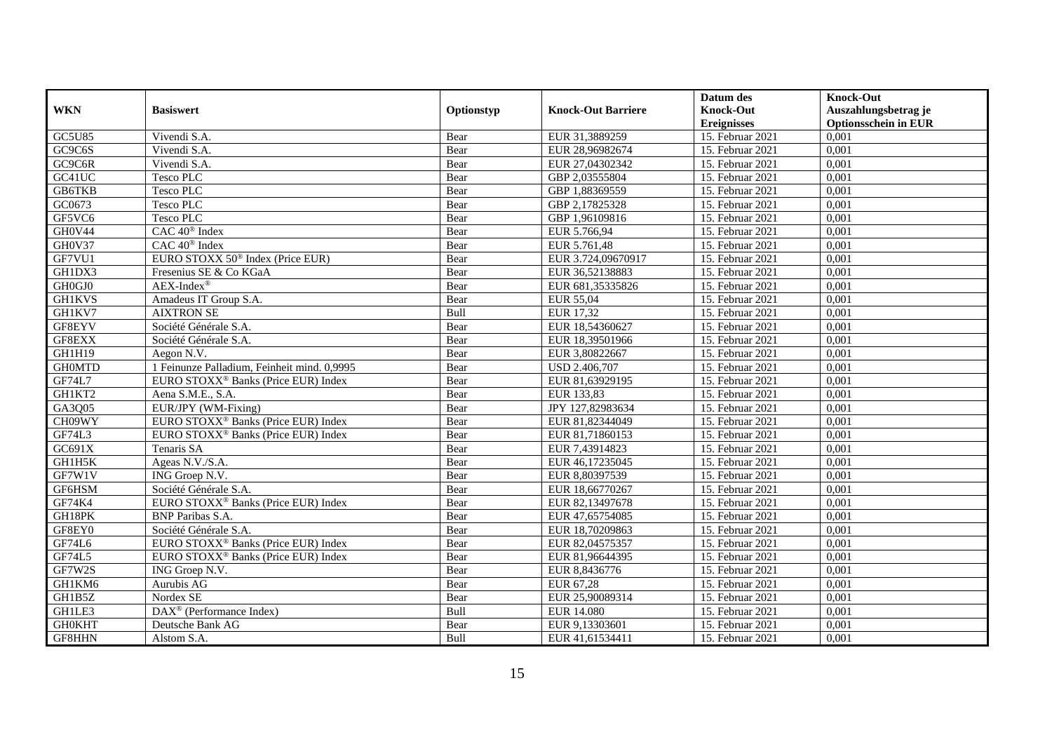| WKN | Basiswert | Optionstyp | Knock-Out Barriere | Datum des Knock-Out Ereignisses | Knock-Out Auszahlungsbetrag je Optionsschein in EUR |
|---|---|---|---|---|---|
| GC5U85 | Vivendi S.A. | Bear | EUR 31,3889259 | 15. Februar 2021 | 0,001 |
| GC9C6S | Vivendi S.A. | Bear | EUR 28,96982674 | 15. Februar 2021 | 0,001 |
| GC9C6R | Vivendi S.A. | Bear | EUR 27,04302342 | 15. Februar 2021 | 0,001 |
| GC41UC | Tesco PLC | Bear | GBP 2,03555804 | 15. Februar 2021 | 0,001 |
| GB6TKB | Tesco PLC | Bear | GBP 1,88369559 | 15. Februar 2021 | 0,001 |
| GC0673 | Tesco PLC | Bear | GBP 2,17825328 | 15. Februar 2021 | 0,001 |
| GF5VC6 | Tesco PLC | Bear | GBP 1,96109816 | 15. Februar 2021 | 0,001 |
| GH0V44 | CAC 40® Index | Bear | EUR 5.766,94 | 15. Februar 2021 | 0,001 |
| GH0V37 | CAC 40® Index | Bear | EUR 5.761,48 | 15. Februar 2021 | 0,001 |
| GF7VU1 | EURO STOXX 50® Index (Price EUR) | Bear | EUR 3.724,09670917 | 15. Februar 2021 | 0,001 |
| GH1DX3 | Fresenius SE & Co KGaA | Bear | EUR 36,52138883 | 15. Februar 2021 | 0,001 |
| GH0GJ0 | AEX-Index® | Bear | EUR 681,35335826 | 15. Februar 2021 | 0,001 |
| GH1KVS | Amadeus IT Group S.A. | Bear | EUR 55,04 | 15. Februar 2021 | 0,001 |
| GH1KV7 | AIXTRON SE | Bull | EUR 17,32 | 15. Februar 2021 | 0,001 |
| GF8EYV | Société Générale S.A. | Bear | EUR 18,54360627 | 15. Februar 2021 | 0,001 |
| GF8EXX | Société Générale S.A. | Bear | EUR 18,39501966 | 15. Februar 2021 | 0,001 |
| GH1H19 | Aegon N.V. | Bear | EUR 3,80822667 | 15. Februar 2021 | 0,001 |
| GH0MTD | 1 Feinunze Palladium, Feinheit mind. 0,9995 | Bear | USD 2.406,707 | 15. Februar 2021 | 0,001 |
| GF74L7 | EURO STOXX® Banks (Price EUR) Index | Bear | EUR 81,63929195 | 15. Februar 2021 | 0,001 |
| GH1KT2 | Aena S.M.E., S.A. | Bear | EUR 133,83 | 15. Februar 2021 | 0,001 |
| GA3Q05 | EUR/JPY (WM-Fixing) | Bear | JPY 127,82983634 | 15. Februar 2021 | 0,001 |
| CH09WY | EURO STOXX® Banks (Price EUR) Index | Bear | EUR 81,82344049 | 15. Februar 2021 | 0,001 |
| GF74L3 | EURO STOXX® Banks (Price EUR) Index | Bear | EUR 81,71860153 | 15. Februar 2021 | 0,001 |
| GC691X | Tenaris SA | Bear | EUR 7,43914823 | 15. Februar 2021 | 0,001 |
| GH1H5K | Ageas N.V./S.A. | Bear | EUR 46,17235045 | 15. Februar 2021 | 0,001 |
| GF7W1V | ING Groep N.V. | Bear | EUR 8,80397539 | 15. Februar 2021 | 0,001 |
| GF6HSM | Société Générale S.A. | Bear | EUR 18,66770267 | 15. Februar 2021 | 0,001 |
| GF74K4 | EURO STOXX® Banks (Price EUR) Index | Bear | EUR 82,13497678 | 15. Februar 2021 | 0,001 |
| GH18PK | BNP Paribas S.A. | Bear | EUR 47,65754085 | 15. Februar 2021 | 0,001 |
| GF8EY0 | Société Générale S.A. | Bear | EUR 18,70209863 | 15. Februar 2021 | 0,001 |
| GF74L6 | EURO STOXX® Banks (Price EUR) Index | Bear | EUR 82,04575357 | 15. Februar 2021 | 0,001 |
| GF74L5 | EURO STOXX® Banks (Price EUR) Index | Bear | EUR 81,96644395 | 15. Februar 2021 | 0,001 |
| GF7W2S | ING Groep N.V. | Bear | EUR 8,8436776 | 15. Februar 2021 | 0,001 |
| GH1KM6 | Aurubis AG | Bear | EUR 67,28 | 15. Februar 2021 | 0,001 |
| GH1B5Z | Nordex SE | Bear | EUR 25,90089314 | 15. Februar 2021 | 0,001 |
| GH1LE3 | DAX® (Performance Index) | Bull | EUR 14.080 | 15. Februar 2021 | 0,001 |
| GH0KHT | Deutsche Bank AG | Bear | EUR 9,13303601 | 15. Februar 2021 | 0,001 |
| GF8HHN | Alstom S.A. | Bull | EUR 41,61534411 | 15. Februar 2021 | 0,001 |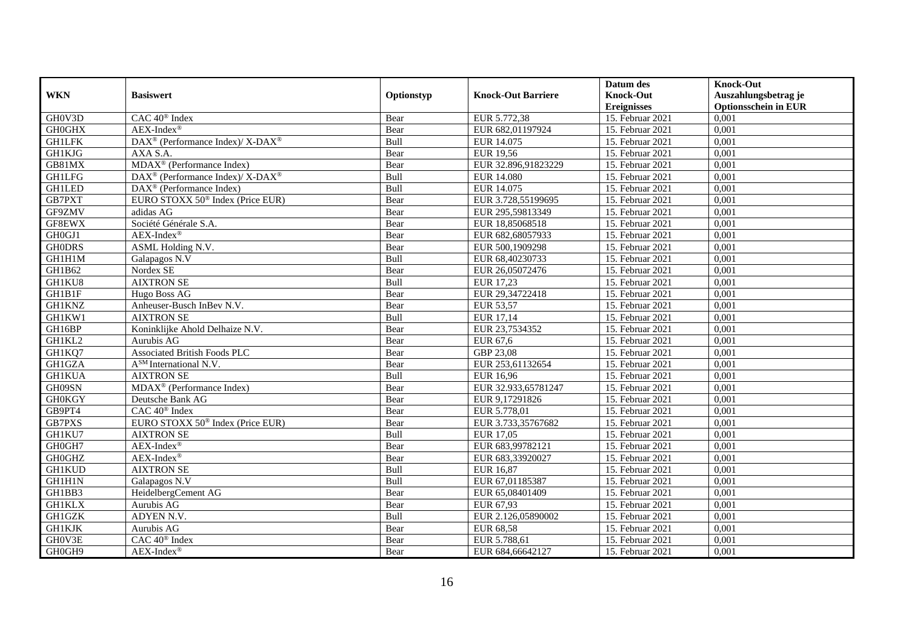| WKN | Basiswert | Optionstyp | Knock-Out Barriere | Datum des Knock-Out Ereignisses | Knock-Out Auszahlungsbetrag je Optionsschein in EUR |
|---|---|---|---|---|---|
| GH0V3D | CAC 40® Index | Bear | EUR 5.772,38 | 15. Februar 2021 | 0,001 |
| GH0GHX | AEX-Index® | Bear | EUR 682,01197924 | 15. Februar 2021 | 0,001 |
| GH1LFK | DAX® (Performance Index)/ X-DAX® | Bull | EUR 14.075 | 15. Februar 2021 | 0,001 |
| GH1KJG | AXA S.A. | Bear | EUR 19,56 | 15. Februar 2021 | 0,001 |
| GB81MX | MDAX® (Performance Index) | Bear | EUR 32.896,91823229 | 15. Februar 2021 | 0,001 |
| GH1LFG | DAX® (Performance Index)/ X-DAX® | Bull | EUR 14.080 | 15. Februar 2021 | 0,001 |
| GH1LED | DAX® (Performance Index) | Bull | EUR 14.075 | 15. Februar 2021 | 0,001 |
| GB7PXT | EURO STOXX 50® Index (Price EUR) | Bear | EUR 3.728,55199695 | 15. Februar 2021 | 0,001 |
| GF9ZMV | adidas AG | Bear | EUR 295,59813349 | 15. Februar 2021 | 0,001 |
| GF8EWX | Société Générale S.A. | Bear | EUR 18,85068518 | 15. Februar 2021 | 0,001 |
| GH0GJ1 | AEX-Index® | Bear | EUR 682,68057933 | 15. Februar 2021 | 0,001 |
| GH0DRS | ASML Holding N.V. | Bear | EUR 500,1909298 | 15. Februar 2021 | 0,001 |
| GH1H1M | Galapagos N.V | Bull | EUR 68,40230733 | 15. Februar 2021 | 0,001 |
| GH1B62 | Nordex SE | Bear | EUR 26,05072476 | 15. Februar 2021 | 0,001 |
| GH1KU8 | AIXTRON SE | Bull | EUR 17,23 | 15. Februar 2021 | 0,001 |
| GH1B1F | Hugo Boss AG | Bear | EUR 29,34722418 | 15. Februar 2021 | 0,001 |
| GH1KNZ | Anheuser-Busch InBev N.V. | Bear | EUR 53,57 | 15. Februar 2021 | 0,001 |
| GH1KW1 | AIXTRON SE | Bull | EUR 17,14 | 15. Februar 2021 | 0,001 |
| GH16BP | Koninklijke Ahold Delhaize N.V. | Bear | EUR 23,7534352 | 15. Februar 2021 | 0,001 |
| GH1KL2 | Aurubis AG | Bear | EUR 67,6 | 15. Februar 2021 | 0,001 |
| GH1KQ7 | Associated British Foods PLC | Bear | GBP 23,08 | 15. Februar 2021 | 0,001 |
| GH1GZA | A<sup>SM</sup> International N.V. | Bear | EUR 253,61132654 | 15. Februar 2021 | 0,001 |
| GH1KUA | AIXTRON SE | Bull | EUR 16,96 | 15. Februar 2021 | 0,001 |
| GH09SN | MDAX® (Performance Index) | Bear | EUR 32.933,65781247 | 15. Februar 2021 | 0,001 |
| GH0KGY | Deutsche Bank AG | Bear | EUR 9,17291826 | 15. Februar 2021 | 0,001 |
| GB9PT4 | CAC 40® Index | Bear | EUR 5.778,01 | 15. Februar 2021 | 0,001 |
| GB7PXS | EURO STOXX 50® Index (Price EUR) | Bear | EUR 3.733,35767682 | 15. Februar 2021 | 0,001 |
| GH1KU7 | AIXTRON SE | Bull | EUR 17,05 | 15. Februar 2021 | 0,001 |
| GH0GH7 | AEX-Index® | Bear | EUR 683,99782121 | 15. Februar 2021 | 0,001 |
| GH0GHZ | AEX-Index® | Bear | EUR 683,33920027 | 15. Februar 2021 | 0,001 |
| GH1KUD | AIXTRON SE | Bull | EUR 16,87 | 15. Februar 2021 | 0,001 |
| GH1H1N | Galapagos N.V | Bull | EUR 67,01185387 | 15. Februar 2021 | 0,001 |
| GH1BB3 | HeidelbergCement AG | Bear | EUR 65,08401409 | 15. Februar 2021 | 0,001 |
| GH1KLX | Aurubis AG | Bear | EUR 67,93 | 15. Februar 2021 | 0,001 |
| GH1GZK | ADYEN N.V. | Bull | EUR 2.126,05890002 | 15. Februar 2021 | 0,001 |
| GH1KJK | Aurubis AG | Bear | EUR 68,58 | 15. Februar 2021 | 0,001 |
| GH0V3E | CAC 40® Index | Bear | EUR 5.788,61 | 15. Februar 2021 | 0,001 |
| GH0GH9 | AEX-Index® | Bear | EUR 684,66642127 | 15. Februar 2021 | 0,001 |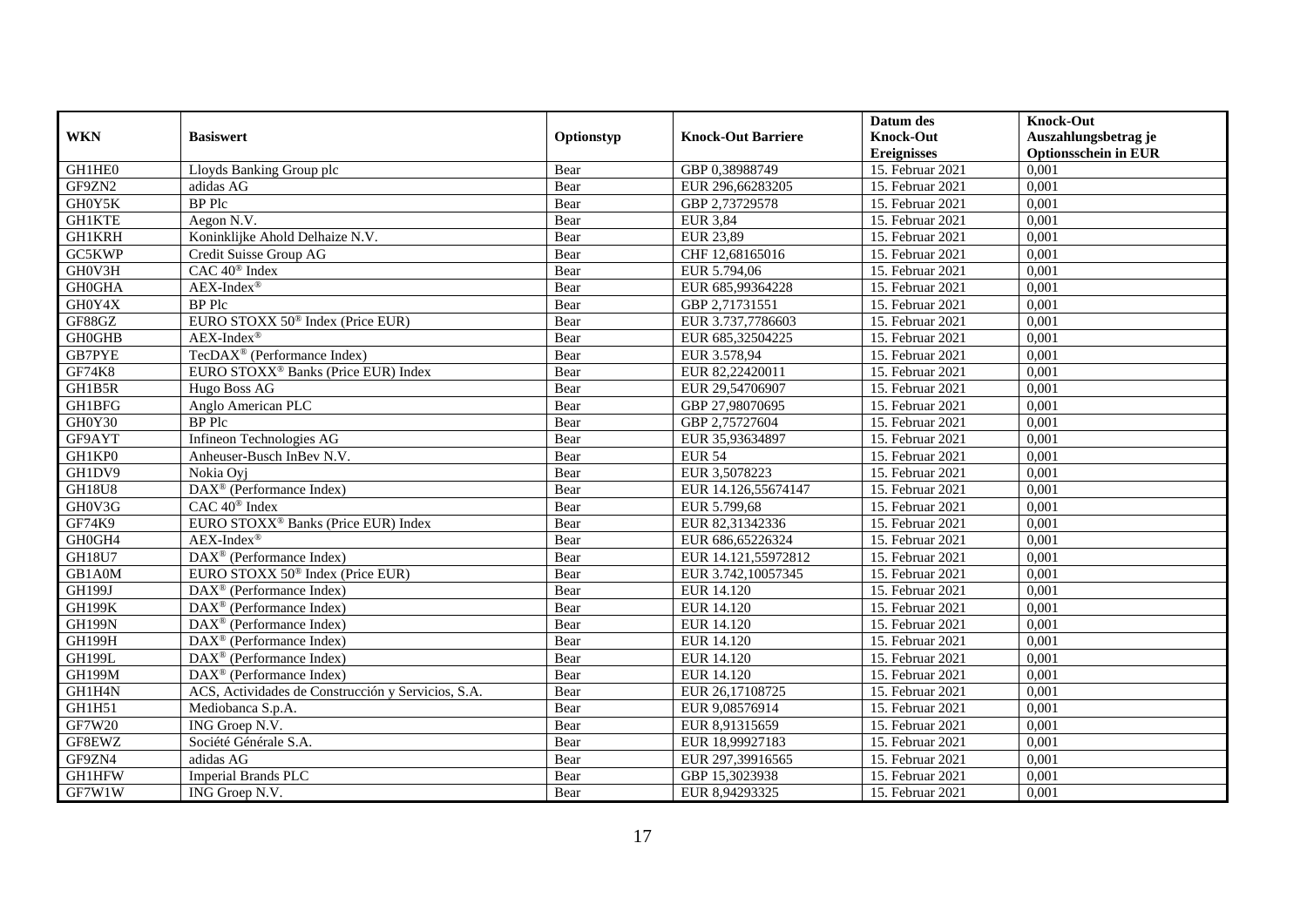| WKN | Basiswert | Optionstyp | Knock-Out Barriere | Datum des Knock-Out Ereignisses | Knock-Out Auszahlungsbetrag je Optionsschein in EUR |
|---|---|---|---|---|---|
| GH1HE0 | Lloyds Banking Group plc | Bear | GBP 0,38988749 | 15. Februar 2021 | 0,001 |
| GF9ZN2 | adidas AG | Bear | EUR 296,66283205 | 15. Februar 2021 | 0,001 |
| GH0Y5K | BP Plc | Bear | GBP 2,73729578 | 15. Februar 2021 | 0,001 |
| GH1KTE | Aegon N.V. | Bear | EUR 3,84 | 15. Februar 2021 | 0,001 |
| GH1KRH | Koninklijke Ahold Delhaize N.V. | Bear | EUR 23,89 | 15. Februar 2021 | 0,001 |
| GC5KWP | Credit Suisse Group AG | Bear | CHF 12,68165016 | 15. Februar 2021 | 0,001 |
| GH0V3H | CAC 40® Index | Bear | EUR 5.794,06 | 15. Februar 2021 | 0,001 |
| GH0GHA | AEX-Index® | Bear | EUR 685,99364228 | 15. Februar 2021 | 0,001 |
| GH0Y4X | BP Plc | Bear | GBP 2,71731551 | 15. Februar 2021 | 0,001 |
| GF88GZ | EURO STOXX 50® Index (Price EUR) | Bear | EUR 3.737,7786603 | 15. Februar 2021 | 0,001 |
| GH0GHB | AEX-Index® | Bear | EUR 685,32504225 | 15. Februar 2021 | 0,001 |
| GB7PYE | TecDAX® (Performance Index) | Bear | EUR 3.578,94 | 15. Februar 2021 | 0,001 |
| GF74K8 | EURO STOXX® Banks (Price EUR) Index | Bear | EUR 82,22420011 | 15. Februar 2021 | 0,001 |
| GH1B5R | Hugo Boss AG | Bear | EUR 29,54706907 | 15. Februar 2021 | 0,001 |
| GH1BFG | Anglo American PLC | Bear | GBP 27,98070695 | 15. Februar 2021 | 0,001 |
| GH0Y30 | BP Plc | Bear | GBP 2,75727604 | 15. Februar 2021 | 0,001 |
| GF9AYT | Infineon Technologies AG | Bear | EUR 35,93634897 | 15. Februar 2021 | 0,001 |
| GH1KP0 | Anheuser-Busch InBev N.V. | Bear | EUR 54 | 15. Februar 2021 | 0,001 |
| GH1DV9 | Nokia Oyj | Bear | EUR 3,5078223 | 15. Februar 2021 | 0,001 |
| GH18U8 | DAX® (Performance Index) | Bear | EUR 14.126,55674147 | 15. Februar 2021 | 0,001 |
| GH0V3G | CAC 40® Index | Bear | EUR 5.799,68 | 15. Februar 2021 | 0,001 |
| GF74K9 | EURO STOXX® Banks (Price EUR) Index | Bear | EUR 82,31342336 | 15. Februar 2021 | 0,001 |
| GH0GH4 | AEX-Index® | Bear | EUR 686,65226324 | 15. Februar 2021 | 0,001 |
| GH18U7 | DAX® (Performance Index) | Bear | EUR 14.121,55972812 | 15. Februar 2021 | 0,001 |
| GB1A0M | EURO STOXX 50® Index (Price EUR) | Bear | EUR 3.742,10057345 | 15. Februar 2021 | 0,001 |
| GH199J | DAX® (Performance Index) | Bear | EUR 14.120 | 15. Februar 2021 | 0,001 |
| GH199K | DAX® (Performance Index) | Bear | EUR 14.120 | 15. Februar 2021 | 0,001 |
| GH199N | DAX® (Performance Index) | Bear | EUR 14.120 | 15. Februar 2021 | 0,001 |
| GH199H | DAX® (Performance Index) | Bear | EUR 14.120 | 15. Februar 2021 | 0,001 |
| GH199L | DAX® (Performance Index) | Bear | EUR 14.120 | 15. Februar 2021 | 0,001 |
| GH199M | DAX® (Performance Index) | Bear | EUR 14.120 | 15. Februar 2021 | 0,001 |
| GH1H4N | ACS, Actividades de Construcción y Servicios, S.A. | Bear | EUR 26,17108725 | 15. Februar 2021 | 0,001 |
| GH1H51 | Mediobanca S.p.A. | Bear | EUR 9,08576914 | 15. Februar 2021 | 0,001 |
| GF7W20 | ING Groep N.V. | Bear | EUR 8,91315659 | 15. Februar 2021 | 0,001 |
| GF8EWZ | Société Générale S.A. | Bear | EUR 18,99927183 | 15. Februar 2021 | 0,001 |
| GF9ZN4 | adidas AG | Bear | EUR 297,39916565 | 15. Februar 2021 | 0,001 |
| GH1HFW | Imperial Brands PLC | Bear | GBP 15,3023938 | 15. Februar 2021 | 0,001 |
| GF7W1W | ING Groep N.V. | Bear | EUR 8,94293325 | 15. Februar 2021 | 0,001 |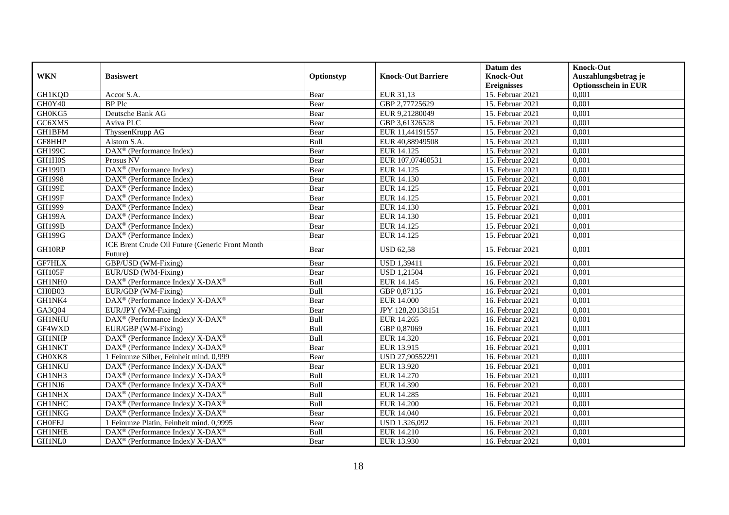| WKN | Basiswert | Optionstyp | Knock-Out Barriere | Datum des Knock-Out Ereignisses | Knock-Out Auszahlungsbetrag je Optionsschein in EUR |
|---|---|---|---|---|---|
| GH1KQD | Accor S.A. | Bear | EUR 31,13 | 15. Februar 2021 | 0,001 |
| GH0Y40 | BP Plc | Bear | GBP 2,77725629 | 15. Februar 2021 | 0,001 |
| GH0KG5 | Deutsche Bank AG | Bear | EUR 9,21280049 | 15. Februar 2021 | 0,001 |
| GC6XMS | Aviva PLC | Bear | GBP 3,61326528 | 15. Februar 2021 | 0,001 |
| GH1BFM | ThyssenKrupp AG | Bear | EUR 11,44191557 | 15. Februar 2021 | 0,001 |
| GF8HHP | Alstom S.A. | Bull | EUR 40,88949508 | 15. Februar 2021 | 0,001 |
| GH199C | DAX® (Performance Index) | Bear | EUR 14.125 | 15. Februar 2021 | 0,001 |
| GH1H0S | Prosus NV | Bear | EUR 107,07460531 | 15. Februar 2021 | 0,001 |
| GH199D | DAX® (Performance Index) | Bear | EUR 14.125 | 15. Februar 2021 | 0,001 |
| GH1998 | DAX® (Performance Index) | Bear | EUR 14.130 | 15. Februar 2021 | 0,001 |
| GH199E | DAX® (Performance Index) | Bear | EUR 14.125 | 15. Februar 2021 | 0,001 |
| GH199F | DAX® (Performance Index) | Bear | EUR 14.125 | 15. Februar 2021 | 0,001 |
| GH1999 | DAX® (Performance Index) | Bear | EUR 14.130 | 15. Februar 2021 | 0,001 |
| GH199A | DAX® (Performance Index) | Bear | EUR 14.130 | 15. Februar 2021 | 0,001 |
| GH199B | DAX® (Performance Index) | Bear | EUR 14.125 | 15. Februar 2021 | 0,001 |
| GH199G | DAX® (Performance Index) | Bear | EUR 14.125 | 15. Februar 2021 | 0,001 |
| GH10RP | ICE Brent Crude Oil Future (Generic Front Month Future) | Bear | USD 62,58 | 15. Februar 2021 | 0,001 |
| GF7HLX | GBP/USD (WM-Fixing) | Bear | USD 1,39411 | 16. Februar 2021 | 0,001 |
| GH105F | EUR/USD (WM-Fixing) | Bear | USD 1,21504 | 16. Februar 2021 | 0,001 |
| GH1NH0 | DAX® (Performance Index)/ X-DAX® | Bull | EUR 14.145 | 16. Februar 2021 | 0,001 |
| CH0B03 | EUR/GBP (WM-Fixing) | Bull | GBP 0,87135 | 16. Februar 2021 | 0,001 |
| GH1NK4 | DAX® (Performance Index)/ X-DAX® | Bear | EUR 14.000 | 16. Februar 2021 | 0,001 |
| GA3Q04 | EUR/JPY (WM-Fixing) | Bear | JPY 128,20138151 | 16. Februar 2021 | 0,001 |
| GH1NHU | DAX® (Performance Index)/ X-DAX® | Bull | EUR 14.265 | 16. Februar 2021 | 0,001 |
| GF4WXD | EUR/GBP (WM-Fixing) | Bull | GBP 0,87069 | 16. Februar 2021 | 0,001 |
| GH1NHP | DAX® (Performance Index)/ X-DAX® | Bull | EUR 14.320 | 16. Februar 2021 | 0,001 |
| GH1NKT | DAX® (Performance Index)/ X-DAX® | Bear | EUR 13.915 | 16. Februar 2021 | 0,001 |
| GH0XK8 | 1 Feinunze Silber, Feinheit mind. 0,999 | Bear | USD 27,90552291 | 16. Februar 2021 | 0,001 |
| GH1NKU | DAX® (Performance Index)/ X-DAX® | Bear | EUR 13.920 | 16. Februar 2021 | 0,001 |
| GH1NH3 | DAX® (Performance Index)/ X-DAX® | Bull | EUR 14.270 | 16. Februar 2021 | 0,001 |
| GH1NJ6 | DAX® (Performance Index)/ X-DAX® | Bull | EUR 14.390 | 16. Februar 2021 | 0,001 |
| GH1NHX | DAX® (Performance Index)/ X-DAX® | Bull | EUR 14.285 | 16. Februar 2021 | 0,001 |
| GH1NHC | DAX® (Performance Index)/ X-DAX® | Bull | EUR 14.200 | 16. Februar 2021 | 0,001 |
| GH1NKG | DAX® (Performance Index)/ X-DAX® | Bear | EUR 14.040 | 16. Februar 2021 | 0,001 |
| GH0FEJ | 1 Feinunze Platin, Feinheit mind. 0,9995 | Bear | USD 1.326,092 | 16. Februar 2021 | 0,001 |
| GH1NHE | DAX® (Performance Index)/ X-DAX® | Bull | EUR 14.210 | 16. Februar 2021 | 0,001 |
| GH1NL0 | DAX® (Performance Index)/ X-DAX® | Bear | EUR 13.930 | 16. Februar 2021 | 0,001 |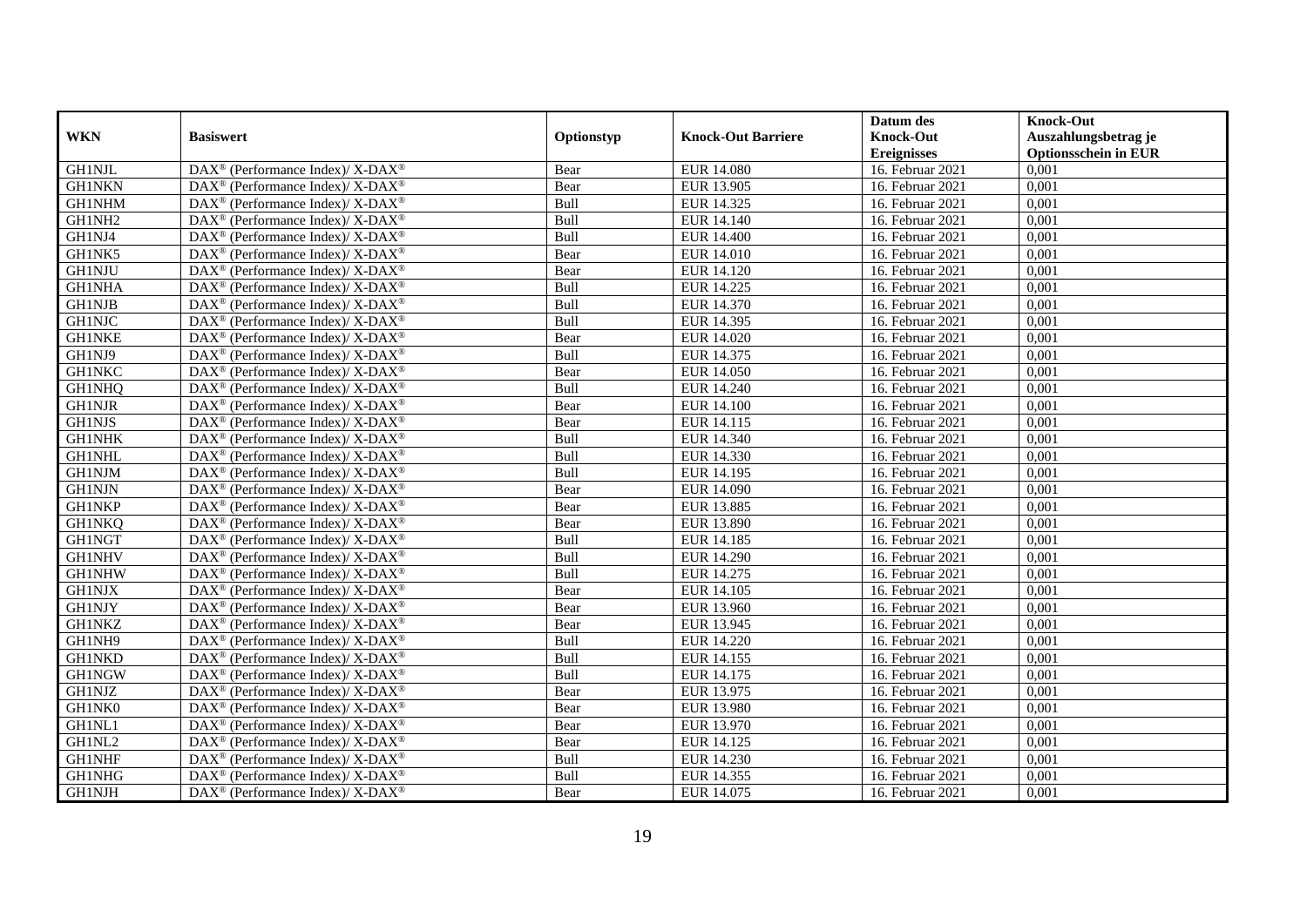| WKN | Basiswert | Optionstyp | Knock-Out Barriere | Datum des Knock-Out Ereignisses | Knock-Out Auszahlungsbetrag je Optionsschein in EUR |
|---|---|---|---|---|---|
| GH1NJL | DAX® (Performance Index)/ X-DAX® | Bear | EUR 14.080 | 16. Februar 2021 | 0,001 |
| GH1NKN | DAX® (Performance Index)/ X-DAX® | Bear | EUR 13.905 | 16. Februar 2021 | 0,001 |
| GH1NHM | DAX® (Performance Index)/ X-DAX® | Bull | EUR 14.325 | 16. Februar 2021 | 0,001 |
| GH1NH2 | DAX® (Performance Index)/ X-DAX® | Bull | EUR 14.140 | 16. Februar 2021 | 0,001 |
| GH1NJ4 | DAX® (Performance Index)/ X-DAX® | Bull | EUR 14.400 | 16. Februar 2021 | 0,001 |
| GH1NK5 | DAX® (Performance Index)/ X-DAX® | Bear | EUR 14.010 | 16. Februar 2021 | 0,001 |
| GH1NJU | DAX® (Performance Index)/ X-DAX® | Bear | EUR 14.120 | 16. Februar 2021 | 0,001 |
| GH1NHA | DAX® (Performance Index)/ X-DAX® | Bull | EUR 14.225 | 16. Februar 2021 | 0,001 |
| GH1NJB | DAX® (Performance Index)/ X-DAX® | Bull | EUR 14.370 | 16. Februar 2021 | 0,001 |
| GH1NJC | DAX® (Performance Index)/ X-DAX® | Bull | EUR 14.395 | 16. Februar 2021 | 0,001 |
| GH1NKE | DAX® (Performance Index)/ X-DAX® | Bear | EUR 14.020 | 16. Februar 2021 | 0,001 |
| GH1NJ9 | DAX® (Performance Index)/ X-DAX® | Bull | EUR 14.375 | 16. Februar 2021 | 0,001 |
| GH1NKC | DAX® (Performance Index)/ X-DAX® | Bear | EUR 14.050 | 16. Februar 2021 | 0,001 |
| GH1NHQ | DAX® (Performance Index)/ X-DAX® | Bull | EUR 14.240 | 16. Februar 2021 | 0,001 |
| GH1NJR | DAX® (Performance Index)/ X-DAX® | Bear | EUR 14.100 | 16. Februar 2021 | 0,001 |
| GH1NJS | DAX® (Performance Index)/ X-DAX® | Bear | EUR 14.115 | 16. Februar 2021 | 0,001 |
| GH1NHK | DAX® (Performance Index)/ X-DAX® | Bull | EUR 14.340 | 16. Februar 2021 | 0,001 |
| GH1NHL | DAX® (Performance Index)/ X-DAX® | Bull | EUR 14.330 | 16. Februar 2021 | 0,001 |
| GH1NJM | DAX® (Performance Index)/ X-DAX® | Bull | EUR 14.195 | 16. Februar 2021 | 0,001 |
| GH1NJN | DAX® (Performance Index)/ X-DAX® | Bear | EUR 14.090 | 16. Februar 2021 | 0,001 |
| GH1NKP | DAX® (Performance Index)/ X-DAX® | Bear | EUR 13.885 | 16. Februar 2021 | 0,001 |
| GH1NKQ | DAX® (Performance Index)/ X-DAX® | Bear | EUR 13.890 | 16. Februar 2021 | 0,001 |
| GH1NGT | DAX® (Performance Index)/ X-DAX® | Bull | EUR 14.185 | 16. Februar 2021 | 0,001 |
| GH1NHV | DAX® (Performance Index)/ X-DAX® | Bull | EUR 14.290 | 16. Februar 2021 | 0,001 |
| GH1NHW | DAX® (Performance Index)/ X-DAX® | Bull | EUR 14.275 | 16. Februar 2021 | 0,001 |
| GH1NJX | DAX® (Performance Index)/ X-DAX® | Bear | EUR 14.105 | 16. Februar 2021 | 0,001 |
| GH1NJY | DAX® (Performance Index)/ X-DAX® | Bear | EUR 13.960 | 16. Februar 2021 | 0,001 |
| GH1NKZ | DAX® (Performance Index)/ X-DAX® | Bear | EUR 13.945 | 16. Februar 2021 | 0,001 |
| GH1NH9 | DAX® (Performance Index)/ X-DAX® | Bull | EUR 14.220 | 16. Februar 2021 | 0,001 |
| GH1NKD | DAX® (Performance Index)/ X-DAX® | Bull | EUR 14.155 | 16. Februar 2021 | 0,001 |
| GH1NGW | DAX® (Performance Index)/ X-DAX® | Bull | EUR 14.175 | 16. Februar 2021 | 0,001 |
| GH1NJZ | DAX® (Performance Index)/ X-DAX® | Bear | EUR 13.975 | 16. Februar 2021 | 0,001 |
| GH1NK0 | DAX® (Performance Index)/ X-DAX® | Bear | EUR 13.980 | 16. Februar 2021 | 0,001 |
| GH1NL1 | DAX® (Performance Index)/ X-DAX® | Bear | EUR 13.970 | 16. Februar 2021 | 0,001 |
| GH1NL2 | DAX® (Performance Index)/ X-DAX® | Bear | EUR 14.125 | 16. Februar 2021 | 0,001 |
| GH1NHF | DAX® (Performance Index)/ X-DAX® | Bull | EUR 14.230 | 16. Februar 2021 | 0,001 |
| GH1NHG | DAX® (Performance Index)/ X-DAX® | Bull | EUR 14.355 | 16. Februar 2021 | 0,001 |
| GH1NJH | DAX® (Performance Index)/ X-DAX® | Bear | EUR 14.075 | 16. Februar 2021 | 0,001 |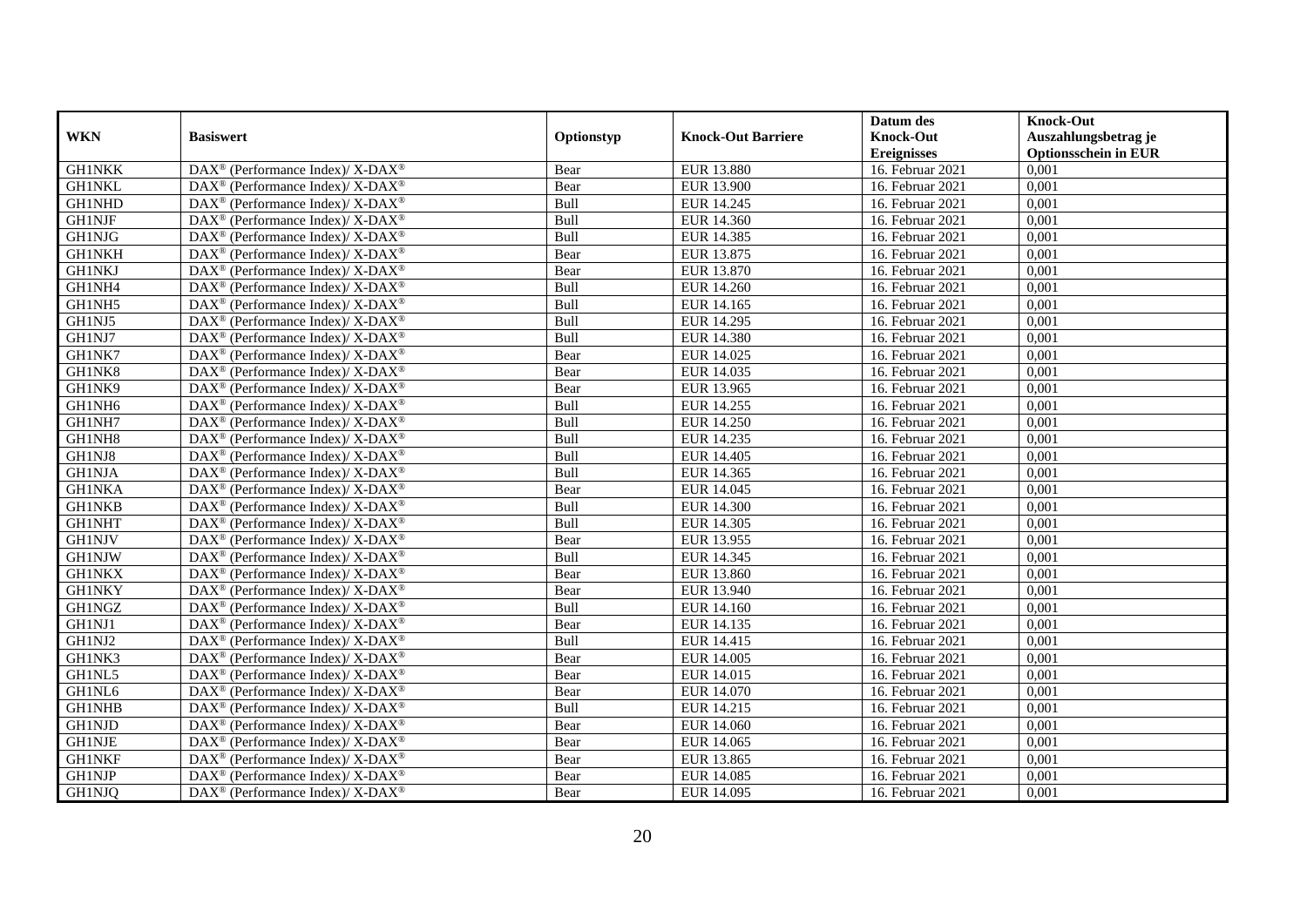| WKN | Basiswert | Optionstyp | Knock-Out Barriere | Datum des Knock-Out Ereignisses | Knock-Out Auszahlungsbetrag je Optionsschein in EUR |
|---|---|---|---|---|---|
| GH1NKK | DAX® (Performance Index)/ X-DAX® | Bear | EUR 13.880 | 16. Februar 2021 | 0,001 |
| GH1NKL | DAX® (Performance Index)/ X-DAX® | Bear | EUR 13.900 | 16. Februar 2021 | 0,001 |
| GH1NHD | DAX® (Performance Index)/ X-DAX® | Bull | EUR 14.245 | 16. Februar 2021 | 0,001 |
| GH1NJF | DAX® (Performance Index)/ X-DAX® | Bull | EUR 14.360 | 16. Februar 2021 | 0,001 |
| GH1NJG | DAX® (Performance Index)/ X-DAX® | Bull | EUR 14.385 | 16. Februar 2021 | 0,001 |
| GH1NKH | DAX® (Performance Index)/ X-DAX® | Bear | EUR 13.875 | 16. Februar 2021 | 0,001 |
| GH1NKJ | DAX® (Performance Index)/ X-DAX® | Bear | EUR 13.870 | 16. Februar 2021 | 0,001 |
| GH1NH4 | DAX® (Performance Index)/ X-DAX® | Bull | EUR 14.260 | 16. Februar 2021 | 0,001 |
| GH1NH5 | DAX® (Performance Index)/ X-DAX® | Bull | EUR 14.165 | 16. Februar 2021 | 0,001 |
| GH1NJ5 | DAX® (Performance Index)/ X-DAX® | Bull | EUR 14.295 | 16. Februar 2021 | 0,001 |
| GH1NJ7 | DAX® (Performance Index)/ X-DAX® | Bull | EUR 14.380 | 16. Februar 2021 | 0,001 |
| GH1NK7 | DAX® (Performance Index)/ X-DAX® | Bear | EUR 14.025 | 16. Februar 2021 | 0,001 |
| GH1NK8 | DAX® (Performance Index)/ X-DAX® | Bear | EUR 14.035 | 16. Februar 2021 | 0,001 |
| GH1NK9 | DAX® (Performance Index)/ X-DAX® | Bear | EUR 13.965 | 16. Februar 2021 | 0,001 |
| GH1NH6 | DAX® (Performance Index)/ X-DAX® | Bull | EUR 14.255 | 16. Februar 2021 | 0,001 |
| GH1NH7 | DAX® (Performance Index)/ X-DAX® | Bull | EUR 14.250 | 16. Februar 2021 | 0,001 |
| GH1NH8 | DAX® (Performance Index)/ X-DAX® | Bull | EUR 14.235 | 16. Februar 2021 | 0,001 |
| GH1NJ8 | DAX® (Performance Index)/ X-DAX® | Bull | EUR 14.405 | 16. Februar 2021 | 0,001 |
| GH1NJA | DAX® (Performance Index)/ X-DAX® | Bull | EUR 14.365 | 16. Februar 2021 | 0,001 |
| GH1NKA | DAX® (Performance Index)/ X-DAX® | Bear | EUR 14.045 | 16. Februar 2021 | 0,001 |
| GH1NKB | DAX® (Performance Index)/ X-DAX® | Bull | EUR 14.300 | 16. Februar 2021 | 0,001 |
| GH1NHT | DAX® (Performance Index)/ X-DAX® | Bull | EUR 14.305 | 16. Februar 2021 | 0,001 |
| GH1NJV | DAX® (Performance Index)/ X-DAX® | Bear | EUR 13.955 | 16. Februar 2021 | 0,001 |
| GH1NJW | DAX® (Performance Index)/ X-DAX® | Bull | EUR 14.345 | 16. Februar 2021 | 0,001 |
| GH1NKX | DAX® (Performance Index)/ X-DAX® | Bear | EUR 13.860 | 16. Februar 2021 | 0,001 |
| GH1NKY | DAX® (Performance Index)/ X-DAX® | Bear | EUR 13.940 | 16. Februar 2021 | 0,001 |
| GH1NGZ | DAX® (Performance Index)/ X-DAX® | Bull | EUR 14.160 | 16. Februar 2021 | 0,001 |
| GH1NJ1 | DAX® (Performance Index)/ X-DAX® | Bear | EUR 14.135 | 16. Februar 2021 | 0,001 |
| GH1NJ2 | DAX® (Performance Index)/ X-DAX® | Bull | EUR 14.415 | 16. Februar 2021 | 0,001 |
| GH1NK3 | DAX® (Performance Index)/ X-DAX® | Bear | EUR 14.005 | 16. Februar 2021 | 0,001 |
| GH1NL5 | DAX® (Performance Index)/ X-DAX® | Bear | EUR 14.015 | 16. Februar 2021 | 0,001 |
| GH1NL6 | DAX® (Performance Index)/ X-DAX® | Bear | EUR 14.070 | 16. Februar 2021 | 0,001 |
| GH1NHB | DAX® (Performance Index)/ X-DAX® | Bull | EUR 14.215 | 16. Februar 2021 | 0,001 |
| GH1NJD | DAX® (Performance Index)/ X-DAX® | Bear | EUR 14.060 | 16. Februar 2021 | 0,001 |
| GH1NJE | DAX® (Performance Index)/ X-DAX® | Bear | EUR 14.065 | 16. Februar 2021 | 0,001 |
| GH1NKF | DAX® (Performance Index)/ X-DAX® | Bear | EUR 13.865 | 16. Februar 2021 | 0,001 |
| GH1NJP | DAX® (Performance Index)/ X-DAX® | Bear | EUR 14.085 | 16. Februar 2021 | 0,001 |
| GH1NJQ | DAX® (Performance Index)/ X-DAX® | Bear | EUR 14.095 | 16. Februar 2021 | 0,001 |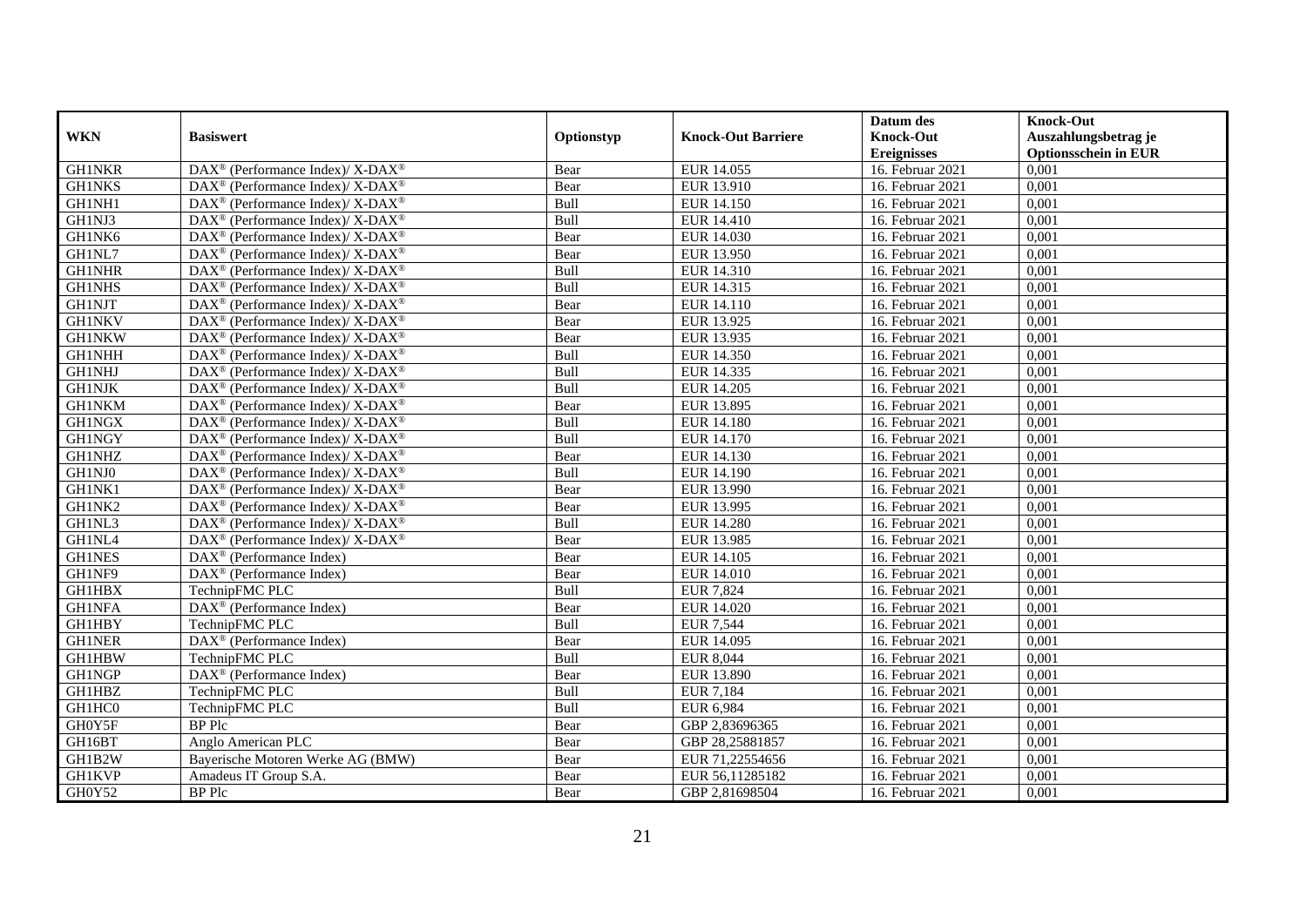| WKN | Basiswert | Optionstyp | Knock-Out Barriere | Datum des Knock-Out Ereignisses | Knock-Out Auszahlungsbetrag je Optionsschein in EUR |
|---|---|---|---|---|---|
| GH1NKR | DAX® (Performance Index)/ X-DAX® | Bear | EUR 14.055 | 16. Februar 2021 | 0,001 |
| GH1NKS | DAX® (Performance Index)/ X-DAX® | Bear | EUR 13.910 | 16. Februar 2021 | 0,001 |
| GH1NH1 | DAX® (Performance Index)/ X-DAX® | Bull | EUR 14.150 | 16. Februar 2021 | 0,001 |
| GH1NJ3 | DAX® (Performance Index)/ X-DAX® | Bull | EUR 14.410 | 16. Februar 2021 | 0,001 |
| GH1NK6 | DAX® (Performance Index)/ X-DAX® | Bear | EUR 14.030 | 16. Februar 2021 | 0,001 |
| GH1NL7 | DAX® (Performance Index)/ X-DAX® | Bear | EUR 13.950 | 16. Februar 2021 | 0,001 |
| GH1NHR | DAX® (Performance Index)/ X-DAX® | Bull | EUR 14.310 | 16. Februar 2021 | 0,001 |
| GH1NHS | DAX® (Performance Index)/ X-DAX® | Bull | EUR 14.315 | 16. Februar 2021 | 0,001 |
| GH1NJT | DAX® (Performance Index)/ X-DAX® | Bear | EUR 14.110 | 16. Februar 2021 | 0,001 |
| GH1NKV | DAX® (Performance Index)/ X-DAX® | Bear | EUR 13.925 | 16. Februar 2021 | 0,001 |
| GH1NKW | DAX® (Performance Index)/ X-DAX® | Bear | EUR 13.935 | 16. Februar 2021 | 0,001 |
| GH1NHH | DAX® (Performance Index)/ X-DAX® | Bull | EUR 14.350 | 16. Februar 2021 | 0,001 |
| GH1NHJ | DAX® (Performance Index)/ X-DAX® | Bull | EUR 14.335 | 16. Februar 2021 | 0,001 |
| GH1NJK | DAX® (Performance Index)/ X-DAX® | Bull | EUR 14.205 | 16. Februar 2021 | 0,001 |
| GH1NKM | DAX® (Performance Index)/ X-DAX® | Bear | EUR 13.895 | 16. Februar 2021 | 0,001 |
| GH1NGX | DAX® (Performance Index)/ X-DAX® | Bull | EUR 14.180 | 16. Februar 2021 | 0,001 |
| GH1NGY | DAX® (Performance Index)/ X-DAX® | Bull | EUR 14.170 | 16. Februar 2021 | 0,001 |
| GH1NHZ | DAX® (Performance Index)/ X-DAX® | Bear | EUR 14.130 | 16. Februar 2021 | 0,001 |
| GH1NJ0 | DAX® (Performance Index)/ X-DAX® | Bull | EUR 14.190 | 16. Februar 2021 | 0,001 |
| GH1NK1 | DAX® (Performance Index)/ X-DAX® | Bear | EUR 13.990 | 16. Februar 2021 | 0,001 |
| GH1NK2 | DAX® (Performance Index)/ X-DAX® | Bear | EUR 13.995 | 16. Februar 2021 | 0,001 |
| GH1NL3 | DAX® (Performance Index)/ X-DAX® | Bull | EUR 14.280 | 16. Februar 2021 | 0,001 |
| GH1NL4 | DAX® (Performance Index)/ X-DAX® | Bear | EUR 13.985 | 16. Februar 2021 | 0,001 |
| GH1NES | DAX® (Performance Index) | Bear | EUR 14.105 | 16. Februar 2021 | 0,001 |
| GH1NF9 | DAX® (Performance Index) | Bear | EUR 14.010 | 16. Februar 2021 | 0,001 |
| GH1HBX | TechnipFMC PLC | Bull | EUR 7,824 | 16. Februar 2021 | 0,001 |
| GH1NFA | DAX® (Performance Index) | Bear | EUR 14.020 | 16. Februar 2021 | 0,001 |
| GH1HBY | TechnipFMC PLC | Bull | EUR 7,544 | 16. Februar 2021 | 0,001 |
| GH1NER | DAX® (Performance Index) | Bear | EUR 14.095 | 16. Februar 2021 | 0,001 |
| GH1HBW | TechnipFMC PLC | Bull | EUR 8,044 | 16. Februar 2021 | 0,001 |
| GH1NGP | DAX® (Performance Index) | Bear | EUR 13.890 | 16. Februar 2021 | 0,001 |
| GH1HBZ | TechnipFMC PLC | Bull | EUR 7,184 | 16. Februar 2021 | 0,001 |
| GH1HC0 | TechnipFMC PLC | Bull | EUR 6,984 | 16. Februar 2021 | 0,001 |
| GH0Y5F | BP Plc | Bear | GBP 2,83696365 | 16. Februar 2021 | 0,001 |
| GH16BT | Anglo American PLC | Bear | GBP 28,25881857 | 16. Februar 2021 | 0,001 |
| GH1B2W | Bayerische Motoren Werke AG (BMW) | Bear | EUR 71,22554656 | 16. Februar 2021 | 0,001 |
| GH1KVP | Amadeus IT Group S.A. | Bear | EUR 56,11285182 | 16. Februar 2021 | 0,001 |
| GH0Y52 | BP Plc | Bear | GBP 2,81698504 | 16. Februar 2021 | 0,001 |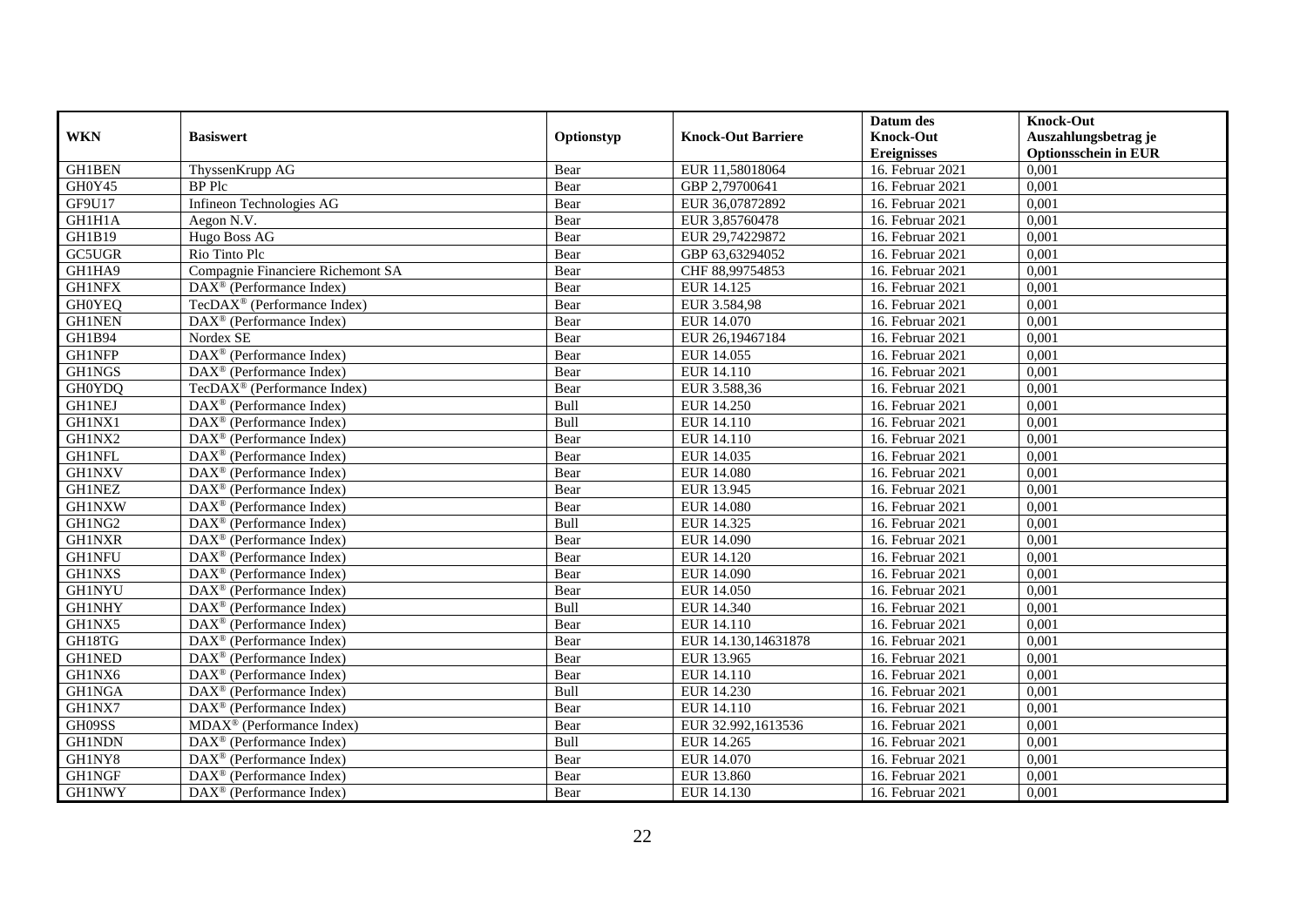| WKN | Basiswert | Optionstyp | Knock-Out Barriere | Datum des Knock-Out Ereignisses | Knock-Out Auszahlungsbetrag je Optionsschein in EUR |
|---|---|---|---|---|---|
| GH1BEN | ThyssenKrupp AG | Bear | EUR 11,58018064 | 16. Februar 2021 | 0,001 |
| GH0Y45 | BP Plc | Bear | GBP 2,79700641 | 16. Februar 2021 | 0,001 |
| GF9U17 | Infineon Technologies AG | Bear | EUR 36,07872892 | 16. Februar 2021 | 0,001 |
| GH1H1A | Aegon N.V. | Bear | EUR 3,85760478 | 16. Februar 2021 | 0,001 |
| GH1B19 | Hugo Boss AG | Bear | EUR 29,74229872 | 16. Februar 2021 | 0,001 |
| GC5UGR | Rio Tinto Plc | Bear | GBP 63,63294052 | 16. Februar 2021 | 0,001 |
| GH1HA9 | Compagnie Financiere Richemont SA | Bear | CHF 88,99754853 | 16. Februar 2021 | 0,001 |
| GH1NFX | DAX® (Performance Index) | Bear | EUR 14.125 | 16. Februar 2021 | 0,001 |
| GH0YEQ | TecDAX® (Performance Index) | Bear | EUR 3.584,98 | 16. Februar 2021 | 0,001 |
| GH1NEN | DAX® (Performance Index) | Bear | EUR 14.070 | 16. Februar 2021 | 0,001 |
| GH1B94 | Nordex SE | Bear | EUR 26,19467184 | 16. Februar 2021 | 0,001 |
| GH1NFP | DAX® (Performance Index) | Bear | EUR 14.055 | 16. Februar 2021 | 0,001 |
| GH1NGS | DAX® (Performance Index) | Bear | EUR 14.110 | 16. Februar 2021 | 0,001 |
| GH0YDQ | TecDAX® (Performance Index) | Bear | EUR 3.588,36 | 16. Februar 2021 | 0,001 |
| GH1NEJ | DAX® (Performance Index) | Bull | EUR 14.250 | 16. Februar 2021 | 0,001 |
| GH1NX1 | DAX® (Performance Index) | Bull | EUR 14.110 | 16. Februar 2021 | 0,001 |
| GH1NX2 | DAX® (Performance Index) | Bear | EUR 14.110 | 16. Februar 2021 | 0,001 |
| GH1NFL | DAX® (Performance Index) | Bear | EUR 14.035 | 16. Februar 2021 | 0,001 |
| GH1NXV | DAX® (Performance Index) | Bear | EUR 14.080 | 16. Februar 2021 | 0,001 |
| GH1NEZ | DAX® (Performance Index) | Bear | EUR 13.945 | 16. Februar 2021 | 0,001 |
| GH1NXW | DAX® (Performance Index) | Bear | EUR 14.080 | 16. Februar 2021 | 0,001 |
| GH1NG2 | DAX® (Performance Index) | Bull | EUR 14.325 | 16. Februar 2021 | 0,001 |
| GH1NXR | DAX® (Performance Index) | Bear | EUR 14.090 | 16. Februar 2021 | 0,001 |
| GH1NFU | DAX® (Performance Index) | Bear | EUR 14.120 | 16. Februar 2021 | 0,001 |
| GH1NXS | DAX® (Performance Index) | Bear | EUR 14.090 | 16. Februar 2021 | 0,001 |
| GH1NYU | DAX® (Performance Index) | Bear | EUR 14.050 | 16. Februar 2021 | 0,001 |
| GH1NHY | DAX® (Performance Index) | Bull | EUR 14.340 | 16. Februar 2021 | 0,001 |
| GH1NX5 | DAX® (Performance Index) | Bear | EUR 14.110 | 16. Februar 2021 | 0,001 |
| GH18TG | DAX® (Performance Index) | Bear | EUR 14.130,14631878 | 16. Februar 2021 | 0,001 |
| GH1NED | DAX® (Performance Index) | Bear | EUR 13.965 | 16. Februar 2021 | 0,001 |
| GH1NX6 | DAX® (Performance Index) | Bear | EUR 14.110 | 16. Februar 2021 | 0,001 |
| GH1NGA | DAX® (Performance Index) | Bull | EUR 14.230 | 16. Februar 2021 | 0,001 |
| GH1NX7 | DAX® (Performance Index) | Bear | EUR 14.110 | 16. Februar 2021 | 0,001 |
| GH09SS | MDAX® (Performance Index) | Bear | EUR 32.992,1613536 | 16. Februar 2021 | 0,001 |
| GH1NDN | DAX® (Performance Index) | Bull | EUR 14.265 | 16. Februar 2021 | 0,001 |
| GH1NY8 | DAX® (Performance Index) | Bear | EUR 14.070 | 16. Februar 2021 | 0,001 |
| GH1NGF | DAX® (Performance Index) | Bear | EUR 13.860 | 16. Februar 2021 | 0,001 |
| GH1NWY | DAX® (Performance Index) | Bear | EUR 14.130 | 16. Februar 2021 | 0,001 |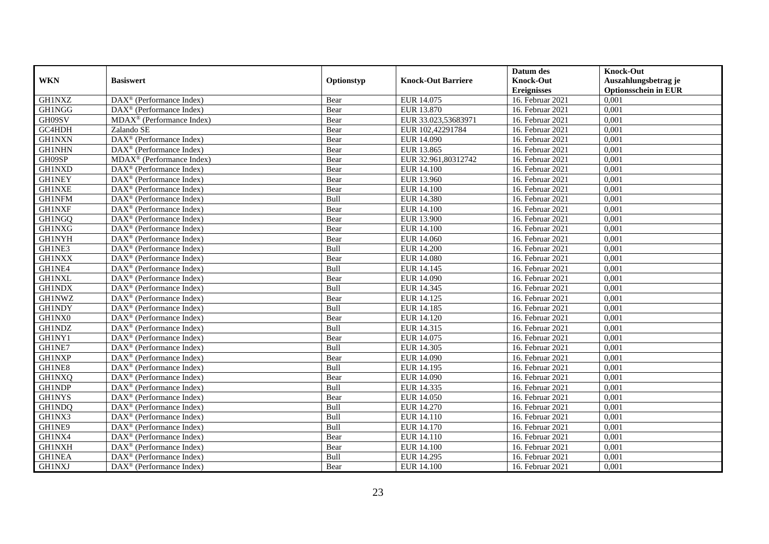| WKN | Basiswert | Optionstyp | Knock-Out Barriere | Datum des Knock-Out Ereignisses | Knock-Out Auszahlungsbetrag je Optionsschein in EUR |
|---|---|---|---|---|---|
| GH1NXZ | DAX® (Performance Index) | Bear | EUR 14.075 | 16. Februar 2021 | 0,001 |
| GH1NGG | DAX® (Performance Index) | Bear | EUR 13.870 | 16. Februar 2021 | 0,001 |
| GH09SV | MDAX® (Performance Index) | Bear | EUR 33.023,53683971 | 16. Februar 2021 | 0,001 |
| GC4HDH | Zalando SE | Bear | EUR 102,42291784 | 16. Februar 2021 | 0,001 |
| GH1NXN | DAX® (Performance Index) | Bear | EUR 14.090 | 16. Februar 2021 | 0,001 |
| GH1NHN | DAX® (Performance Index) | Bear | EUR 13.865 | 16. Februar 2021 | 0,001 |
| GH09SP | MDAX® (Performance Index) | Bear | EUR 32.961,80312742 | 16. Februar 2021 | 0,001 |
| GH1NXD | DAX® (Performance Index) | Bear | EUR 14.100 | 16. Februar 2021 | 0,001 |
| GH1NEY | DAX® (Performance Index) | Bear | EUR 13.960 | 16. Februar 2021 | 0,001 |
| GH1NXE | DAX® (Performance Index) | Bear | EUR 14.100 | 16. Februar 2021 | 0,001 |
| GH1NFM | DAX® (Performance Index) | Bull | EUR 14.380 | 16. Februar 2021 | 0,001 |
| GH1NXF | DAX® (Performance Index) | Bear | EUR 14.100 | 16. Februar 2021 | 0,001 |
| GH1NGQ | DAX® (Performance Index) | Bear | EUR 13.900 | 16. Februar 2021 | 0,001 |
| GH1NXG | DAX® (Performance Index) | Bear | EUR 14.100 | 16. Februar 2021 | 0,001 |
| GH1NYH | DAX® (Performance Index) | Bear | EUR 14.060 | 16. Februar 2021 | 0,001 |
| GH1NE3 | DAX® (Performance Index) | Bull | EUR 14.200 | 16. Februar 2021 | 0,001 |
| GH1NXX | DAX® (Performance Index) | Bear | EUR 14.080 | 16. Februar 2021 | 0,001 |
| GH1NE4 | DAX® (Performance Index) | Bull | EUR 14.145 | 16. Februar 2021 | 0,001 |
| GH1NXL | DAX® (Performance Index) | Bear | EUR 14.090 | 16. Februar 2021 | 0,001 |
| GH1NDX | DAX® (Performance Index) | Bull | EUR 14.345 | 16. Februar 2021 | 0,001 |
| GH1NWZ | DAX® (Performance Index) | Bear | EUR 14.125 | 16. Februar 2021 | 0,001 |
| GH1NDY | DAX® (Performance Index) | Bull | EUR 14.185 | 16. Februar 2021 | 0,001 |
| GH1NX0 | DAX® (Performance Index) | Bear | EUR 14.120 | 16. Februar 2021 | 0,001 |
| GH1NDZ | DAX® (Performance Index) | Bull | EUR 14.315 | 16. Februar 2021 | 0,001 |
| GH1NY1 | DAX® (Performance Index) | Bear | EUR 14.075 | 16. Februar 2021 | 0,001 |
| GH1NE7 | DAX® (Performance Index) | Bull | EUR 14.305 | 16. Februar 2021 | 0,001 |
| GH1NXP | DAX® (Performance Index) | Bear | EUR 14.090 | 16. Februar 2021 | 0,001 |
| GH1NE8 | DAX® (Performance Index) | Bull | EUR 14.195 | 16. Februar 2021 | 0,001 |
| GH1NXQ | DAX® (Performance Index) | Bear | EUR 14.090 | 16. Februar 2021 | 0,001 |
| GH1NDP | DAX® (Performance Index) | Bull | EUR 14.335 | 16. Februar 2021 | 0,001 |
| GH1NYS | DAX® (Performance Index) | Bear | EUR 14.050 | 16. Februar 2021 | 0,001 |
| GH1NDQ | DAX® (Performance Index) | Bull | EUR 14.270 | 16. Februar 2021 | 0,001 |
| GH1NX3 | DAX® (Performance Index) | Bull | EUR 14.110 | 16. Februar 2021 | 0,001 |
| GH1NE9 | DAX® (Performance Index) | Bull | EUR 14.170 | 16. Februar 2021 | 0,001 |
| GH1NX4 | DAX® (Performance Index) | Bear | EUR 14.110 | 16. Februar 2021 | 0,001 |
| GH1NXH | DAX® (Performance Index) | Bear | EUR 14.100 | 16. Februar 2021 | 0,001 |
| GH1NEA | DAX® (Performance Index) | Bull | EUR 14.295 | 16. Februar 2021 | 0,001 |
| GH1NXJ | DAX® (Performance Index) | Bear | EUR 14.100 | 16. Februar 2021 | 0,001 |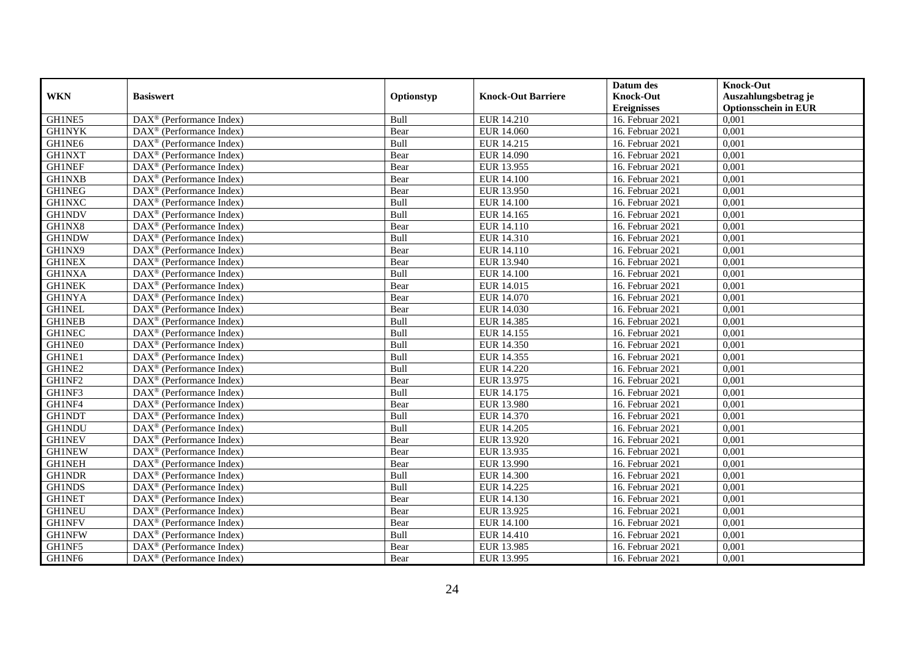| WKN | Basiswert | Optionstyp | Knock-Out Barriere | Datum des Knock-Out Ereignisses | Knock-Out Auszahlungsbetrag je Optionsschein in EUR |
|---|---|---|---|---|---|
| GH1NE5 | DAX® (Performance Index) | Bull | EUR 14.210 | 16. Februar 2021 | 0,001 |
| GH1NYK | DAX® (Performance Index) | Bear | EUR 14.060 | 16. Februar 2021 | 0,001 |
| GH1NE6 | DAX® (Performance Index) | Bull | EUR 14.215 | 16. Februar 2021 | 0,001 |
| GH1NXT | DAX® (Performance Index) | Bear | EUR 14.090 | 16. Februar 2021 | 0,001 |
| GH1NEF | DAX® (Performance Index) | Bear | EUR 13.955 | 16. Februar 2021 | 0,001 |
| GH1NXB | DAX® (Performance Index) | Bear | EUR 14.100 | 16. Februar 2021 | 0,001 |
| GH1NEG | DAX® (Performance Index) | Bear | EUR 13.950 | 16. Februar 2021 | 0,001 |
| GH1NXC | DAX® (Performance Index) | Bull | EUR 14.100 | 16. Februar 2021 | 0,001 |
| GH1NDV | DAX® (Performance Index) | Bull | EUR 14.165 | 16. Februar 2021 | 0,001 |
| GH1NX8 | DAX® (Performance Index) | Bear | EUR 14.110 | 16. Februar 2021 | 0,001 |
| GH1NDW | DAX® (Performance Index) | Bull | EUR 14.310 | 16. Februar 2021 | 0,001 |
| GH1NX9 | DAX® (Performance Index) | Bear | EUR 14.110 | 16. Februar 2021 | 0,001 |
| GH1NEX | DAX® (Performance Index) | Bear | EUR 13.940 | 16. Februar 2021 | 0,001 |
| GH1NXA | DAX® (Performance Index) | Bull | EUR 14.100 | 16. Februar 2021 | 0,001 |
| GH1NEK | DAX® (Performance Index) | Bear | EUR 14.015 | 16. Februar 2021 | 0,001 |
| GH1NYA | DAX® (Performance Index) | Bear | EUR 14.070 | 16. Februar 2021 | 0,001 |
| GH1NEL | DAX® (Performance Index) | Bear | EUR 14.030 | 16. Februar 2021 | 0,001 |
| GH1NEB | DAX® (Performance Index) | Bull | EUR 14.385 | 16. Februar 2021 | 0,001 |
| GH1NEC | DAX® (Performance Index) | Bull | EUR 14.155 | 16. Februar 2021 | 0,001 |
| GH1NE0 | DAX® (Performance Index) | Bull | EUR 14.350 | 16. Februar 2021 | 0,001 |
| GH1NE1 | DAX® (Performance Index) | Bull | EUR 14.355 | 16. Februar 2021 | 0,001 |
| GH1NE2 | DAX® (Performance Index) | Bull | EUR 14.220 | 16. Februar 2021 | 0,001 |
| GH1NF2 | DAX® (Performance Index) | Bear | EUR 13.975 | 16. Februar 2021 | 0,001 |
| GH1NF3 | DAX® (Performance Index) | Bull | EUR 14.175 | 16. Februar 2021 | 0,001 |
| GH1NF4 | DAX® (Performance Index) | Bear | EUR 13.980 | 16. Februar 2021 | 0,001 |
| GH1NDT | DAX® (Performance Index) | Bull | EUR 14.370 | 16. Februar 2021 | 0,001 |
| GH1NDU | DAX® (Performance Index) | Bull | EUR 14.205 | 16. Februar 2021 | 0,001 |
| GH1NEV | DAX® (Performance Index) | Bear | EUR 13.920 | 16. Februar 2021 | 0,001 |
| GH1NEW | DAX® (Performance Index) | Bear | EUR 13.935 | 16. Februar 2021 | 0,001 |
| GH1NEH | DAX® (Performance Index) | Bear | EUR 13.990 | 16. Februar 2021 | 0,001 |
| GH1NDR | DAX® (Performance Index) | Bull | EUR 14.300 | 16. Februar 2021 | 0,001 |
| GH1NDS | DAX® (Performance Index) | Bull | EUR 14.225 | 16. Februar 2021 | 0,001 |
| GH1NET | DAX® (Performance Index) | Bear | EUR 14.130 | 16. Februar 2021 | 0,001 |
| GH1NEU | DAX® (Performance Index) | Bear | EUR 13.925 | 16. Februar 2021 | 0,001 |
| GH1NFV | DAX® (Performance Index) | Bear | EUR 14.100 | 16. Februar 2021 | 0,001 |
| GH1NFW | DAX® (Performance Index) | Bull | EUR 14.410 | 16. Februar 2021 | 0,001 |
| GH1NF5 | DAX® (Performance Index) | Bear | EUR 13.985 | 16. Februar 2021 | 0,001 |
| GH1NF6 | DAX® (Performance Index) | Bear | EUR 13.995 | 16. Februar 2021 | 0,001 |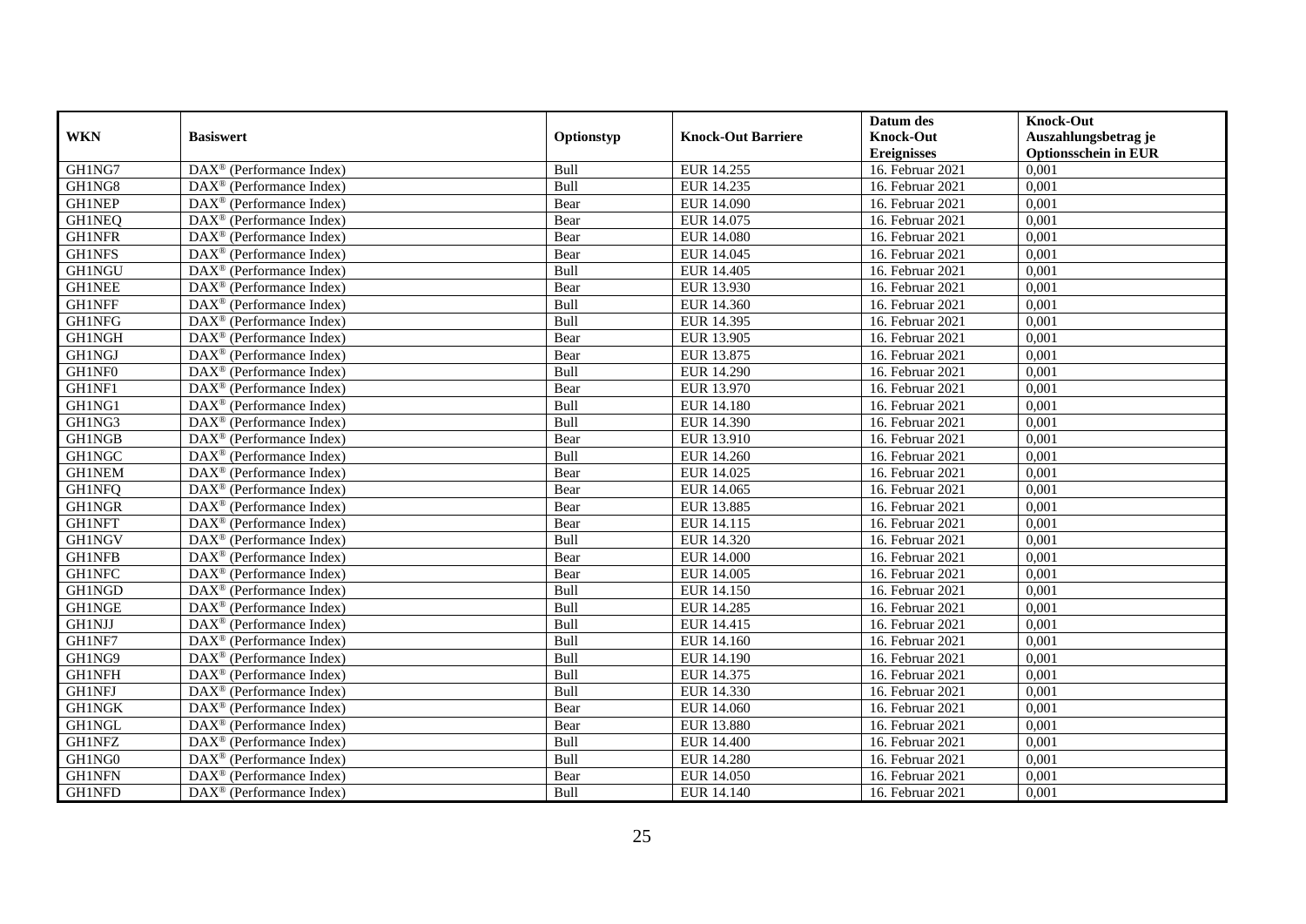| WKN | Basiswert | Optionstyp | Knock-Out Barriere | Datum des Knock-Out Ereignisses | Knock-Out Auszahlungsbetrag je Optionsschein in EUR |
|---|---|---|---|---|---|
| GH1NG7 | DAX® (Performance Index) | Bull | EUR 14.255 | 16. Februar 2021 | 0,001 |
| GH1NG8 | DAX® (Performance Index) | Bull | EUR 14.235 | 16. Februar 2021 | 0,001 |
| GH1NEP | DAX® (Performance Index) | Bear | EUR 14.090 | 16. Februar 2021 | 0,001 |
| GH1NEQ | DAX® (Performance Index) | Bear | EUR 14.075 | 16. Februar 2021 | 0,001 |
| GH1NFR | DAX® (Performance Index) | Bear | EUR 14.080 | 16. Februar 2021 | 0,001 |
| GH1NFS | DAX® (Performance Index) | Bear | EUR 14.045 | 16. Februar 2021 | 0,001 |
| GH1NGU | DAX® (Performance Index) | Bull | EUR 14.405 | 16. Februar 2021 | 0,001 |
| GH1NEE | DAX® (Performance Index) | Bear | EUR 13.930 | 16. Februar 2021 | 0,001 |
| GH1NFF | DAX® (Performance Index) | Bull | EUR 14.360 | 16. Februar 2021 | 0,001 |
| GH1NFG | DAX® (Performance Index) | Bull | EUR 14.395 | 16. Februar 2021 | 0,001 |
| GH1NGH | DAX® (Performance Index) | Bear | EUR 13.905 | 16. Februar 2021 | 0,001 |
| GH1NGJ | DAX® (Performance Index) | Bear | EUR 13.875 | 16. Februar 2021 | 0,001 |
| GH1NF0 | DAX® (Performance Index) | Bull | EUR 14.290 | 16. Februar 2021 | 0,001 |
| GH1NF1 | DAX® (Performance Index) | Bear | EUR 13.970 | 16. Februar 2021 | 0,001 |
| GH1NG1 | DAX® (Performance Index) | Bull | EUR 14.180 | 16. Februar 2021 | 0,001 |
| GH1NG3 | DAX® (Performance Index) | Bull | EUR 14.390 | 16. Februar 2021 | 0,001 |
| GH1NGB | DAX® (Performance Index) | Bear | EUR 13.910 | 16. Februar 2021 | 0,001 |
| GH1NGC | DAX® (Performance Index) | Bull | EUR 14.260 | 16. Februar 2021 | 0,001 |
| GH1NEM | DAX® (Performance Index) | Bear | EUR 14.025 | 16. Februar 2021 | 0,001 |
| GH1NFQ | DAX® (Performance Index) | Bear | EUR 14.065 | 16. Februar 2021 | 0,001 |
| GH1NGR | DAX® (Performance Index) | Bear | EUR 13.885 | 16. Februar 2021 | 0,001 |
| GH1NFT | DAX® (Performance Index) | Bear | EUR 14.115 | 16. Februar 2021 | 0,001 |
| GH1NGV | DAX® (Performance Index) | Bull | EUR 14.320 | 16. Februar 2021 | 0,001 |
| GH1NFB | DAX® (Performance Index) | Bear | EUR 14.000 | 16. Februar 2021 | 0,001 |
| GH1NFC | DAX® (Performance Index) | Bear | EUR 14.005 | 16. Februar 2021 | 0,001 |
| GH1NGD | DAX® (Performance Index) | Bull | EUR 14.150 | 16. Februar 2021 | 0,001 |
| GH1NGE | DAX® (Performance Index) | Bull | EUR 14.285 | 16. Februar 2021 | 0,001 |
| GH1NJJ | DAX® (Performance Index) | Bull | EUR 14.415 | 16. Februar 2021 | 0,001 |
| GH1NF7 | DAX® (Performance Index) | Bull | EUR 14.160 | 16. Februar 2021 | 0,001 |
| GH1NG9 | DAX® (Performance Index) | Bull | EUR 14.190 | 16. Februar 2021 | 0,001 |
| GH1NFH | DAX® (Performance Index) | Bull | EUR 14.375 | 16. Februar 2021 | 0,001 |
| GH1NFJ | DAX® (Performance Index) | Bull | EUR 14.330 | 16. Februar 2021 | 0,001 |
| GH1NGK | DAX® (Performance Index) | Bear | EUR 14.060 | 16. Februar 2021 | 0,001 |
| GH1NGL | DAX® (Performance Index) | Bear | EUR 13.880 | 16. Februar 2021 | 0,001 |
| GH1NFZ | DAX® (Performance Index) | Bull | EUR 14.400 | 16. Februar 2021 | 0,001 |
| GH1NG0 | DAX® (Performance Index) | Bull | EUR 14.280 | 16. Februar 2021 | 0,001 |
| GH1NFN | DAX® (Performance Index) | Bear | EUR 14.050 | 16. Februar 2021 | 0,001 |
| GH1NFD | DAX® (Performance Index) | Bull | EUR 14.140 | 16. Februar 2021 | 0,001 |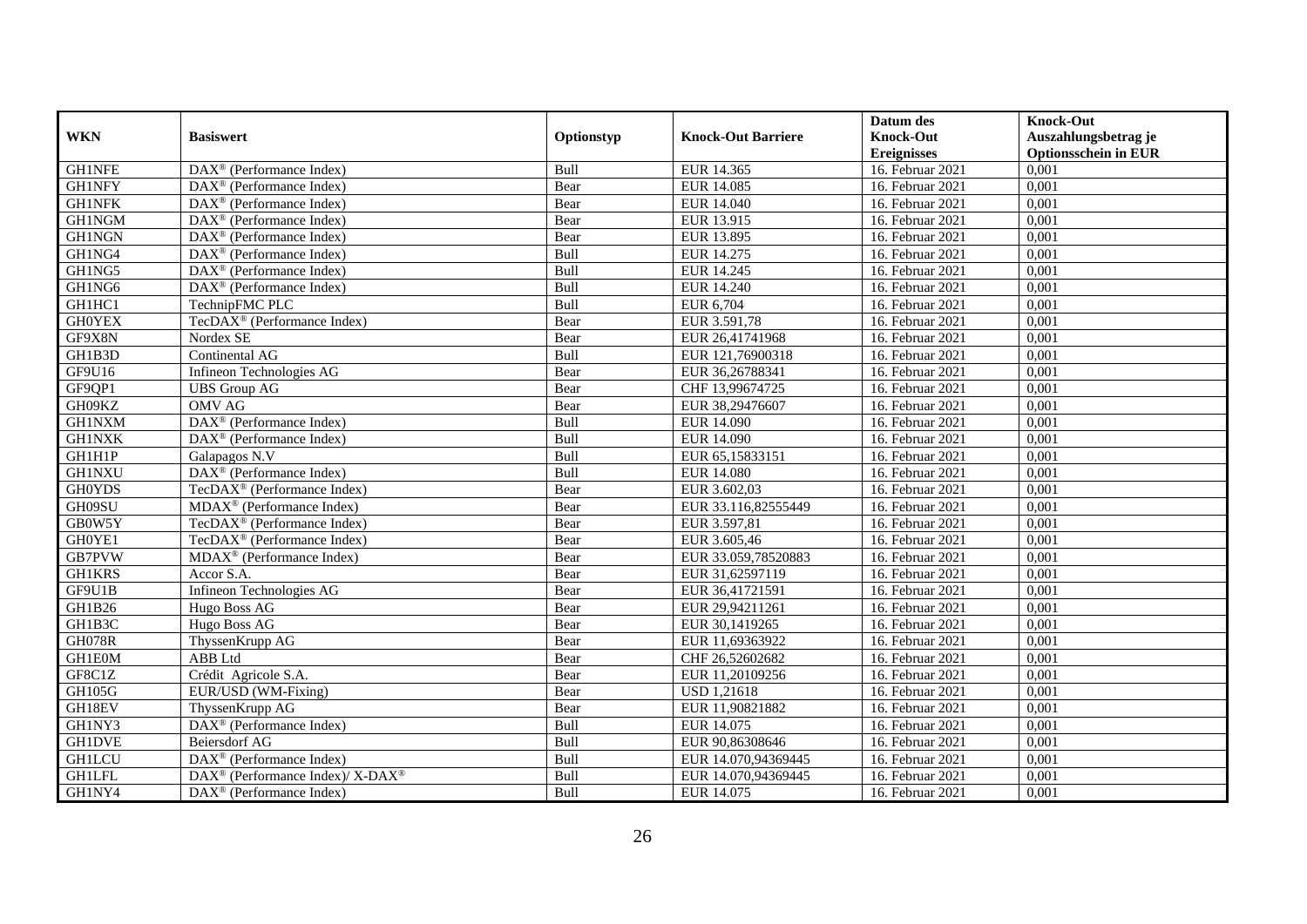| WKN | Basiswert | Optionstyp | Knock-Out Barriere | Datum des Knock-Out Ereignisses | Knock-Out Auszahlungsbetrag je Optionsschein in EUR |
|---|---|---|---|---|---|
| GH1NFE | DAX® (Performance Index) | Bull | EUR 14.365 | 16. Februar 2021 | 0,001 |
| GH1NFY | DAX® (Performance Index) | Bear | EUR 14.085 | 16. Februar 2021 | 0,001 |
| GH1NFK | DAX® (Performance Index) | Bear | EUR 14.040 | 16. Februar 2021 | 0,001 |
| GH1NGM | DAX® (Performance Index) | Bear | EUR 13.915 | 16. Februar 2021 | 0,001 |
| GH1NGN | DAX® (Performance Index) | Bear | EUR 13.895 | 16. Februar 2021 | 0,001 |
| GH1NG4 | DAX® (Performance Index) | Bull | EUR 14.275 | 16. Februar 2021 | 0,001 |
| GH1NG5 | DAX® (Performance Index) | Bull | EUR 14.245 | 16. Februar 2021 | 0,001 |
| GH1NG6 | DAX® (Performance Index) | Bull | EUR 14.240 | 16. Februar 2021 | 0,001 |
| GH1HC1 | TechnipFMC PLC | Bull | EUR 6,704 | 16. Februar 2021 | 0,001 |
| GH0YEX | TecDAX® (Performance Index) | Bear | EUR 3.591,78 | 16. Februar 2021 | 0,001 |
| GF9X8N | Nordex SE | Bear | EUR 26,41741968 | 16. Februar 2021 | 0,001 |
| GH1B3D | Continental AG | Bull | EUR 121,76900318 | 16. Februar 2021 | 0,001 |
| GF9U16 | Infineon Technologies AG | Bear | EUR 36,26788341 | 16. Februar 2021 | 0,001 |
| GF9QP1 | UBS Group AG | Bear | CHF 13,99674725 | 16. Februar 2021 | 0,001 |
| GH09KZ | OMV AG | Bear | EUR 38,29476607 | 16. Februar 2021 | 0,001 |
| GH1NXM | DAX® (Performance Index) | Bull | EUR 14.090 | 16. Februar 2021 | 0,001 |
| GH1NXK | DAX® (Performance Index) | Bull | EUR 14.090 | 16. Februar 2021 | 0,001 |
| GH1H1P | Galapagos N.V | Bull | EUR 65,15833151 | 16. Februar 2021 | 0,001 |
| GH1NXU | DAX® (Performance Index) | Bull | EUR 14.080 | 16. Februar 2021 | 0,001 |
| GH0YDS | TecDAX® (Performance Index) | Bear | EUR 3.602,03 | 16. Februar 2021 | 0,001 |
| GH09SU | MDAX® (Performance Index) | Bear | EUR 33.116,82555449 | 16. Februar 2021 | 0,001 |
| GB0W5Y | TecDAX® (Performance Index) | Bear | EUR 3.597,81 | 16. Februar 2021 | 0,001 |
| GH0YE1 | TecDAX® (Performance Index) | Bear | EUR 3.605,46 | 16. Februar 2021 | 0,001 |
| GB7PVW | MDAX® (Performance Index) | Bear | EUR 33.059,78520883 | 16. Februar 2021 | 0,001 |
| GH1KRS | Accor S.A. | Bear | EUR 31,62597119 | 16. Februar 2021 | 0,001 |
| GF9U1B | Infineon Technologies AG | Bear | EUR 36,41721591 | 16. Februar 2021 | 0,001 |
| GH1B26 | Hugo Boss AG | Bear | EUR 29,94211261 | 16. Februar 2021 | 0,001 |
| GH1B3C | Hugo Boss AG | Bear | EUR 30,1419265 | 16. Februar 2021 | 0,001 |
| GH078R | ThyssenKrupp AG | Bear | EUR 11,69363922 | 16. Februar 2021 | 0,001 |
| GH1E0M | ABB Ltd | Bear | CHF 26,52602682 | 16. Februar 2021 | 0,001 |
| GF8C1Z | Crédit Agricole S.A. | Bear | EUR 11,20109256 | 16. Februar 2021 | 0,001 |
| GH105G | EUR/USD (WM-Fixing) | Bear | USD 1,21618 | 16. Februar 2021 | 0,001 |
| GH18EV | ThyssenKrupp AG | Bear | EUR 11,90821882 | 16. Februar 2021 | 0,001 |
| GH1NY3 | DAX® (Performance Index) | Bull | EUR 14.075 | 16. Februar 2021 | 0,001 |
| GH1DVE | Beiersdorf AG | Bull | EUR 90,86308646 | 16. Februar 2021 | 0,001 |
| GH1LCU | DAX® (Performance Index) | Bull | EUR 14.070,94369445 | 16. Februar 2021 | 0,001 |
| GH1LFL | DAX® (Performance Index)/ X-DAX® | Bull | EUR 14.070,94369445 | 16. Februar 2021 | 0,001 |
| GH1NY4 | DAX® (Performance Index) | Bull | EUR 14.075 | 16. Februar 2021 | 0,001 |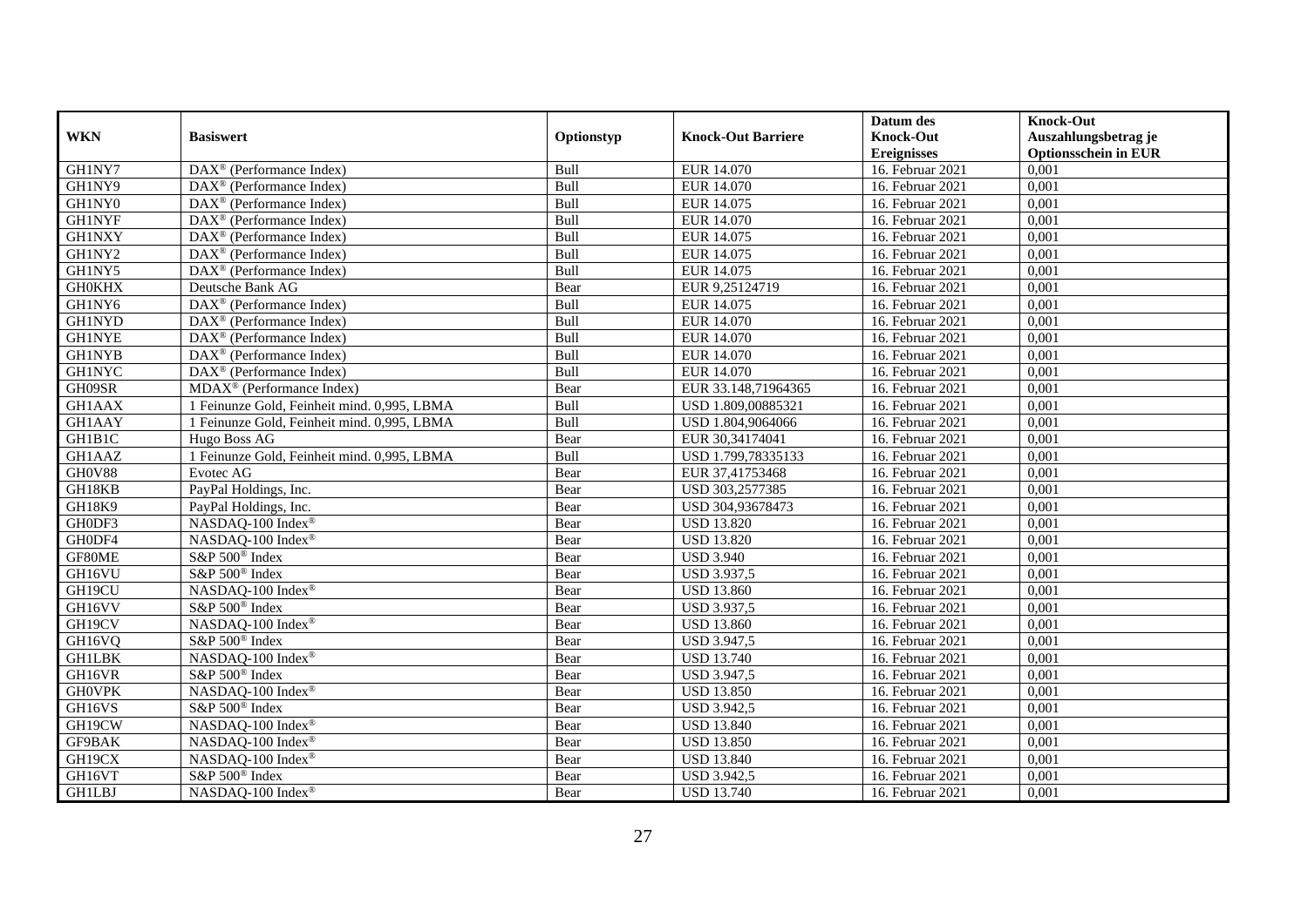| WKN | Basiswert | Optionstyp | Knock-Out Barriere | Datum des Knock-Out Ereignisses | Knock-Out Auszahlungsbetrag je Optionsschein in EUR |
|---|---|---|---|---|---|
| GH1NY7 | DAX® (Performance Index) | Bull | EUR 14.070 | 16. Februar 2021 | 0,001 |
| GH1NY9 | DAX® (Performance Index) | Bull | EUR 14.070 | 16. Februar 2021 | 0,001 |
| GH1NY0 | DAX® (Performance Index) | Bull | EUR 14.075 | 16. Februar 2021 | 0,001 |
| GH1NYF | DAX® (Performance Index) | Bull | EUR 14.070 | 16. Februar 2021 | 0,001 |
| GH1NXY | DAX® (Performance Index) | Bull | EUR 14.075 | 16. Februar 2021 | 0,001 |
| GH1NY2 | DAX® (Performance Index) | Bull | EUR 14.075 | 16. Februar 2021 | 0,001 |
| GH1NY5 | DAX® (Performance Index) | Bull | EUR 14.075 | 16. Februar 2021 | 0,001 |
| GH0KHX | Deutsche Bank AG | Bear | EUR 9,25124719 | 16. Februar 2021 | 0,001 |
| GH1NY6 | DAX® (Performance Index) | Bull | EUR 14.075 | 16. Februar 2021 | 0,001 |
| GH1NYD | DAX® (Performance Index) | Bull | EUR 14.070 | 16. Februar 2021 | 0,001 |
| GH1NYE | DAX® (Performance Index) | Bull | EUR 14.070 | 16. Februar 2021 | 0,001 |
| GH1NYB | DAX® (Performance Index) | Bull | EUR 14.070 | 16. Februar 2021 | 0,001 |
| GH1NYC | DAX® (Performance Index) | Bull | EUR 14.070 | 16. Februar 2021 | 0,001 |
| GH09SR | MDAX® (Performance Index) | Bear | EUR 33.148,71964365 | 16. Februar 2021 | 0,001 |
| GH1AAX | 1 Feinunze Gold, Feinheit mind. 0,995, LBMA | Bull | USD 1.809,00885321 | 16. Februar 2021 | 0,001 |
| GH1AAY | 1 Feinunze Gold, Feinheit mind. 0,995, LBMA | Bull | USD 1.804,9064066 | 16. Februar 2021 | 0,001 |
| GH1B1C | Hugo Boss AG | Bear | EUR 30,34174041 | 16. Februar 2021 | 0,001 |
| GH1AAZ | 1 Feinunze Gold, Feinheit mind. 0,995, LBMA | Bull | USD 1.799,78335133 | 16. Februar 2021 | 0,001 |
| GH0V88 | Evotec AG | Bear | EUR 37,41753468 | 16. Februar 2021 | 0,001 |
| GH18KB | PayPal Holdings, Inc. | Bear | USD 303,2577385 | 16. Februar 2021 | 0,001 |
| GH18K9 | PayPal Holdings, Inc. | Bear | USD 304,93678473 | 16. Februar 2021 | 0,001 |
| GH0DF3 | NASDAQ-100 Index® | Bear | USD 13.820 | 16. Februar 2021 | 0,001 |
| GH0DF4 | NASDAQ-100 Index® | Bear | USD 13.820 | 16. Februar 2021 | 0,001 |
| GF80ME | S&P 500® Index | Bear | USD 3.940 | 16. Februar 2021 | 0,001 |
| GH16VU | S&P 500® Index | Bear | USD 3.937,5 | 16. Februar 2021 | 0,001 |
| GH19CU | NASDAQ-100 Index® | Bear | USD 13.860 | 16. Februar 2021 | 0,001 |
| GH16VV | S&P 500® Index | Bear | USD 3.937,5 | 16. Februar 2021 | 0,001 |
| GH19CV | NASDAQ-100 Index® | Bear | USD 13.860 | 16. Februar 2021 | 0,001 |
| GH16VQ | S&P 500® Index | Bear | USD 3.947,5 | 16. Februar 2021 | 0,001 |
| GH1LBK | NASDAQ-100 Index® | Bear | USD 13.740 | 16. Februar 2021 | 0,001 |
| GH16VR | S&P 500® Index | Bear | USD 3.947,5 | 16. Februar 2021 | 0,001 |
| GH0VPK | NASDAQ-100 Index® | Bear | USD 13.850 | 16. Februar 2021 | 0,001 |
| GH16VS | S&P 500® Index | Bear | USD 3.942,5 | 16. Februar 2021 | 0,001 |
| GH19CW | NASDAQ-100 Index® | Bear | USD 13.840 | 16. Februar 2021 | 0,001 |
| GF9BAK | NASDAQ-100 Index® | Bear | USD 13.850 | 16. Februar 2021 | 0,001 |
| GH19CX | NASDAQ-100 Index® | Bear | USD 13.840 | 16. Februar 2021 | 0,001 |
| GH16VT | S&P 500® Index | Bear | USD 3.942,5 | 16. Februar 2021 | 0,001 |
| GH1LBJ | NASDAQ-100 Index® | Bear | USD 13.740 | 16. Februar 2021 | 0,001 |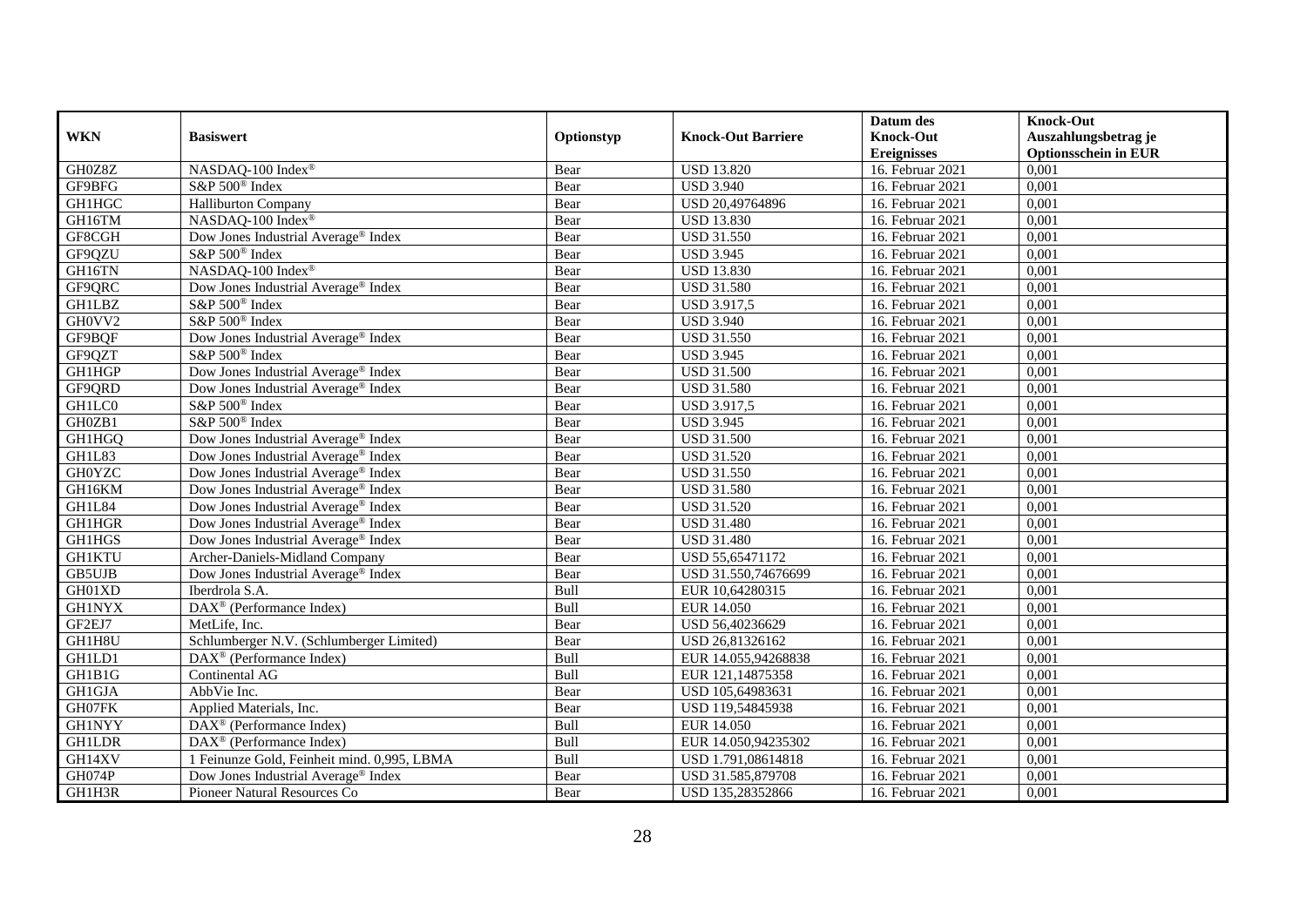| WKN | Basiswert | Optionstyp | Knock-Out Barriere | Datum des Knock-Out Ereignisses | Knock-Out Auszahlungsbetrag je Optionsschein in EUR |
|---|---|---|---|---|---|
| GH0Z8Z | NASDAQ-100 Index® | Bear | USD 13.820 | 16. Februar 2021 | 0,001 |
| GF9BFG | S&P 500® Index | Bear | USD 3.940 | 16. Februar 2021 | 0,001 |
| GH1HGC | Halliburton Company | Bear | USD 20,49764896 | 16. Februar 2021 | 0,001 |
| GH16TM | NASDAQ-100 Index® | Bear | USD 13.830 | 16. Februar 2021 | 0,001 |
| GF8CGH | Dow Jones Industrial Average® Index | Bear | USD 31.550 | 16. Februar 2021 | 0,001 |
| GF9QZU | S&P 500® Index | Bear | USD 3.945 | 16. Februar 2021 | 0,001 |
| GH16TN | NASDAQ-100 Index® | Bear | USD 13.830 | 16. Februar 2021 | 0,001 |
| GF9QRC | Dow Jones Industrial Average® Index | Bear | USD 31.580 | 16. Februar 2021 | 0,001 |
| GH1LBZ | S&P 500® Index | Bear | USD 3.917,5 | 16. Februar 2021 | 0,001 |
| GH0VV2 | S&P 500® Index | Bear | USD 3.940 | 16. Februar 2021 | 0,001 |
| GF9BQF | Dow Jones Industrial Average® Index | Bear | USD 31.550 | 16. Februar 2021 | 0,001 |
| GF9QZT | S&P 500® Index | Bear | USD 3.945 | 16. Februar 2021 | 0,001 |
| GH1HGP | Dow Jones Industrial Average® Index | Bear | USD 31.500 | 16. Februar 2021 | 0,001 |
| GF9QRD | Dow Jones Industrial Average® Index | Bear | USD 31.580 | 16. Februar 2021 | 0,001 |
| GH1LC0 | S&P 500® Index | Bear | USD 3.917,5 | 16. Februar 2021 | 0,001 |
| GH0ZB1 | S&P 500® Index | Bear | USD 3.945 | 16. Februar 2021 | 0,001 |
| GH1HGQ | Dow Jones Industrial Average® Index | Bear | USD 31.500 | 16. Februar 2021 | 0,001 |
| GH1L83 | Dow Jones Industrial Average® Index | Bear | USD 31.520 | 16. Februar 2021 | 0,001 |
| GH0YZC | Dow Jones Industrial Average® Index | Bear | USD 31.550 | 16. Februar 2021 | 0,001 |
| GH16KM | Dow Jones Industrial Average® Index | Bear | USD 31.580 | 16. Februar 2021 | 0,001 |
| GH1L84 | Dow Jones Industrial Average® Index | Bear | USD 31.520 | 16. Februar 2021 | 0,001 |
| GH1HGR | Dow Jones Industrial Average® Index | Bear | USD 31.480 | 16. Februar 2021 | 0,001 |
| GH1HGS | Dow Jones Industrial Average® Index | Bear | USD 31.480 | 16. Februar 2021 | 0,001 |
| GH1KTU | Archer-Daniels-Midland Company | Bear | USD 55,65471172 | 16. Februar 2021 | 0,001 |
| GB5UJB | Dow Jones Industrial Average® Index | Bear | USD 31.550,74676699 | 16. Februar 2021 | 0,001 |
| GH01XD | Iberdrola S.A. | Bull | EUR 10,64280315 | 16. Februar 2021 | 0,001 |
| GH1NYX | DAX® (Performance Index) | Bull | EUR 14.050 | 16. Februar 2021 | 0,001 |
| GF2EJ7 | MetLife, Inc. | Bear | USD 56,40236629 | 16. Februar 2021 | 0,001 |
| GH1H8U | Schlumberger N.V. (Schlumberger Limited) | Bear | USD 26,81326162 | 16. Februar 2021 | 0,001 |
| GH1LD1 | DAX® (Performance Index) | Bull | EUR 14.055,94268838 | 16. Februar 2021 | 0,001 |
| GH1B1G | Continental AG | Bull | EUR 121,14875358 | 16. Februar 2021 | 0,001 |
| GH1GJA | AbbVie Inc. | Bear | USD 105,64983631 | 16. Februar 2021 | 0,001 |
| GH07FK | Applied Materials, Inc. | Bear | USD 119,54845938 | 16. Februar 2021 | 0,001 |
| GH1NYY | DAX® (Performance Index) | Bull | EUR 14.050 | 16. Februar 2021 | 0,001 |
| GH1LDR | DAX® (Performance Index) | Bull | EUR 14.050,94235302 | 16. Februar 2021 | 0,001 |
| GH14XV | 1 Feinunze Gold, Feinheit mind. 0,995, LBMA | Bull | USD 1.791,08614818 | 16. Februar 2021 | 0,001 |
| GH074P | Dow Jones Industrial Average® Index | Bear | USD 31.585,879708 | 16. Februar 2021 | 0,001 |
| GH1H3R | Pioneer Natural Resources Co | Bear | USD 135,28352866 | 16. Februar 2021 | 0,001 |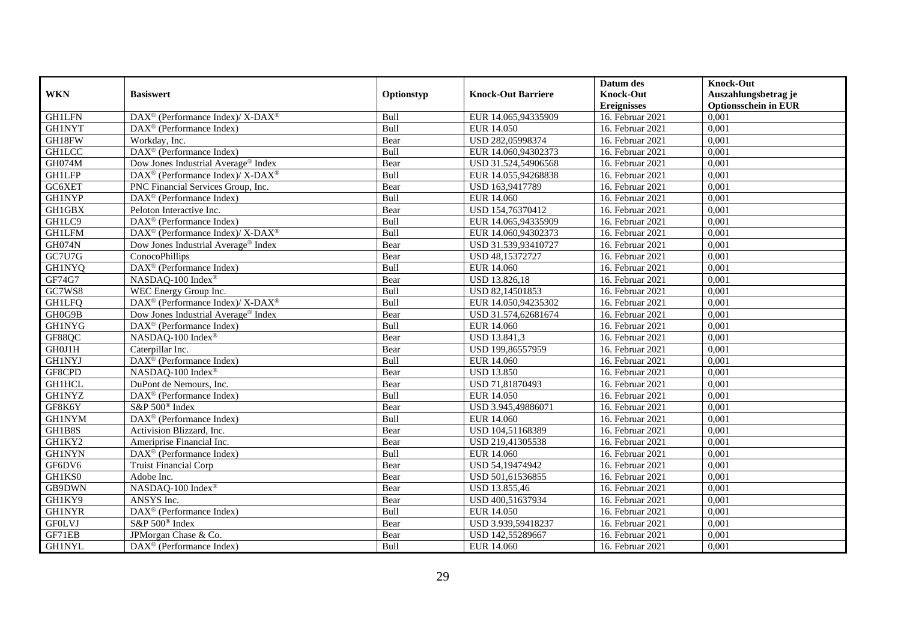| WKN | Basiswert | Optionstyp | Knock-Out Barriere | Datum des Knock-Out Ereignisses | Knock-Out Auszahlungsbetrag je Optionsschein in EUR |
|---|---|---|---|---|---|
| GH1LFN | DAX® (Performance Index)/ X-DAX® | Bull | EUR 14.065,94335909 | 16. Februar 2021 | 0,001 |
| GH1NYT | DAX® (Performance Index) | Bull | EUR 14.050 | 16. Februar 2021 | 0,001 |
| GH18FW | Workday, Inc. | Bear | USD 282,05998374 | 16. Februar 2021 | 0,001 |
| GH1LCC | DAX® (Performance Index) | Bull | EUR 14.060,94302373 | 16. Februar 2021 | 0,001 |
| GH074M | Dow Jones Industrial Average® Index | Bear | USD 31.524,54906568 | 16. Februar 2021 | 0,001 |
| GH1LFP | DAX® (Performance Index)/ X-DAX® | Bull | EUR 14.055,94268838 | 16. Februar 2021 | 0,001 |
| GC6XET | PNC Financial Services Group, Inc. | Bear | USD 163,9417789 | 16. Februar 2021 | 0,001 |
| GH1NYP | DAX® (Performance Index) | Bull | EUR 14.060 | 16. Februar 2021 | 0,001 |
| GH1GBX | Peloton Interactive Inc. | Bear | USD 154,76370412 | 16. Februar 2021 | 0,001 |
| GH1LC9 | DAX® (Performance Index) | Bull | EUR 14.065,94335909 | 16. Februar 2021 | 0,001 |
| GH1LFM | DAX® (Performance Index)/ X-DAX® | Bull | EUR 14.060,94302373 | 16. Februar 2021 | 0,001 |
| GH074N | Dow Jones Industrial Average® Index | Bear | USD 31.539,93410727 | 16. Februar 2021 | 0,001 |
| GC7U7G | ConocoPhillips | Bear | USD 48,15372727 | 16. Februar 2021 | 0,001 |
| GH1NYQ | DAX® (Performance Index) | Bull | EUR 14.060 | 16. Februar 2021 | 0,001 |
| GF74G7 | NASDAQ-100 Index® | Bear | USD 13.826,18 | 16. Februar 2021 | 0,001 |
| GC7WS8 | WEC Energy Group Inc. | Bull | USD 82,14501853 | 16. Februar 2021 | 0,001 |
| GH1LFQ | DAX® (Performance Index)/ X-DAX® | Bull | EUR 14.050,94235302 | 16. Februar 2021 | 0,001 |
| GH0G9B | Dow Jones Industrial Average® Index | Bear | USD 31.574,62681674 | 16. Februar 2021 | 0,001 |
| GH1NYG | DAX® (Performance Index) | Bull | EUR 14.060 | 16. Februar 2021 | 0,001 |
| GF88QC | NASDAQ-100 Index® | Bear | USD 13.841,3 | 16. Februar 2021 | 0,001 |
| GH0J1H | Caterpillar Inc. | Bear | USD 199,86557959 | 16. Februar 2021 | 0,001 |
| GH1NYJ | DAX® (Performance Index) | Bull | EUR 14.060 | 16. Februar 2021 | 0,001 |
| GF8CPD | NASDAQ-100 Index® | Bear | USD 13.850 | 16. Februar 2021 | 0,001 |
| GH1HCL | DuPont de Nemours, Inc. | Bear | USD 71,81870493 | 16. Februar 2021 | 0,001 |
| GH1NYZ | DAX® (Performance Index) | Bull | EUR 14.050 | 16. Februar 2021 | 0,001 |
| GF8K6Y | S&P 500® Index | Bear | USD 3.945,49886071 | 16. Februar 2021 | 0,001 |
| GH1NYM | DAX® (Performance Index) | Bull | EUR 14.060 | 16. Februar 2021 | 0,001 |
| GH1B8S | Activision Blizzard, Inc. | Bear | USD 104,51168389 | 16. Februar 2021 | 0,001 |
| GH1KY2 | Ameriprise Financial Inc. | Bear | USD 219,41305538 | 16. Februar 2021 | 0,001 |
| GH1NYN | DAX® (Performance Index) | Bull | EUR 14.060 | 16. Februar 2021 | 0,001 |
| GF6DV6 | Truist Financial Corp | Bear | USD 54,19474942 | 16. Februar 2021 | 0,001 |
| GH1KS0 | Adobe Inc. | Bear | USD 501,61536855 | 16. Februar 2021 | 0,001 |
| GB9DWN | NASDAQ-100 Index® | Bear | USD 13.855,46 | 16. Februar 2021 | 0,001 |
| GH1KY9 | ANSYS Inc. | Bear | USD 400,51637934 | 16. Februar 2021 | 0,001 |
| GH1NYR | DAX® (Performance Index) | Bull | EUR 14.050 | 16. Februar 2021 | 0,001 |
| GF0LVJ | S&P 500® Index | Bear | USD 3.939,59418237 | 16. Februar 2021 | 0,001 |
| GF71EB | JPMorgan Chase & Co. | Bear | USD 142,55289667 | 16. Februar 2021 | 0,001 |
| GH1NYL | DAX® (Performance Index) | Bull | EUR 14.060 | 16. Februar 2021 | 0,001 |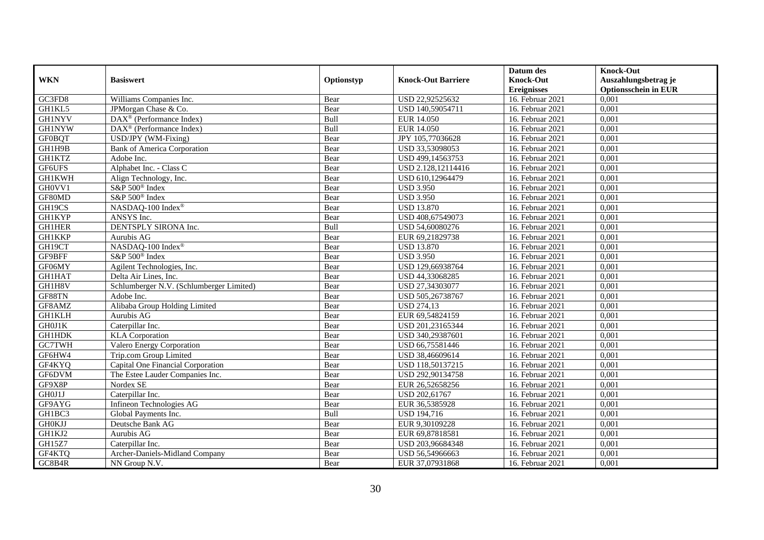| WKN | Basiswert | Optionstyp | Knock-Out Barriere | Datum des Knock-Out Ereignisses | Knock-Out Auszahlungsbetrag je Optionsschein in EUR |
|---|---|---|---|---|---|
| GC3FD8 | Williams Companies Inc. | Bear | USD 22,92525632 | 16. Februar 2021 | 0,001 |
| GH1KL5 | JPMorgan Chase & Co. | Bear | USD 140,59054711 | 16. Februar 2021 | 0,001 |
| GH1NYV | DAX® (Performance Index) | Bull | EUR 14.050 | 16. Februar 2021 | 0,001 |
| GH1NYW | DAX® (Performance Index) | Bull | EUR 14.050 | 16. Februar 2021 | 0,001 |
| GF0BQT | USD/JPY (WM-Fixing) | Bear | JPY 105,77036628 | 16. Februar 2021 | 0,001 |
| GH1H9B | Bank of America Corporation | Bear | USD 33,53098053 | 16. Februar 2021 | 0,001 |
| GH1KTZ | Adobe Inc. | Bear | USD 499,14563753 | 16. Februar 2021 | 0,001 |
| GF6UFS | Alphabet Inc. - Class C | Bear | USD 2.128,12114416 | 16. Februar 2021 | 0,001 |
| GH1KWH | Align Technology, Inc. | Bear | USD 610,12964479 | 16. Februar 2021 | 0,001 |
| GH0VV1 | S&P 500® Index | Bear | USD 3.950 | 16. Februar 2021 | 0,001 |
| GF80MD | S&P 500® Index | Bear | USD 3.950 | 16. Februar 2021 | 0,001 |
| GH19CS | NASDAQ-100 Index® | Bear | USD 13.870 | 16. Februar 2021 | 0,001 |
| GH1KYP | ANSYS Inc. | Bear | USD 408,67549073 | 16. Februar 2021 | 0,001 |
| GH1HER | DENTSPLY SIRONA Inc. | Bull | USD 54,60080276 | 16. Februar 2021 | 0,001 |
| GH1KKP | Aurubis AG | Bear | EUR 69,21829738 | 16. Februar 2021 | 0,001 |
| GH19CT | NASDAQ-100 Index® | Bear | USD 13.870 | 16. Februar 2021 | 0,001 |
| GF9BFF | S&P 500® Index | Bear | USD 3.950 | 16. Februar 2021 | 0,001 |
| GF06MY | Agilent Technologies, Inc. | Bear | USD 129,66938764 | 16. Februar 2021 | 0,001 |
| GH1HAT | Delta Air Lines, Inc. | Bear | USD 44,33068285 | 16. Februar 2021 | 0,001 |
| GH1H8V | Schlumberger N.V. (Schlumberger Limited) | Bear | USD 27,34303077 | 16. Februar 2021 | 0,001 |
| GF88TN | Adobe Inc. | Bear | USD 505,26738767 | 16. Februar 2021 | 0,001 |
| GF8AMZ | Alibaba Group Holding Limited | Bear | USD 274,13 | 16. Februar 2021 | 0,001 |
| GH1KLH | Aurubis AG | Bear | EUR 69,54824159 | 16. Februar 2021 | 0,001 |
| GH0J1K | Caterpillar Inc. | Bear | USD 201,23165344 | 16. Februar 2021 | 0,001 |
| GH1HDK | KLA Corporation | Bear | USD 340,29387601 | 16. Februar 2021 | 0,001 |
| GC7TWH | Valero Energy Corporation | Bear | USD 66,75581446 | 16. Februar 2021 | 0,001 |
| GF6HW4 | Trip.com Group Limited | Bear | USD 38,46609614 | 16. Februar 2021 | 0,001 |
| GF4KYQ | Capital One Financial Corporation | Bear | USD 118,50137215 | 16. Februar 2021 | 0,001 |
| GF6DVM | The Estee Lauder Companies Inc. | Bear | USD 292,90134758 | 16. Februar 2021 | 0,001 |
| GF9X8P | Nordex SE | Bear | EUR 26,52658256 | 16. Februar 2021 | 0,001 |
| GH0J1J | Caterpillar Inc. | Bear | USD 202,61767 | 16. Februar 2021 | 0,001 |
| GF9AYG | Infineon Technologies AG | Bear | EUR 36,5385928 | 16. Februar 2021 | 0,001 |
| GH1BC3 | Global Payments Inc. | Bull | USD 194,716 | 16. Februar 2021 | 0,001 |
| GH0KJJ | Deutsche Bank AG | Bear | EUR 9,30109228 | 16. Februar 2021 | 0,001 |
| GH1KJ2 | Aurubis AG | Bear | EUR 69,87818581 | 16. Februar 2021 | 0,001 |
| GH15Z7 | Caterpillar Inc. | Bear | USD 203,96684348 | 16. Februar 2021 | 0,001 |
| GF4KTQ | Archer-Daniels-Midland Company | Bear | USD 56,54966663 | 16. Februar 2021 | 0,001 |
| GC8B4R | NN Group N.V. | Bear | EUR 37,07931868 | 16. Februar 2021 | 0,001 |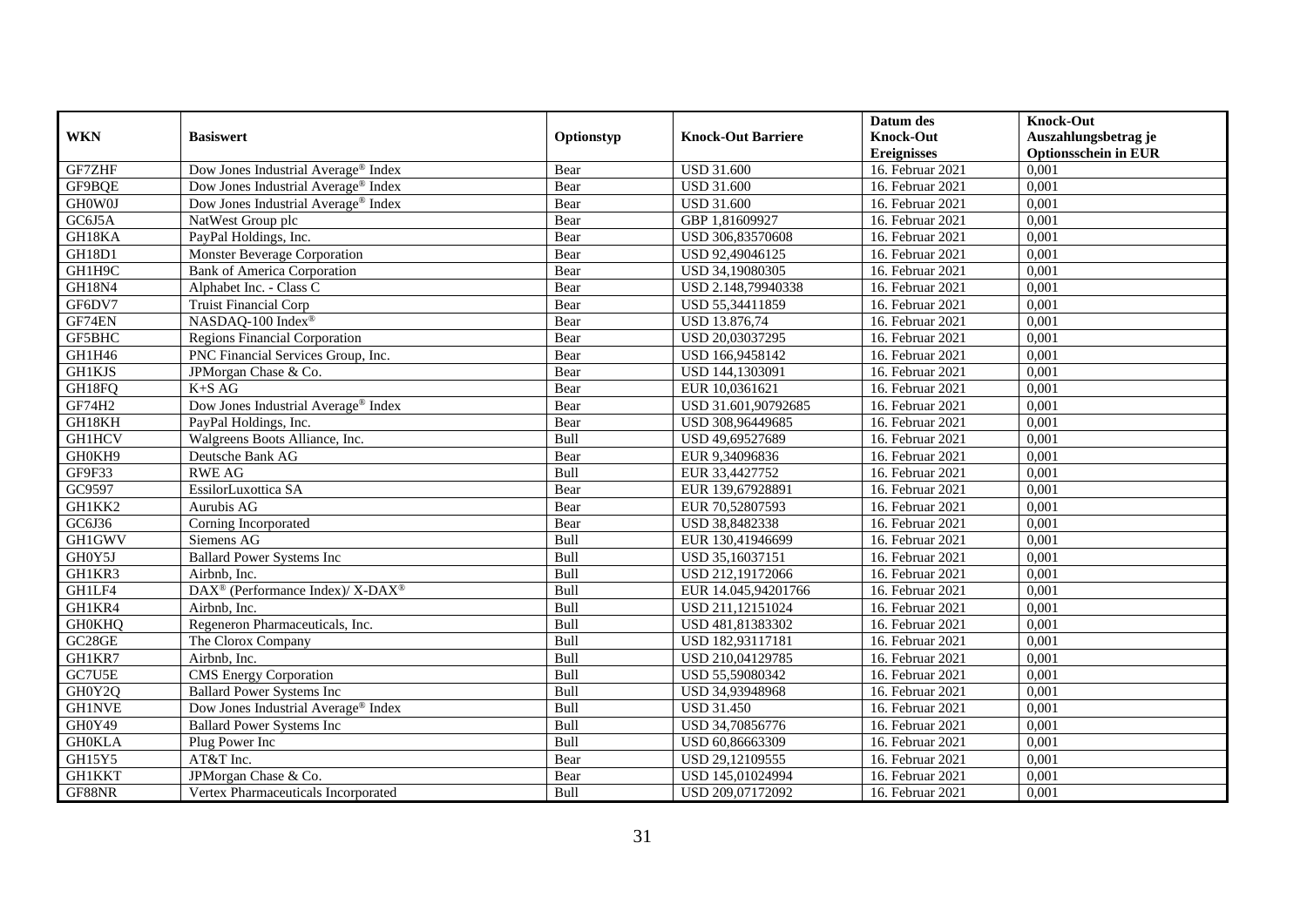| WKN | Basiswert | Optionstyp | Knock-Out Barriere | Datum des Knock-Out Ereignisses | Knock-Out Auszahlungsbetrag je Optionsschein in EUR |
|---|---|---|---|---|---|
| GF7ZHF | Dow Jones Industrial Average® Index | Bear | USD 31.600 | 16. Februar 2021 | 0,001 |
| GF9BQE | Dow Jones Industrial Average® Index | Bear | USD 31.600 | 16. Februar 2021 | 0,001 |
| GH0W0J | Dow Jones Industrial Average® Index | Bear | USD 31.600 | 16. Februar 2021 | 0,001 |
| GC6J5A | NatWest Group plc | Bear | GBP 1,81609927 | 16. Februar 2021 | 0,001 |
| GH18KA | PayPal Holdings, Inc. | Bear | USD 306,83570608 | 16. Februar 2021 | 0,001 |
| GH18D1 | Monster Beverage Corporation | Bear | USD 92,49046125 | 16. Februar 2021 | 0,001 |
| GH1H9C | Bank of America Corporation | Bear | USD 34,19080305 | 16. Februar 2021 | 0,001 |
| GH18N4 | Alphabet Inc. - Class C | Bear | USD 2.148,79940338 | 16. Februar 2021 | 0,001 |
| GF6DV7 | Truist Financial Corp | Bear | USD 55,34411859 | 16. Februar 2021 | 0,001 |
| GF74EN | NASDAQ-100 Index® | Bear | USD 13.876,74 | 16. Februar 2021 | 0,001 |
| GF5BHC | Regions Financial Corporation | Bear | USD 20,03037295 | 16. Februar 2021 | 0,001 |
| GH1H46 | PNC Financial Services Group, Inc. | Bear | USD 166,9458142 | 16. Februar 2021 | 0,001 |
| GH1KJS | JPMorgan Chase & Co. | Bear | USD 144,1303091 | 16. Februar 2021 | 0,001 |
| GH18FQ | K+S AG | Bear | EUR 10,0361621 | 16. Februar 2021 | 0,001 |
| GF74H2 | Dow Jones Industrial Average® Index | Bear | USD 31.601,90792685 | 16. Februar 2021 | 0,001 |
| GH18KH | PayPal Holdings, Inc. | Bear | USD 308,96449685 | 16. Februar 2021 | 0,001 |
| GH1HCV | Walgreens Boots Alliance, Inc. | Bull | USD 49,69527689 | 16. Februar 2021 | 0,001 |
| GH0KH9 | Deutsche Bank AG | Bear | EUR 9,34096836 | 16. Februar 2021 | 0,001 |
| GF9F33 | RWE AG | Bull | EUR 33,4427752 | 16. Februar 2021 | 0,001 |
| GC9597 | EssilorLuxottica SA | Bear | EUR 139,67928891 | 16. Februar 2021 | 0,001 |
| GH1KK2 | Aurubis AG | Bear | EUR 70,52807593 | 16. Februar 2021 | 0,001 |
| GC6J36 | Corning Incorporated | Bear | USD 38,8482338 | 16. Februar 2021 | 0,001 |
| GH1GWV | Siemens AG | Bull | EUR 130,41946699 | 16. Februar 2021 | 0,001 |
| GH0Y5J | Ballard Power Systems Inc | Bull | USD 35,16037151 | 16. Februar 2021 | 0,001 |
| GH1KR3 | Airbnb, Inc. | Bull | USD 212,19172066 | 16. Februar 2021 | 0,001 |
| GH1LF4 | DAX® (Performance Index)/ X-DAX® | Bull | EUR 14.045,94201766 | 16. Februar 2021 | 0,001 |
| GH1KR4 | Airbnb, Inc. | Bull | USD 211,12151024 | 16. Februar 2021 | 0,001 |
| GH0KHQ | Regeneron Pharmaceuticals, Inc. | Bull | USD 481,81383302 | 16. Februar 2021 | 0,001 |
| GC28GE | The Clorox Company | Bull | USD 182,93117181 | 16. Februar 2021 | 0,001 |
| GH1KR7 | Airbnb, Inc. | Bull | USD 210,04129785 | 16. Februar 2021 | 0,001 |
| GC7U5E | CMS Energy Corporation | Bull | USD 55,59080342 | 16. Februar 2021 | 0,001 |
| GH0Y2Q | Ballard Power Systems Inc | Bull | USD 34,93948968 | 16. Februar 2021 | 0,001 |
| GH1NVE | Dow Jones Industrial Average® Index | Bull | USD 31.450 | 16. Februar 2021 | 0,001 |
| GH0Y49 | Ballard Power Systems Inc | Bull | USD 34,70856776 | 16. Februar 2021 | 0,001 |
| GH0KLA | Plug Power Inc | Bull | USD 60,86663309 | 16. Februar 2021 | 0,001 |
| GH15Y5 | AT&T Inc. | Bear | USD 29,12109555 | 16. Februar 2021 | 0,001 |
| GH1KKT | JPMorgan Chase & Co. | Bear | USD 145,01024994 | 16. Februar 2021 | 0,001 |
| GF88NR | Vertex Pharmaceuticals Incorporated | Bull | USD 209,07172092 | 16. Februar 2021 | 0,001 |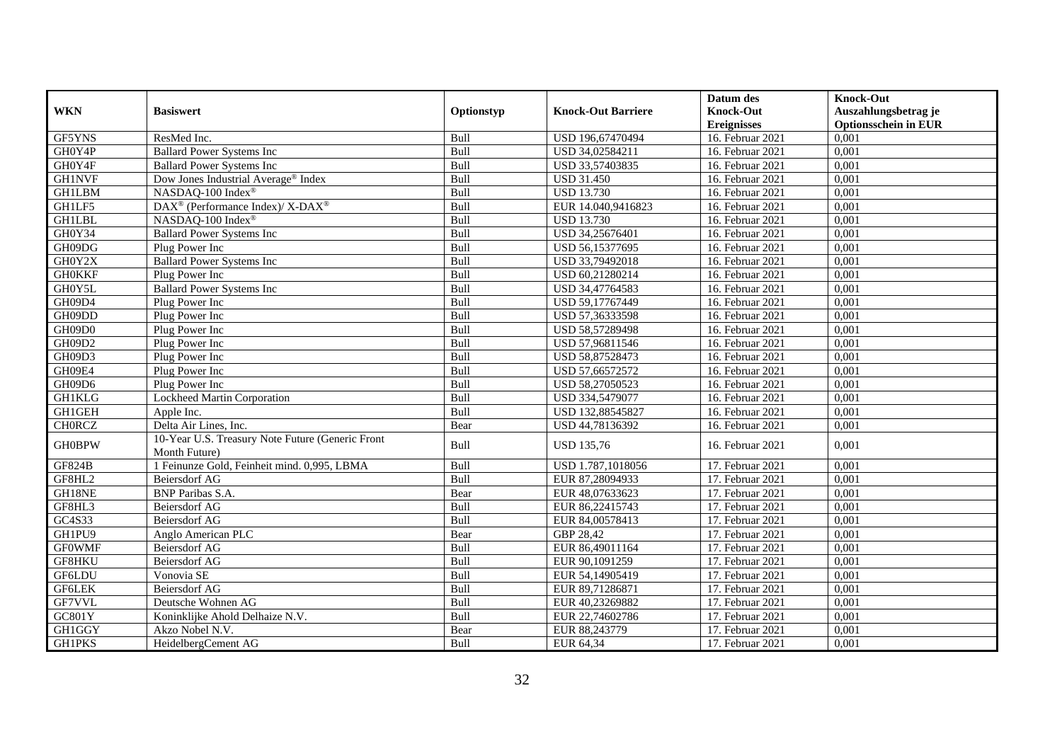| WKN | Basiswert | Optionstyp | Knock-Out Barriere | Datum des Knock-Out Ereignisses | Knock-Out Auszahlungsbetrag je Optionsschein in EUR |
|---|---|---|---|---|---|
| GF5YNS | ResMed Inc. | Bull | USD 196,67470494 | 16. Februar 2021 | 0,001 |
| GH0Y4P | Ballard Power Systems Inc | Bull | USD 34,02584211 | 16. Februar 2021 | 0,001 |
| GH0Y4F | Ballard Power Systems Inc | Bull | USD 33,57403835 | 16. Februar 2021 | 0,001 |
| GH1NVF | Dow Jones Industrial Average® Index | Bull | USD 31.450 | 16. Februar 2021 | 0,001 |
| GH1LBM | NASDAQ-100 Index® | Bull | USD 13.730 | 16. Februar 2021 | 0,001 |
| GH1LF5 | DAX® (Performance Index)/ X-DAX® | Bull | EUR 14.040,9416823 | 16. Februar 2021 | 0,001 |
| GH1LBL | NASDAQ-100 Index® | Bull | USD 13.730 | 16. Februar 2021 | 0,001 |
| GH0Y34 | Ballard Power Systems Inc | Bull | USD 34,25676401 | 16. Februar 2021 | 0,001 |
| GH09DG | Plug Power Inc | Bull | USD 56,15377695 | 16. Februar 2021 | 0,001 |
| GH0Y2X | Ballard Power Systems Inc | Bull | USD 33,79492018 | 16. Februar 2021 | 0,001 |
| GH0KKF | Plug Power Inc | Bull | USD 60,21280214 | 16. Februar 2021 | 0,001 |
| GH0Y5L | Ballard Power Systems Inc | Bull | USD 34,47764583 | 16. Februar 2021 | 0,001 |
| GH09D4 | Plug Power Inc | Bull | USD 59,17767449 | 16. Februar 2021 | 0,001 |
| GH09DD | Plug Power Inc | Bull | USD 57,36333598 | 16. Februar 2021 | 0,001 |
| GH09D0 | Plug Power Inc | Bull | USD 58,57289498 | 16. Februar 2021 | 0,001 |
| GH09D2 | Plug Power Inc | Bull | USD 57,96811546 | 16. Februar 2021 | 0,001 |
| GH09D3 | Plug Power Inc | Bull | USD 58,87528473 | 16. Februar 2021 | 0,001 |
| GH09E4 | Plug Power Inc | Bull | USD 57,66572572 | 16. Februar 2021 | 0,001 |
| GH09D6 | Plug Power Inc | Bull | USD 58,27050523 | 16. Februar 2021 | 0,001 |
| GH1KLG | Lockheed Martin Corporation | Bull | USD 334,5479077 | 16. Februar 2021 | 0,001 |
| GH1GEH | Apple Inc. | Bull | USD 132,88545827 | 16. Februar 2021 | 0,001 |
| CH0RCZ | Delta Air Lines, Inc. | Bear | USD 44,78136392 | 16. Februar 2021 | 0,001 |
| GH0BPW | 10-Year U.S. Treasury Note Future (Generic Front Month Future) | Bull | USD 135,76 | 16. Februar 2021 | 0,001 |
| GF824B | 1 Feinunze Gold, Feinheit mind. 0,995, LBMA | Bull | USD 1.787,1018056 | 17. Februar 2021 | 0,001 |
| GF8HL2 | Beiersdorf AG | Bull | EUR 87,28094933 | 17. Februar 2021 | 0,001 |
| GH18NE | BNP Paribas S.A. | Bear | EUR 48,07633623 | 17. Februar 2021 | 0,001 |
| GF8HL3 | Beiersdorf AG | Bull | EUR 86,22415743 | 17. Februar 2021 | 0,001 |
| GC4S33 | Beiersdorf AG | Bull | EUR 84,00578413 | 17. Februar 2021 | 0,001 |
| GH1PU9 | Anglo American PLC | Bear | GBP 28,42 | 17. Februar 2021 | 0,001 |
| GF0WMF | Beiersdorf AG | Bull | EUR 86,49011164 | 17. Februar 2021 | 0,001 |
| GF8HKU | Beiersdorf AG | Bull | EUR 90,1091259 | 17. Februar 2021 | 0,001 |
| GF6LDU | Vonovia SE | Bull | EUR 54,14905419 | 17. Februar 2021 | 0,001 |
| GF6LEK | Beiersdorf AG | Bull | EUR 89,71286871 | 17. Februar 2021 | 0,001 |
| GF7VVL | Deutsche Wohnen AG | Bull | EUR 40,23269882 | 17. Februar 2021 | 0,001 |
| GC801Y | Koninklijke Ahold Delhaize N.V. | Bull | EUR 22,74602786 | 17. Februar 2021 | 0,001 |
| GH1GGY | Akzo Nobel N.V. | Bear | EUR 88,243779 | 17. Februar 2021 | 0,001 |
| GH1PKS | HeidelbergCement AG | Bull | EUR 64,34 | 17. Februar 2021 | 0,001 |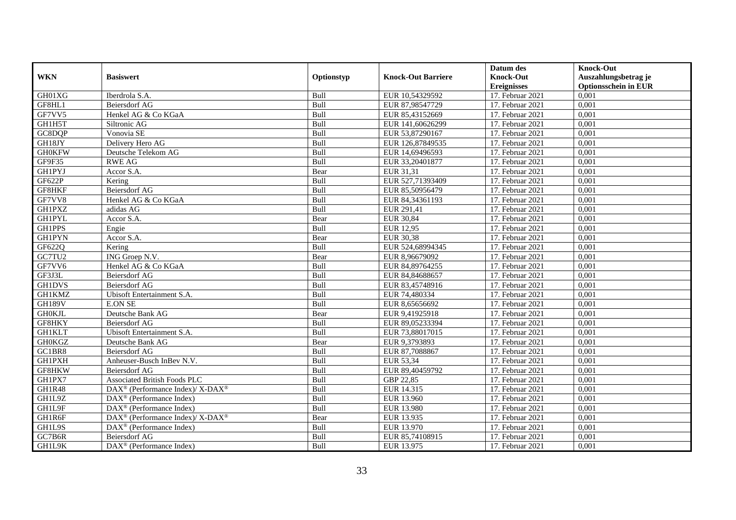| WKN | Basiswert | Optionstyp | Knock-Out Barriere | Datum des Knock-Out Ereignisses | Knock-Out Auszahlungsbetrag je Optionsschein in EUR |
|---|---|---|---|---|---|
| GH01XG | Iberdrola S.A. | Bull | EUR 10,54329592 | 17. Februar 2021 | 0,001 |
| GF8HL1 | Beiersdorf AG | Bull | EUR 87,98547729 | 17. Februar 2021 | 0,001 |
| GF7VV5 | Henkel AG & Co KGaA | Bull | EUR 85,43152669 | 17. Februar 2021 | 0,001 |
| GH1H5T | Siltronic AG | Bull | EUR 141,60626299 | 17. Februar 2021 | 0,001 |
| GC8DQP | Vonovia SE | Bull | EUR 53,87290167 | 17. Februar 2021 | 0,001 |
| GH18JY | Delivery Hero AG | Bull | EUR 126,87849535 | 17. Februar 2021 | 0,001 |
| GH0KFW | Deutsche Telekom AG | Bull | EUR 14,69496593 | 17. Februar 2021 | 0,001 |
| GF9F35 | RWE AG | Bull | EUR 33,20401877 | 17. Februar 2021 | 0,001 |
| GH1PYJ | Accor S.A. | Bear | EUR 31,31 | 17. Februar 2021 | 0,001 |
| GF622P | Kering | Bull | EUR 527,71393409 | 17. Februar 2021 | 0,001 |
| GF8HKF | Beiersdorf AG | Bull | EUR 85,50956479 | 17. Februar 2021 | 0,001 |
| GF7VV8 | Henkel AG & Co KGaA | Bull | EUR 84,34361193 | 17. Februar 2021 | 0,001 |
| GH1PXZ | adidas AG | Bull | EUR 291,41 | 17. Februar 2021 | 0,001 |
| GH1PYL | Accor S.A. | Bear | EUR 30,84 | 17. Februar 2021 | 0,001 |
| GH1PPS | Engie | Bull | EUR 12,95 | 17. Februar 2021 | 0,001 |
| GH1PYN | Accor S.A. | Bear | EUR 30,38 | 17. Februar 2021 | 0,001 |
| GF622Q | Kering | Bull | EUR 524,68994345 | 17. Februar 2021 | 0,001 |
| GC7TU2 | ING Groep N.V. | Bear | EUR 8,96679092 | 17. Februar 2021 | 0,001 |
| GF7VV6 | Henkel AG & Co KGaA | Bull | EUR 84,89764255 | 17. Februar 2021 | 0,001 |
| GF3J3L | Beiersdorf AG | Bull | EUR 84,84688657 | 17. Februar 2021 | 0,001 |
| GH1DVS | Beiersdorf AG | Bull | EUR 83,45748916 | 17. Februar 2021 | 0,001 |
| GH1KMZ | Ubisoft Entertainment S.A. | Bull | EUR 74,480334 | 17. Februar 2021 | 0,001 |
| GH189V | E.ON SE | Bull | EUR 8,65656692 | 17. Februar 2021 | 0,001 |
| GH0KJL | Deutsche Bank AG | Bear | EUR 9,41925918 | 17. Februar 2021 | 0,001 |
| GF8HKY | Beiersdorf AG | Bull | EUR 89,05233394 | 17. Februar 2021 | 0,001 |
| GH1KLT | Ubisoft Entertainment S.A. | Bull | EUR 73,88017015 | 17. Februar 2021 | 0,001 |
| GH0KGZ | Deutsche Bank AG | Bear | EUR 9,3793893 | 17. Februar 2021 | 0,001 |
| GC1BR8 | Beiersdorf AG | Bull | EUR 87,7088867 | 17. Februar 2021 | 0,001 |
| GH1PXH | Anheuser-Busch InBev N.V. | Bull | EUR 53,34 | 17. Februar 2021 | 0,001 |
| GF8HKW | Beiersdorf AG | Bull | EUR 89,40459792 | 17. Februar 2021 | 0,001 |
| GH1PX7 | Associated British Foods PLC | Bull | GBP 22,85 | 17. Februar 2021 | 0,001 |
| GH1R48 | DAX® (Performance Index)/ X-DAX® | Bull | EUR 14.315 | 17. Februar 2021 | 0,001 |
| GH1L9Z | DAX® (Performance Index) | Bull | EUR 13.960 | 17. Februar 2021 | 0,001 |
| GH1L9F | DAX® (Performance Index) | Bull | EUR 13.980 | 17. Februar 2021 | 0,001 |
| GH1R6F | DAX® (Performance Index)/ X-DAX® | Bear | EUR 13.935 | 17. Februar 2021 | 0,001 |
| GH1L9S | DAX® (Performance Index) | Bull | EUR 13.970 | 17. Februar 2021 | 0,001 |
| GC7B6R | Beiersdorf AG | Bull | EUR 85,74108915 | 17. Februar 2021 | 0,001 |
| GH1L9K | DAX® (Performance Index) | Bull | EUR 13.975 | 17. Februar 2021 | 0,001 |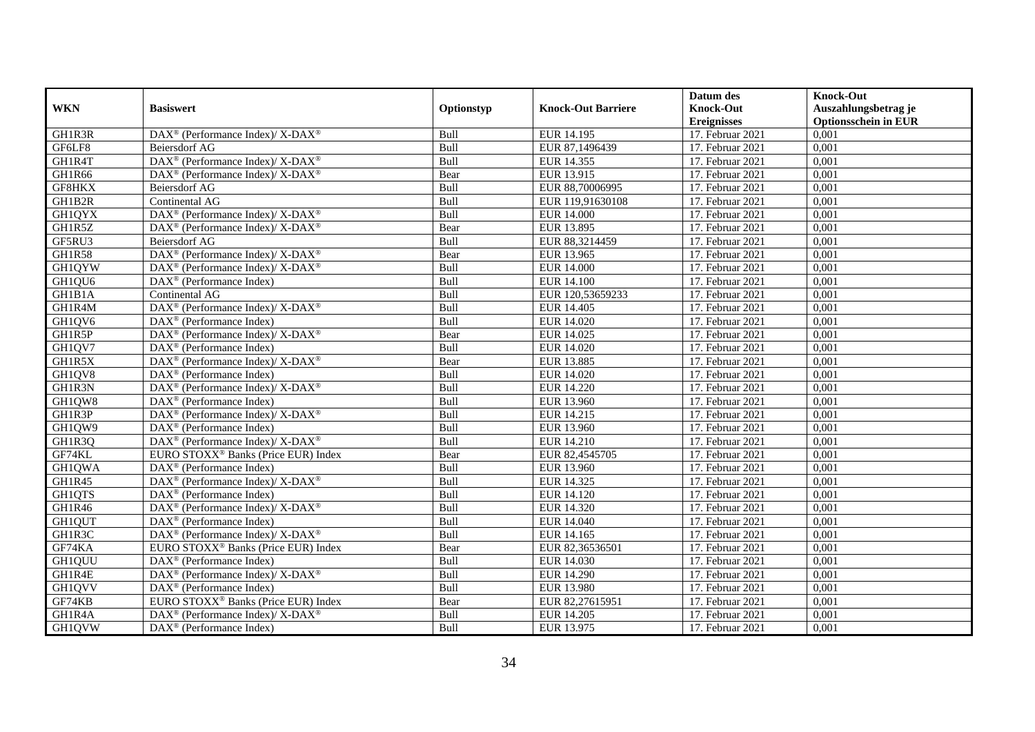| WKN | Basiswert | Optionstyp | Knock-Out Barriere | Datum des Knock-Out Ereignisses | Knock-Out Auszahlungsbetrag je Optionsschein in EUR |
|---|---|---|---|---|---|
| GH1R3R | DAX® (Performance Index)/ X-DAX® | Bull | EUR 14.195 | 17. Februar 2021 | 0,001 |
| GF6LF8 | Beiersdorf AG | Bull | EUR 87,1496439 | 17. Februar 2021 | 0,001 |
| GH1R4T | DAX® (Performance Index)/ X-DAX® | Bull | EUR 14.355 | 17. Februar 2021 | 0,001 |
| GH1R66 | DAX® (Performance Index)/ X-DAX® | Bear | EUR 13.915 | 17. Februar 2021 | 0,001 |
| GF8HKX | Beiersdorf AG | Bull | EUR 88,70006995 | 17. Februar 2021 | 0,001 |
| GH1B2R | Continental AG | Bull | EUR 119,91630108 | 17. Februar 2021 | 0,001 |
| GH1QYX | DAX® (Performance Index)/ X-DAX® | Bull | EUR 14.000 | 17. Februar 2021 | 0,001 |
| GH1R5Z | DAX® (Performance Index)/ X-DAX® | Bear | EUR 13.895 | 17. Februar 2021 | 0,001 |
| GF5RU3 | Beiersdorf AG | Bull | EUR 88,3214459 | 17. Februar 2021 | 0,001 |
| GH1R58 | DAX® (Performance Index)/ X-DAX® | Bear | EUR 13.965 | 17. Februar 2021 | 0,001 |
| GH1QYW | DAX® (Performance Index)/ X-DAX® | Bull | EUR 14.000 | 17. Februar 2021 | 0,001 |
| GH1QU6 | DAX® (Performance Index) | Bull | EUR 14.100 | 17. Februar 2021 | 0,001 |
| GH1B1A | Continental AG | Bull | EUR 120,53659233 | 17. Februar 2021 | 0,001 |
| GH1R4M | DAX® (Performance Index)/ X-DAX® | Bull | EUR 14.405 | 17. Februar 2021 | 0,001 |
| GH1QV6 | DAX® (Performance Index) | Bull | EUR 14.020 | 17. Februar 2021 | 0,001 |
| GH1R5P | DAX® (Performance Index)/ X-DAX® | Bear | EUR 14.025 | 17. Februar 2021 | 0,001 |
| GH1QV7 | DAX® (Performance Index) | Bull | EUR 14.020 | 17. Februar 2021 | 0,001 |
| GH1R5X | DAX® (Performance Index)/ X-DAX® | Bear | EUR 13.885 | 17. Februar 2021 | 0,001 |
| GH1QV8 | DAX® (Performance Index) | Bull | EUR 14.020 | 17. Februar 2021 | 0,001 |
| GH1R3N | DAX® (Performance Index)/ X-DAX® | Bull | EUR 14.220 | 17. Februar 2021 | 0,001 |
| GH1QW8 | DAX® (Performance Index) | Bull | EUR 13.960 | 17. Februar 2021 | 0,001 |
| GH1R3P | DAX® (Performance Index)/ X-DAX® | Bull | EUR 14.215 | 17. Februar 2021 | 0,001 |
| GH1QW9 | DAX® (Performance Index) | Bull | EUR 13.960 | 17. Februar 2021 | 0,001 |
| GH1R3Q | DAX® (Performance Index)/ X-DAX® | Bull | EUR 14.210 | 17. Februar 2021 | 0,001 |
| GF74KL | EURO STOXX® Banks (Price EUR) Index | Bear | EUR 82,4545705 | 17. Februar 2021 | 0,001 |
| GH1QWA | DAX® (Performance Index) | Bull | EUR 13.960 | 17. Februar 2021 | 0,001 |
| GH1R45 | DAX® (Performance Index)/ X-DAX® | Bull | EUR 14.325 | 17. Februar 2021 | 0,001 |
| GH1QTS | DAX® (Performance Index) | Bull | EUR 14.120 | 17. Februar 2021 | 0,001 |
| GH1R46 | DAX® (Performance Index)/ X-DAX® | Bull | EUR 14.320 | 17. Februar 2021 | 0,001 |
| GH1QUT | DAX® (Performance Index) | Bull | EUR 14.040 | 17. Februar 2021 | 0,001 |
| GH1R3C | DAX® (Performance Index)/ X-DAX® | Bull | EUR 14.165 | 17. Februar 2021 | 0,001 |
| GF74KA | EURO STOXX® Banks (Price EUR) Index | Bear | EUR 82,36536501 | 17. Februar 2021 | 0,001 |
| GH1QUU | DAX® (Performance Index) | Bull | EUR 14.030 | 17. Februar 2021 | 0,001 |
| GH1R4E | DAX® (Performance Index)/ X-DAX® | Bull | EUR 14.290 | 17. Februar 2021 | 0,001 |
| GH1QVV | DAX® (Performance Index) | Bull | EUR 13.980 | 17. Februar 2021 | 0,001 |
| GF74KB | EURO STOXX® Banks (Price EUR) Index | Bear | EUR 82,27615951 | 17. Februar 2021 | 0,001 |
| GH1R4A | DAX® (Performance Index)/ X-DAX® | Bull | EUR 14.205 | 17. Februar 2021 | 0,001 |
| GH1QVW | DAX® (Performance Index) | Bull | EUR 13.975 | 17. Februar 2021 | 0,001 |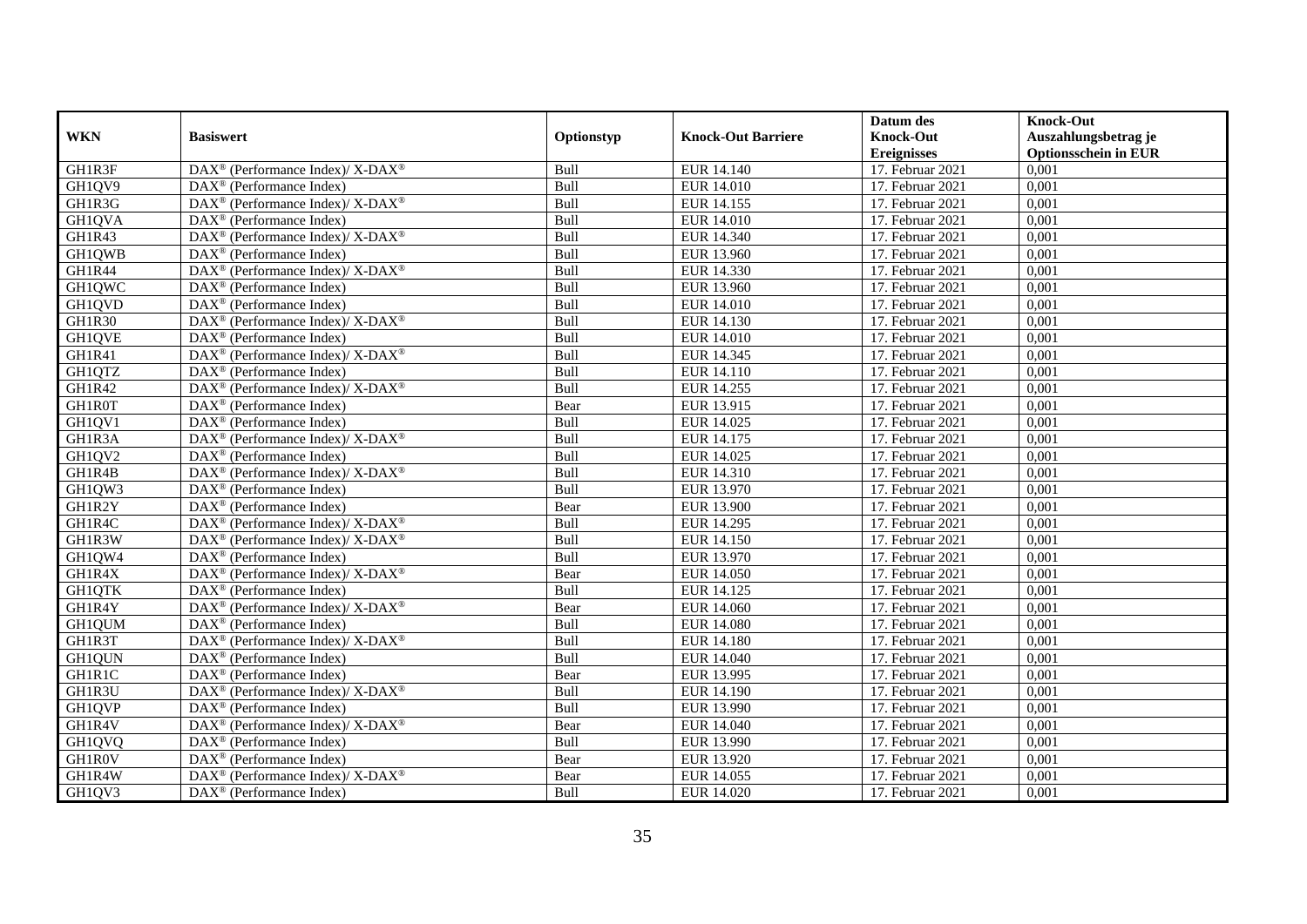| WKN | Basiswert | Optionstyp | Knock-Out Barriere | Datum des Knock-Out Ereignisses | Knock-Out Auszahlungsbetrag je Optionsschein in EUR |
|---|---|---|---|---|---|
| GH1R3F | DAX® (Performance Index)/ X-DAX® | Bull | EUR 14.140 | 17. Februar 2021 | 0,001 |
| GH1QV9 | DAX® (Performance Index) | Bull | EUR 14.010 | 17. Februar 2021 | 0,001 |
| GH1R3G | DAX® (Performance Index)/ X-DAX® | Bull | EUR 14.155 | 17. Februar 2021 | 0,001 |
| GH1QVA | DAX® (Performance Index) | Bull | EUR 14.010 | 17. Februar 2021 | 0,001 |
| GH1R43 | DAX® (Performance Index)/ X-DAX® | Bull | EUR 14.340 | 17. Februar 2021 | 0,001 |
| GH1QWB | DAX® (Performance Index) | Bull | EUR 13.960 | 17. Februar 2021 | 0,001 |
| GH1R44 | DAX® (Performance Index)/ X-DAX® | Bull | EUR 14.330 | 17. Februar 2021 | 0,001 |
| GH1QWC | DAX® (Performance Index) | Bull | EUR 13.960 | 17. Februar 2021 | 0,001 |
| GH1QVD | DAX® (Performance Index) | Bull | EUR 14.010 | 17. Februar 2021 | 0,001 |
| GH1R30 | DAX® (Performance Index)/ X-DAX® | Bull | EUR 14.130 | 17. Februar 2021 | 0,001 |
| GH1QVE | DAX® (Performance Index) | Bull | EUR 14.010 | 17. Februar 2021 | 0,001 |
| GH1R41 | DAX® (Performance Index)/ X-DAX® | Bull | EUR 14.345 | 17. Februar 2021 | 0,001 |
| GH1QTZ | DAX® (Performance Index) | Bull | EUR 14.110 | 17. Februar 2021 | 0,001 |
| GH1R42 | DAX® (Performance Index)/ X-DAX® | Bull | EUR 14.255 | 17. Februar 2021 | 0,001 |
| GH1R0T | DAX® (Performance Index) | Bear | EUR 13.915 | 17. Februar 2021 | 0,001 |
| GH1QV1 | DAX® (Performance Index) | Bull | EUR 14.025 | 17. Februar 2021 | 0,001 |
| GH1R3A | DAX® (Performance Index)/ X-DAX® | Bull | EUR 14.175 | 17. Februar 2021 | 0,001 |
| GH1QV2 | DAX® (Performance Index) | Bull | EUR 14.025 | 17. Februar 2021 | 0,001 |
| GH1R4B | DAX® (Performance Index)/ X-DAX® | Bull | EUR 14.310 | 17. Februar 2021 | 0,001 |
| GH1QW3 | DAX® (Performance Index) | Bull | EUR 13.970 | 17. Februar 2021 | 0,001 |
| GH1R2Y | DAX® (Performance Index) | Bear | EUR 13.900 | 17. Februar 2021 | 0,001 |
| GH1R4C | DAX® (Performance Index)/ X-DAX® | Bull | EUR 14.295 | 17. Februar 2021 | 0,001 |
| GH1R3W | DAX® (Performance Index)/ X-DAX® | Bull | EUR 14.150 | 17. Februar 2021 | 0,001 |
| GH1QW4 | DAX® (Performance Index) | Bull | EUR 13.970 | 17. Februar 2021 | 0,001 |
| GH1R4X | DAX® (Performance Index)/ X-DAX® | Bear | EUR 14.050 | 17. Februar 2021 | 0,001 |
| GH1QTK | DAX® (Performance Index) | Bull | EUR 14.125 | 17. Februar 2021 | 0,001 |
| GH1R4Y | DAX® (Performance Index)/ X-DAX® | Bear | EUR 14.060 | 17. Februar 2021 | 0,001 |
| GH1QUM | DAX® (Performance Index) | Bull | EUR 14.080 | 17. Februar 2021 | 0,001 |
| GH1R3T | DAX® (Performance Index)/ X-DAX® | Bull | EUR 14.180 | 17. Februar 2021 | 0,001 |
| GH1QUN | DAX® (Performance Index) | Bull | EUR 14.040 | 17. Februar 2021 | 0,001 |
| GH1R1C | DAX® (Performance Index) | Bear | EUR 13.995 | 17. Februar 2021 | 0,001 |
| GH1R3U | DAX® (Performance Index)/ X-DAX® | Bull | EUR 14.190 | 17. Februar 2021 | 0,001 |
| GH1QVP | DAX® (Performance Index) | Bull | EUR 13.990 | 17. Februar 2021 | 0,001 |
| GH1R4V | DAX® (Performance Index)/ X-DAX® | Bear | EUR 14.040 | 17. Februar 2021 | 0,001 |
| GH1QVQ | DAX® (Performance Index) | Bull | EUR 13.990 | 17. Februar 2021 | 0,001 |
| GH1R0V | DAX® (Performance Index) | Bear | EUR 13.920 | 17. Februar 2021 | 0,001 |
| GH1R4W | DAX® (Performance Index)/ X-DAX® | Bear | EUR 14.055 | 17. Februar 2021 | 0,001 |
| GH1QV3 | DAX® (Performance Index) | Bull | EUR 14.020 | 17. Februar 2021 | 0,001 |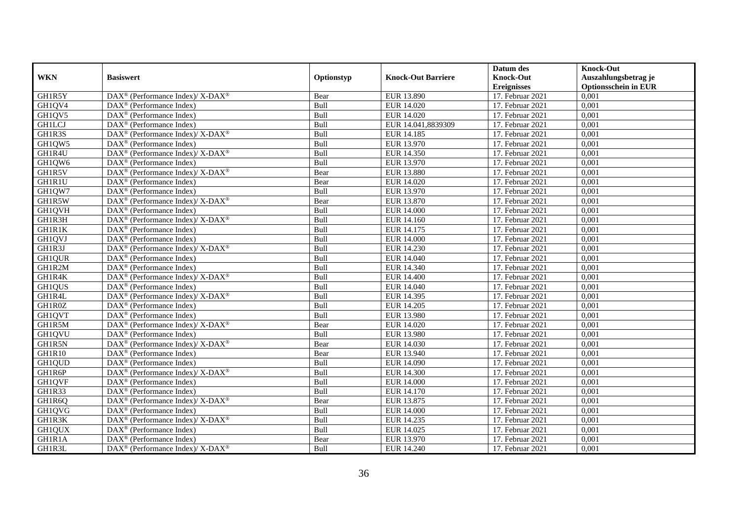| WKN | Basiswert | Optionstyp | Knock-Out Barriere | Datum des Knock-Out Ereignisses | Knock-Out Auszahlungsbetrag je Optionsschein in EUR |
|---|---|---|---|---|---|
| GH1R5Y | DAX® (Performance Index)/ X-DAX® | Bear | EUR 13.890 | 17. Februar 2021 | 0,001 |
| GH1QV4 | DAX® (Performance Index) | Bull | EUR 14.020 | 17. Februar 2021 | 0,001 |
| GH1QV5 | DAX® (Performance Index) | Bull | EUR 14.020 | 17. Februar 2021 | 0,001 |
| GH1LCJ | DAX® (Performance Index) | Bull | EUR 14.041,8839309 | 17. Februar 2021 | 0,001 |
| GH1R3S | DAX® (Performance Index)/ X-DAX® | Bull | EUR 14.185 | 17. Februar 2021 | 0,001 |
| GH1QW5 | DAX® (Performance Index) | Bull | EUR 13.970 | 17. Februar 2021 | 0,001 |
| GH1R4U | DAX® (Performance Index)/ X-DAX® | Bull | EUR 14.350 | 17. Februar 2021 | 0,001 |
| GH1QW6 | DAX® (Performance Index) | Bull | EUR 13.970 | 17. Februar 2021 | 0,001 |
| GH1R5V | DAX® (Performance Index)/ X-DAX® | Bear | EUR 13.880 | 17. Februar 2021 | 0,001 |
| GH1R1U | DAX® (Performance Index) | Bear | EUR 14.020 | 17. Februar 2021 | 0,001 |
| GH1QW7 | DAX® (Performance Index) | Bull | EUR 13.970 | 17. Februar 2021 | 0,001 |
| GH1R5W | DAX® (Performance Index)/ X-DAX® | Bear | EUR 13.870 | 17. Februar 2021 | 0,001 |
| GH1QVH | DAX® (Performance Index) | Bull | EUR 14.000 | 17. Februar 2021 | 0,001 |
| GH1R3H | DAX® (Performance Index)/ X-DAX® | Bull | EUR 14.160 | 17. Februar 2021 | 0,001 |
| GH1R1K | DAX® (Performance Index) | Bull | EUR 14.175 | 17. Februar 2021 | 0,001 |
| GH1QVJ | DAX® (Performance Index) | Bull | EUR 14.000 | 17. Februar 2021 | 0,001 |
| GH1R3J | DAX® (Performance Index)/ X-DAX® | Bull | EUR 14.230 | 17. Februar 2021 | 0,001 |
| GH1QUR | DAX® (Performance Index) | Bull | EUR 14.040 | 17. Februar 2021 | 0,001 |
| GH1R2M | DAX® (Performance Index) | Bull | EUR 14.340 | 17. Februar 2021 | 0,001 |
| GH1R4K | DAX® (Performance Index)/ X-DAX® | Bull | EUR 14.400 | 17. Februar 2021 | 0,001 |
| GH1QUS | DAX® (Performance Index) | Bull | EUR 14.040 | 17. Februar 2021 | 0,001 |
| GH1R4L | DAX® (Performance Index)/ X-DAX® | Bull | EUR 14.395 | 17. Februar 2021 | 0,001 |
| GH1R0Z | DAX® (Performance Index) | Bull | EUR 14.205 | 17. Februar 2021 | 0,001 |
| GH1QVT | DAX® (Performance Index) | Bull | EUR 13.980 | 17. Februar 2021 | 0,001 |
| GH1R5M | DAX® (Performance Index)/ X-DAX® | Bear | EUR 14.020 | 17. Februar 2021 | 0,001 |
| GH1QVU | DAX® (Performance Index) | Bull | EUR 13.980 | 17. Februar 2021 | 0,001 |
| GH1R5N | DAX® (Performance Index)/ X-DAX® | Bear | EUR 14.030 | 17. Februar 2021 | 0,001 |
| GH1R10 | DAX® (Performance Index) | Bear | EUR 13.940 | 17. Februar 2021 | 0,001 |
| GH1QUD | DAX® (Performance Index) | Bull | EUR 14.090 | 17. Februar 2021 | 0,001 |
| GH1R6P | DAX® (Performance Index)/ X-DAX® | Bull | EUR 14.300 | 17. Februar 2021 | 0,001 |
| GH1QVF | DAX® (Performance Index) | Bull | EUR 14.000 | 17. Februar 2021 | 0,001 |
| GH1R33 | DAX® (Performance Index) | Bull | EUR 14.170 | 17. Februar 2021 | 0,001 |
| GH1R6Q | DAX® (Performance Index)/ X-DAX® | Bear | EUR 13.875 | 17. Februar 2021 | 0,001 |
| GH1QVG | DAX® (Performance Index) | Bull | EUR 14.000 | 17. Februar 2021 | 0,001 |
| GH1R3K | DAX® (Performance Index)/ X-DAX® | Bull | EUR 14.235 | 17. Februar 2021 | 0,001 |
| GH1QUX | DAX® (Performance Index) | Bull | EUR 14.025 | 17. Februar 2021 | 0,001 |
| GH1R1A | DAX® (Performance Index) | Bear | EUR 13.970 | 17. Februar 2021 | 0,001 |
| GH1R3L | DAX® (Performance Index)/ X-DAX® | Bull | EUR 14.240 | 17. Februar 2021 | 0,001 |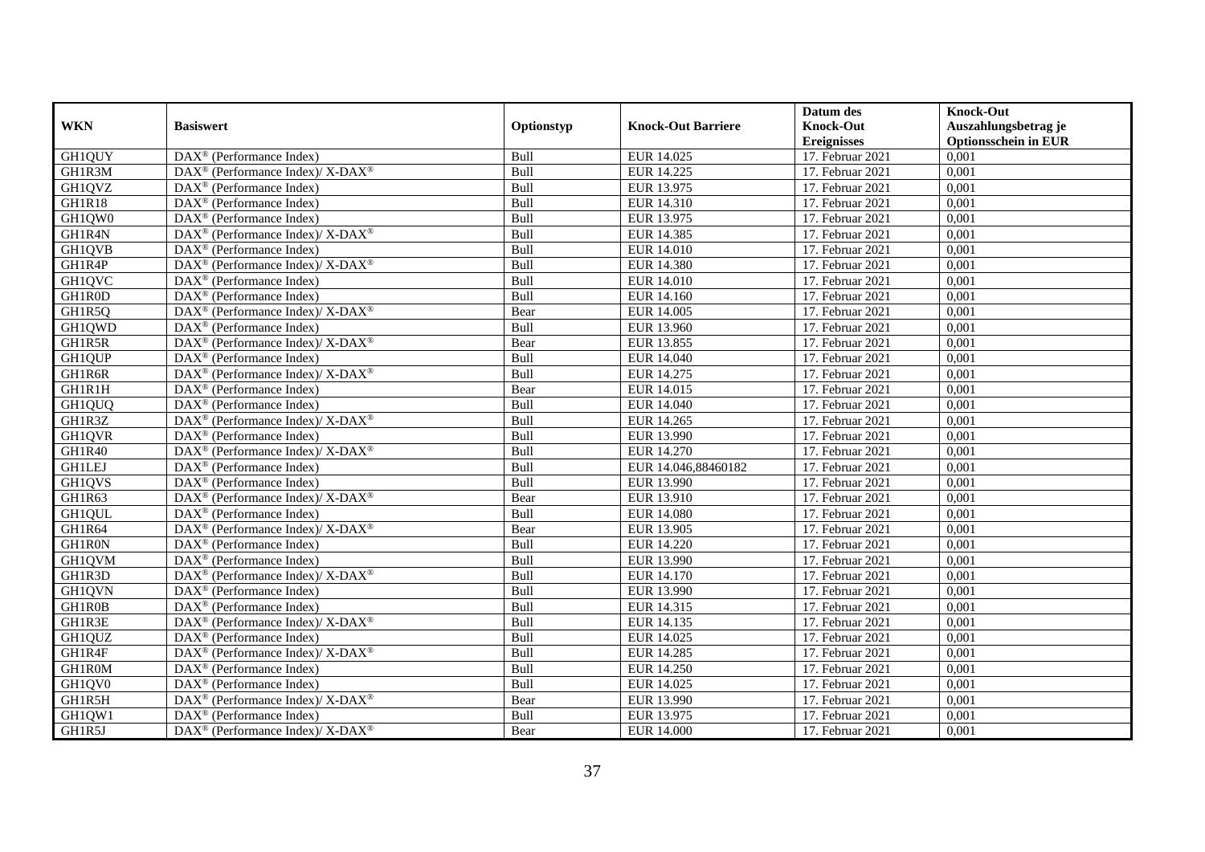| WKN | Basiswert | Optionstyp | Knock-Out Barriere | Datum des Knock-Out Ereignisses | Knock-Out Auszahlungsbetrag je Optionsschein in EUR |
|---|---|---|---|---|---|
| GH1QUY | DAX® (Performance Index) | Bull | EUR 14.025 | 17. Februar 2021 | 0,001 |
| GH1R3M | DAX® (Performance Index)/ X-DAX® | Bull | EUR 14.225 | 17. Februar 2021 | 0,001 |
| GH1QVZ | DAX® (Performance Index) | Bull | EUR 13.975 | 17. Februar 2021 | 0,001 |
| GH1R18 | DAX® (Performance Index) | Bull | EUR 14.310 | 17. Februar 2021 | 0,001 |
| GH1QW0 | DAX® (Performance Index) | Bull | EUR 13.975 | 17. Februar 2021 | 0,001 |
| GH1R4N | DAX® (Performance Index)/ X-DAX® | Bull | EUR 14.385 | 17. Februar 2021 | 0,001 |
| GH1QVB | DAX® (Performance Index) | Bull | EUR 14.010 | 17. Februar 2021 | 0,001 |
| GH1R4P | DAX® (Performance Index)/ X-DAX® | Bull | EUR 14.380 | 17. Februar 2021 | 0,001 |
| GH1QVC | DAX® (Performance Index) | Bull | EUR 14.010 | 17. Februar 2021 | 0,001 |
| GH1R0D | DAX® (Performance Index) | Bull | EUR 14.160 | 17. Februar 2021 | 0,001 |
| GH1R5Q | DAX® (Performance Index)/ X-DAX® | Bear | EUR 14.005 | 17. Februar 2021 | 0,001 |
| GH1QWD | DAX® (Performance Index) | Bull | EUR 13.960 | 17. Februar 2021 | 0,001 |
| GH1R5R | DAX® (Performance Index)/ X-DAX® | Bear | EUR 13.855 | 17. Februar 2021 | 0,001 |
| GH1QUP | DAX® (Performance Index) | Bull | EUR 14.040 | 17. Februar 2021 | 0,001 |
| GH1R6R | DAX® (Performance Index)/ X-DAX® | Bull | EUR 14.275 | 17. Februar 2021 | 0,001 |
| GH1R1H | DAX® (Performance Index) | Bear | EUR 14.015 | 17. Februar 2021 | 0,001 |
| GH1QUQ | DAX® (Performance Index) | Bull | EUR 14.040 | 17. Februar 2021 | 0,001 |
| GH1R3Z | DAX® (Performance Index)/ X-DAX® | Bull | EUR 14.265 | 17. Februar 2021 | 0,001 |
| GH1QVR | DAX® (Performance Index) | Bull | EUR 13.990 | 17. Februar 2021 | 0,001 |
| GH1R40 | DAX® (Performance Index)/ X-DAX® | Bull | EUR 14.270 | 17. Februar 2021 | 0,001 |
| GH1LEJ | DAX® (Performance Index) | Bull | EUR 14.046,88460182 | 17. Februar 2021 | 0,001 |
| GH1QVS | DAX® (Performance Index) | Bull | EUR 13.990 | 17. Februar 2021 | 0,001 |
| GH1R63 | DAX® (Performance Index)/ X-DAX® | Bear | EUR 13.910 | 17. Februar 2021 | 0,001 |
| GH1QUL | DAX® (Performance Index) | Bull | EUR 14.080 | 17. Februar 2021 | 0,001 |
| GH1R64 | DAX® (Performance Index)/ X-DAX® | Bear | EUR 13.905 | 17. Februar 2021 | 0,001 |
| GH1R0N | DAX® (Performance Index) | Bull | EUR 14.220 | 17. Februar 2021 | 0,001 |
| GH1QVM | DAX® (Performance Index) | Bull | EUR 13.990 | 17. Februar 2021 | 0,001 |
| GH1R3D | DAX® (Performance Index)/ X-DAX® | Bull | EUR 14.170 | 17. Februar 2021 | 0,001 |
| GH1QVN | DAX® (Performance Index) | Bull | EUR 13.990 | 17. Februar 2021 | 0,001 |
| GH1R0B | DAX® (Performance Index) | Bull | EUR 14.315 | 17. Februar 2021 | 0,001 |
| GH1R3E | DAX® (Performance Index)/ X-DAX® | Bull | EUR 14.135 | 17. Februar 2021 | 0,001 |
| GH1QUZ | DAX® (Performance Index) | Bull | EUR 14.025 | 17. Februar 2021 | 0,001 |
| GH1R4F | DAX® (Performance Index)/ X-DAX® | Bull | EUR 14.285 | 17. Februar 2021 | 0,001 |
| GH1R0M | DAX® (Performance Index) | Bull | EUR 14.250 | 17. Februar 2021 | 0,001 |
| GH1QV0 | DAX® (Performance Index) | Bull | EUR 14.025 | 17. Februar 2021 | 0,001 |
| GH1R5H | DAX® (Performance Index)/ X-DAX® | Bear | EUR 13.990 | 17. Februar 2021 | 0,001 |
| GH1QW1 | DAX® (Performance Index) | Bull | EUR 13.975 | 17. Februar 2021 | 0,001 |
| GH1R5J | DAX® (Performance Index)/ X-DAX® | Bear | EUR 14.000 | 17. Februar 2021 | 0,001 |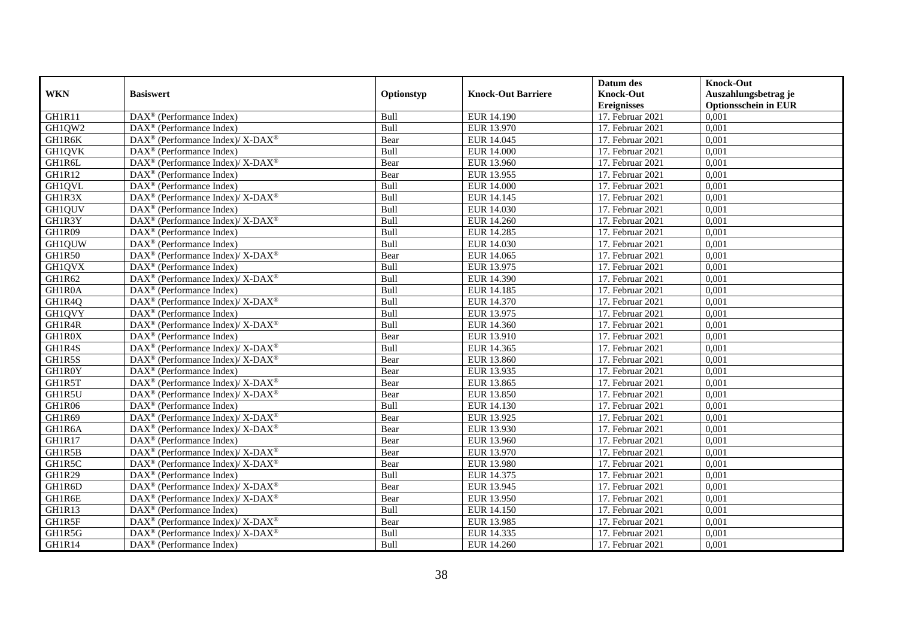| WKN | Basiswert | Optionstyp | Knock-Out Barriere | Datum des Knock-Out Ereignisses | Knock-Out Auszahlungsbetrag je Optionsschein in EUR |
|---|---|---|---|---|---|
| GH1R11 | DAX® (Performance Index) | Bull | EUR 14.190 | 17. Februar 2021 | 0,001 |
| GH1QW2 | DAX® (Performance Index) | Bull | EUR 13.970 | 17. Februar 2021 | 0,001 |
| GH1R6K | DAX® (Performance Index)/ X-DAX® | Bear | EUR 14.045 | 17. Februar 2021 | 0,001 |
| GH1QVK | DAX® (Performance Index) | Bull | EUR 14.000 | 17. Februar 2021 | 0,001 |
| GH1R6L | DAX® (Performance Index)/ X-DAX® | Bear | EUR 13.960 | 17. Februar 2021 | 0,001 |
| GH1R12 | DAX® (Performance Index) | Bear | EUR 13.955 | 17. Februar 2021 | 0,001 |
| GH1QVL | DAX® (Performance Index) | Bull | EUR 14.000 | 17. Februar 2021 | 0,001 |
| GH1R3X | DAX® (Performance Index)/ X-DAX® | Bull | EUR 14.145 | 17. Februar 2021 | 0,001 |
| GH1QUV | DAX® (Performance Index) | Bull | EUR 14.030 | 17. Februar 2021 | 0,001 |
| GH1R3Y | DAX® (Performance Index)/ X-DAX® | Bull | EUR 14.260 | 17. Februar 2021 | 0,001 |
| GH1R09 | DAX® (Performance Index) | Bull | EUR 14.285 | 17. Februar 2021 | 0,001 |
| GH1QUW | DAX® (Performance Index) | Bull | EUR 14.030 | 17. Februar 2021 | 0,001 |
| GH1R50 | DAX® (Performance Index)/ X-DAX® | Bear | EUR 14.065 | 17. Februar 2021 | 0,001 |
| GH1QVX | DAX® (Performance Index) | Bull | EUR 13.975 | 17. Februar 2021 | 0,001 |
| GH1R62 | DAX® (Performance Index)/ X-DAX® | Bull | EUR 14.390 | 17. Februar 2021 | 0,001 |
| GH1R0A | DAX® (Performance Index) | Bull | EUR 14.185 | 17. Februar 2021 | 0,001 |
| GH1R4Q | DAX® (Performance Index)/ X-DAX® | Bull | EUR 14.370 | 17. Februar 2021 | 0,001 |
| GH1QVY | DAX® (Performance Index) | Bull | EUR 13.975 | 17. Februar 2021 | 0,001 |
| GH1R4R | DAX® (Performance Index)/ X-DAX® | Bull | EUR 14.360 | 17. Februar 2021 | 0,001 |
| GH1R0X | DAX® (Performance Index) | Bear | EUR 13.910 | 17. Februar 2021 | 0,001 |
| GH1R4S | DAX® (Performance Index)/ X-DAX® | Bull | EUR 14.365 | 17. Februar 2021 | 0,001 |
| GH1R5S | DAX® (Performance Index)/ X-DAX® | Bear | EUR 13.860 | 17. Februar 2021 | 0,001 |
| GH1R0Y | DAX® (Performance Index) | Bear | EUR 13.935 | 17. Februar 2021 | 0,001 |
| GH1R5T | DAX® (Performance Index)/ X-DAX® | Bear | EUR 13.865 | 17. Februar 2021 | 0,001 |
| GH1R5U | DAX® (Performance Index)/ X-DAX® | Bear | EUR 13.850 | 17. Februar 2021 | 0,001 |
| GH1R06 | DAX® (Performance Index) | Bull | EUR 14.130 | 17. Februar 2021 | 0,001 |
| GH1R69 | DAX® (Performance Index)/ X-DAX® | Bear | EUR 13.925 | 17. Februar 2021 | 0,001 |
| GH1R6A | DAX® (Performance Index)/ X-DAX® | Bear | EUR 13.930 | 17. Februar 2021 | 0,001 |
| GH1R17 | DAX® (Performance Index) | Bear | EUR 13.960 | 17. Februar 2021 | 0,001 |
| GH1R5B | DAX® (Performance Index)/ X-DAX® | Bear | EUR 13.970 | 17. Februar 2021 | 0,001 |
| GH1R5C | DAX® (Performance Index)/ X-DAX® | Bear | EUR 13.980 | 17. Februar 2021 | 0,001 |
| GH1R29 | DAX® (Performance Index) | Bull | EUR 14.375 | 17. Februar 2021 | 0,001 |
| GH1R6D | DAX® (Performance Index)/ X-DAX® | Bear | EUR 13.945 | 17. Februar 2021 | 0,001 |
| GH1R6E | DAX® (Performance Index)/ X-DAX® | Bear | EUR 13.950 | 17. Februar 2021 | 0,001 |
| GH1R13 | DAX® (Performance Index) | Bull | EUR 14.150 | 17. Februar 2021 | 0,001 |
| GH1R5F | DAX® (Performance Index)/ X-DAX® | Bear | EUR 13.985 | 17. Februar 2021 | 0,001 |
| GH1R5G | DAX® (Performance Index)/ X-DAX® | Bull | EUR 14.335 | 17. Februar 2021 | 0,001 |
| GH1R14 | DAX® (Performance Index) | Bull | EUR 14.260 | 17. Februar 2021 | 0,001 |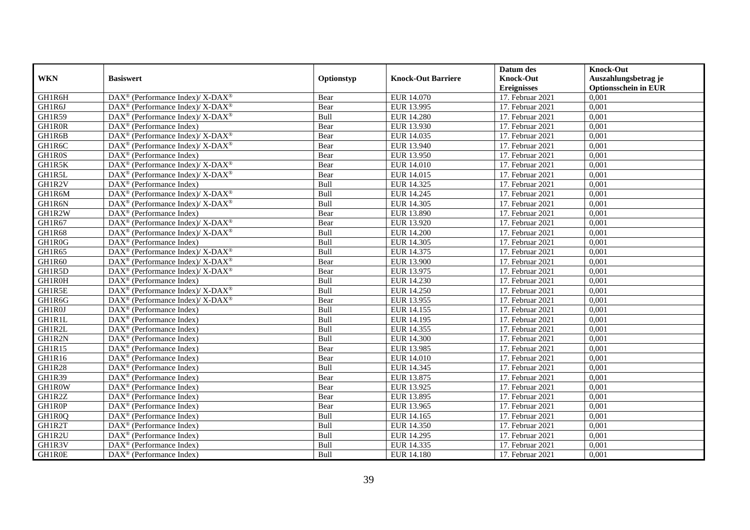| WKN | Basiswert | Optionstyp | Knock-Out Barriere | Datum des Knock-Out Ereignisses | Knock-Out Auszahlungsbetrag je Optionsschein in EUR |
|---|---|---|---|---|---|
| GH1R6H | DAX® (Performance Index)/ X-DAX® | Bear | EUR 14.070 | 17. Februar 2021 | 0,001 |
| GH1R6J | DAX® (Performance Index)/ X-DAX® | Bear | EUR 13.995 | 17. Februar 2021 | 0,001 |
| GH1R59 | DAX® (Performance Index)/ X-DAX® | Bull | EUR 14.280 | 17. Februar 2021 | 0,001 |
| GH1R0R | DAX® (Performance Index) | Bear | EUR 13.930 | 17. Februar 2021 | 0,001 |
| GH1R6B | DAX® (Performance Index)/ X-DAX® | Bear | EUR 14.035 | 17. Februar 2021 | 0,001 |
| GH1R6C | DAX® (Performance Index)/ X-DAX® | Bear | EUR 13.940 | 17. Februar 2021 | 0,001 |
| GH1R0S | DAX® (Performance Index) | Bear | EUR 13.950 | 17. Februar 2021 | 0,001 |
| GH1R5K | DAX® (Performance Index)/ X-DAX® | Bear | EUR 14.010 | 17. Februar 2021 | 0,001 |
| GH1R5L | DAX® (Performance Index)/ X-DAX® | Bear | EUR 14.015 | 17. Februar 2021 | 0,001 |
| GH1R2V | DAX® (Performance Index) | Bull | EUR 14.325 | 17. Februar 2021 | 0,001 |
| GH1R6M | DAX® (Performance Index)/ X-DAX® | Bull | EUR 14.245 | 17. Februar 2021 | 0,001 |
| GH1R6N | DAX® (Performance Index)/ X-DAX® | Bull | EUR 14.305 | 17. Februar 2021 | 0,001 |
| GH1R2W | DAX® (Performance Index) | Bear | EUR 13.890 | 17. Februar 2021 | 0,001 |
| GH1R67 | DAX® (Performance Index)/ X-DAX® | Bear | EUR 13.920 | 17. Februar 2021 | 0,001 |
| GH1R68 | DAX® (Performance Index)/ X-DAX® | Bull | EUR 14.200 | 17. Februar 2021 | 0,001 |
| GH1R0G | DAX® (Performance Index) | Bull | EUR 14.305 | 17. Februar 2021 | 0,001 |
| GH1R65 | DAX® (Performance Index)/ X-DAX® | Bull | EUR 14.375 | 17. Februar 2021 | 0,001 |
| GH1R60 | DAX® (Performance Index)/ X-DAX® | Bear | EUR 13.900 | 17. Februar 2021 | 0,001 |
| GH1R5D | DAX® (Performance Index)/ X-DAX® | Bear | EUR 13.975 | 17. Februar 2021 | 0,001 |
| GH1R0H | DAX® (Performance Index) | Bull | EUR 14.230 | 17. Februar 2021 | 0,001 |
| GH1R5E | DAX® (Performance Index)/ X-DAX® | Bull | EUR 14.250 | 17. Februar 2021 | 0,001 |
| GH1R6G | DAX® (Performance Index)/ X-DAX® | Bear | EUR 13.955 | 17. Februar 2021 | 0,001 |
| GH1R0J | DAX® (Performance Index) | Bull | EUR 14.155 | 17. Februar 2021 | 0,001 |
| GH1R1L | DAX® (Performance Index) | Bull | EUR 14.195 | 17. Februar 2021 | 0,001 |
| GH1R2L | DAX® (Performance Index) | Bull | EUR 14.355 | 17. Februar 2021 | 0,001 |
| GH1R2N | DAX® (Performance Index) | Bull | EUR 14.300 | 17. Februar 2021 | 0,001 |
| GH1R15 | DAX® (Performance Index) | Bear | EUR 13.985 | 17. Februar 2021 | 0,001 |
| GH1R16 | DAX® (Performance Index) | Bear | EUR 14.010 | 17. Februar 2021 | 0,001 |
| GH1R28 | DAX® (Performance Index) | Bull | EUR 14.345 | 17. Februar 2021 | 0,001 |
| GH1R39 | DAX® (Performance Index) | Bear | EUR 13.875 | 17. Februar 2021 | 0,001 |
| GH1R0W | DAX® (Performance Index) | Bear | EUR 13.925 | 17. Februar 2021 | 0,001 |
| GH1R2Z | DAX® (Performance Index) | Bear | EUR 13.895 | 17. Februar 2021 | 0,001 |
| GH1R0P | DAX® (Performance Index) | Bear | EUR 13.965 | 17. Februar 2021 | 0,001 |
| GH1R0Q | DAX® (Performance Index) | Bull | EUR 14.165 | 17. Februar 2021 | 0,001 |
| GH1R2T | DAX® (Performance Index) | Bull | EUR 14.350 | 17. Februar 2021 | 0,001 |
| GH1R2U | DAX® (Performance Index) | Bull | EUR 14.295 | 17. Februar 2021 | 0,001 |
| GH1R3V | DAX® (Performance Index) | Bull | EUR 14.335 | 17. Februar 2021 | 0,001 |
| GH1R0E | DAX® (Performance Index) | Bull | EUR 14.180 | 17. Februar 2021 | 0,001 |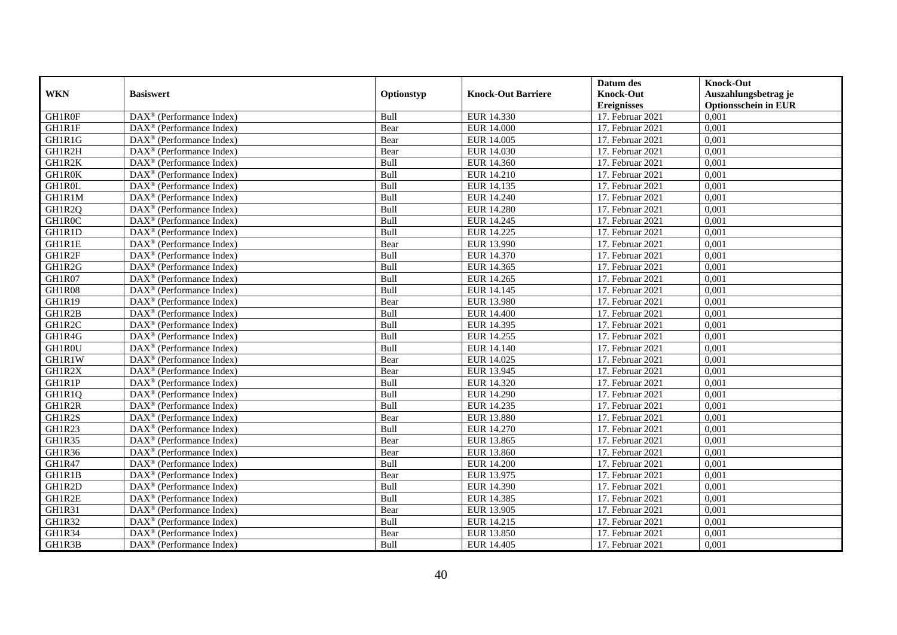| WKN | Basiswert | Optionstyp | Knock-Out Barriere | Datum des Knock-Out Ereignisses | Knock-Out Auszahlungsbetrag je Optionsschein in EUR |
|---|---|---|---|---|---|
| GH1R0F | DAX® (Performance Index) | Bull | EUR 14.330 | 17. Februar 2021 | 0,001 |
| GH1R1F | DAX® (Performance Index) | Bear | EUR 14.000 | 17. Februar 2021 | 0,001 |
| GH1R1G | DAX® (Performance Index) | Bear | EUR 14.005 | 17. Februar 2021 | 0,001 |
| GH1R2H | DAX® (Performance Index) | Bear | EUR 14.030 | 17. Februar 2021 | 0,001 |
| GH1R2K | DAX® (Performance Index) | Bull | EUR 14.360 | 17. Februar 2021 | 0,001 |
| GH1R0K | DAX® (Performance Index) | Bull | EUR 14.210 | 17. Februar 2021 | 0,001 |
| GH1R0L | DAX® (Performance Index) | Bull | EUR 14.135 | 17. Februar 2021 | 0,001 |
| GH1R1M | DAX® (Performance Index) | Bull | EUR 14.240 | 17. Februar 2021 | 0,001 |
| GH1R2Q | DAX® (Performance Index) | Bull | EUR 14.280 | 17. Februar 2021 | 0,001 |
| GH1R0C | DAX® (Performance Index) | Bull | EUR 14.245 | 17. Februar 2021 | 0,001 |
| GH1R1D | DAX® (Performance Index) | Bull | EUR 14.225 | 17. Februar 2021 | 0,001 |
| GH1R1E | DAX® (Performance Index) | Bear | EUR 13.990 | 17. Februar 2021 | 0,001 |
| GH1R2F | DAX® (Performance Index) | Bull | EUR 14.370 | 17. Februar 2021 | 0,001 |
| GH1R2G | DAX® (Performance Index) | Bull | EUR 14.365 | 17. Februar 2021 | 0,001 |
| GH1R07 | DAX® (Performance Index) | Bull | EUR 14.265 | 17. Februar 2021 | 0,001 |
| GH1R08 | DAX® (Performance Index) | Bull | EUR 14.145 | 17. Februar 2021 | 0,001 |
| GH1R19 | DAX® (Performance Index) | Bear | EUR 13.980 | 17. Februar 2021 | 0,001 |
| GH1R2B | DAX® (Performance Index) | Bull | EUR 14.400 | 17. Februar 2021 | 0,001 |
| GH1R2C | DAX® (Performance Index) | Bull | EUR 14.395 | 17. Februar 2021 | 0,001 |
| GH1R4G | DAX® (Performance Index) | Bull | EUR 14.255 | 17. Februar 2021 | 0,001 |
| GH1R0U | DAX® (Performance Index) | Bull | EUR 14.140 | 17. Februar 2021 | 0,001 |
| GH1R1W | DAX® (Performance Index) | Bear | EUR 14.025 | 17. Februar 2021 | 0,001 |
| GH1R2X | DAX® (Performance Index) | Bear | EUR 13.945 | 17. Februar 2021 | 0,001 |
| GH1R1P | DAX® (Performance Index) | Bull | EUR 14.320 | 17. Februar 2021 | 0,001 |
| GH1R1Q | DAX® (Performance Index) | Bull | EUR 14.290 | 17. Februar 2021 | 0,001 |
| GH1R2R | DAX® (Performance Index) | Bull | EUR 14.235 | 17. Februar 2021 | 0,001 |
| GH1R2S | DAX® (Performance Index) | Bear | EUR 13.880 | 17. Februar 2021 | 0,001 |
| GH1R23 | DAX® (Performance Index) | Bull | EUR 14.270 | 17. Februar 2021 | 0,001 |
| GH1R35 | DAX® (Performance Index) | Bear | EUR 13.865 | 17. Februar 2021 | 0,001 |
| GH1R36 | DAX® (Performance Index) | Bear | EUR 13.860 | 17. Februar 2021 | 0,001 |
| GH1R47 | DAX® (Performance Index) | Bull | EUR 14.200 | 17. Februar 2021 | 0,001 |
| GH1R1B | DAX® (Performance Index) | Bear | EUR 13.975 | 17. Februar 2021 | 0,001 |
| GH1R2D | DAX® (Performance Index) | Bull | EUR 14.390 | 17. Februar 2021 | 0,001 |
| GH1R2E | DAX® (Performance Index) | Bull | EUR 14.385 | 17. Februar 2021 | 0,001 |
| GH1R31 | DAX® (Performance Index) | Bear | EUR 13.905 | 17. Februar 2021 | 0,001 |
| GH1R32 | DAX® (Performance Index) | Bull | EUR 14.215 | 17. Februar 2021 | 0,001 |
| GH1R34 | DAX® (Performance Index) | Bear | EUR 13.850 | 17. Februar 2021 | 0,001 |
| GH1R3B | DAX® (Performance Index) | Bull | EUR 14.405 | 17. Februar 2021 | 0,001 |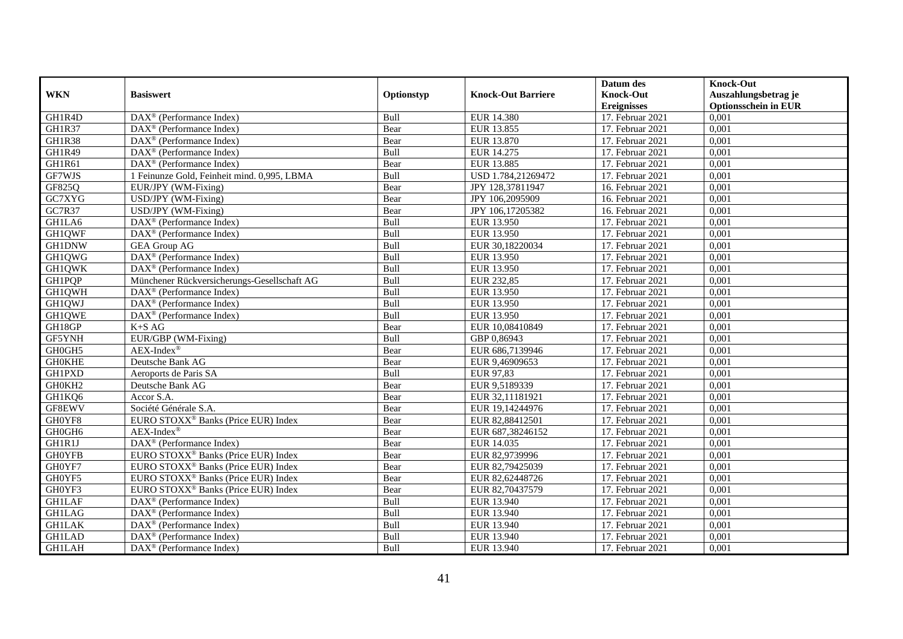| WKN | Basiswert | Optionstyp | Knock-Out Barriere | Datum des Knock-Out Ereignisses | Knock-Out Auszahlungsbetrag je Optionsschein in EUR |
|---|---|---|---|---|---|
| GH1R4D | DAX® (Performance Index) | Bull | EUR 14.380 | 17. Februar 2021 | 0,001 |
| GH1R37 | DAX® (Performance Index) | Bear | EUR 13.855 | 17. Februar 2021 | 0,001 |
| GH1R38 | DAX® (Performance Index) | Bear | EUR 13.870 | 17. Februar 2021 | 0,001 |
| GH1R49 | DAX® (Performance Index) | Bull | EUR 14.275 | 17. Februar 2021 | 0,001 |
| GH1R61 | DAX® (Performance Index) | Bear | EUR 13.885 | 17. Februar 2021 | 0,001 |
| GF7WJS | 1 Feinunze Gold, Feinheit mind. 0,995, LBMA | Bull | USD 1.784,21269472 | 17. Februar 2021 | 0,001 |
| GF825Q | EUR/JPY (WM-Fixing) | Bear | JPY 128,37811947 | 16. Februar 2021 | 0,001 |
| GC7XYG | USD/JPY (WM-Fixing) | Bear | JPY 106,2095909 | 16. Februar 2021 | 0,001 |
| GC7R37 | USD/JPY (WM-Fixing) | Bear | JPY 106,17205382 | 16. Februar 2021 | 0,001 |
| GH1LA6 | DAX® (Performance Index) | Bull | EUR 13.950 | 17. Februar 2021 | 0,001 |
| GH1QWF | DAX® (Performance Index) | Bull | EUR 13.950 | 17. Februar 2021 | 0,001 |
| GH1DNW | GEA Group AG | Bull | EUR 30,18220034 | 17. Februar 2021 | 0,001 |
| GH1QWG | DAX® (Performance Index) | Bull | EUR 13.950 | 17. Februar 2021 | 0,001 |
| GH1QWK | DAX® (Performance Index) | Bull | EUR 13.950 | 17. Februar 2021 | 0,001 |
| GH1PQP | Münchener Rückversicherungs-Gesellschaft AG | Bull | EUR 232,85 | 17. Februar 2021 | 0,001 |
| GH1QWH | DAX® (Performance Index) | Bull | EUR 13.950 | 17. Februar 2021 | 0,001 |
| GH1QWJ | DAX® (Performance Index) | Bull | EUR 13.950 | 17. Februar 2021 | 0,001 |
| GH1QWE | DAX® (Performance Index) | Bull | EUR 13.950 | 17. Februar 2021 | 0,001 |
| GH18GP | K+S AG | Bear | EUR 10,08410849 | 17. Februar 2021 | 0,001 |
| GF5YNH | EUR/GBP (WM-Fixing) | Bull | GBP 0,86943 | 17. Februar 2021 | 0,001 |
| GH0GH5 | AEX-Index® | Bear | EUR 686,7139946 | 17. Februar 2021 | 0,001 |
| GH0KHE | Deutsche Bank AG | Bear | EUR 9,46909653 | 17. Februar 2021 | 0,001 |
| GH1PXD | Aeroports de Paris SA | Bull | EUR 97,83 | 17. Februar 2021 | 0,001 |
| GH0KH2 | Deutsche Bank AG | Bear | EUR 9,5189339 | 17. Februar 2021 | 0,001 |
| GH1KQ6 | Accor S.A. | Bear | EUR 32,11181921 | 17. Februar 2021 | 0,001 |
| GF8EWV | Société Générale S.A. | Bear | EUR 19,14244976 | 17. Februar 2021 | 0,001 |
| GH0YF8 | EURO STOXX® Banks (Price EUR) Index | Bear | EUR 82,88412501 | 17. Februar 2021 | 0,001 |
| GH0GH6 | AEX-Index® | Bear | EUR 687,38246152 | 17. Februar 2021 | 0,001 |
| GH1R1J | DAX® (Performance Index) | Bear | EUR 14.035 | 17. Februar 2021 | 0,001 |
| GH0YFB | EURO STOXX® Banks (Price EUR) Index | Bear | EUR 82,9739996 | 17. Februar 2021 | 0,001 |
| GH0YF7 | EURO STOXX® Banks (Price EUR) Index | Bear | EUR 82,79425039 | 17. Februar 2021 | 0,001 |
| GH0YF5 | EURO STOXX® Banks (Price EUR) Index | Bear | EUR 82,62448726 | 17. Februar 2021 | 0,001 |
| GH0YF3 | EURO STOXX® Banks (Price EUR) Index | Bear | EUR 82,70437579 | 17. Februar 2021 | 0,001 |
| GH1LAF | DAX® (Performance Index) | Bull | EUR 13.940 | 17. Februar 2021 | 0,001 |
| GH1LAG | DAX® (Performance Index) | Bull | EUR 13.940 | 17. Februar 2021 | 0,001 |
| GH1LAK | DAX® (Performance Index) | Bull | EUR 13.940 | 17. Februar 2021 | 0,001 |
| GH1LAD | DAX® (Performance Index) | Bull | EUR 13.940 | 17. Februar 2021 | 0,001 |
| GH1LAH | DAX® (Performance Index) | Bull | EUR 13.940 | 17. Februar 2021 | 0,001 |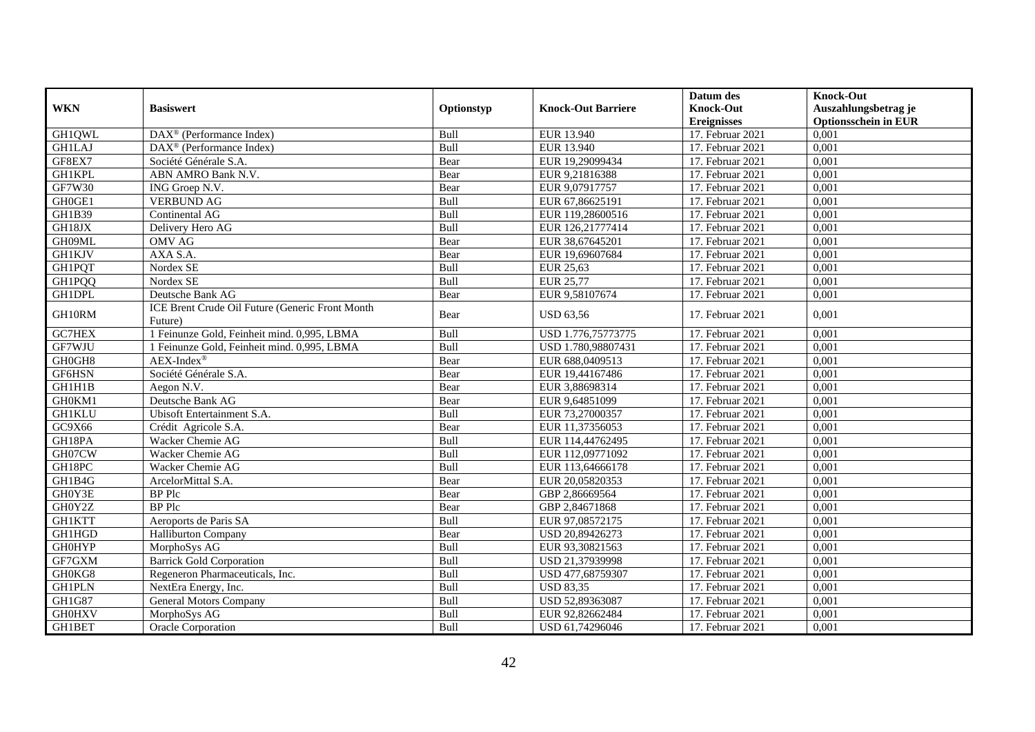| WKN | Basiswert | Optionstyp | Knock-Out Barriere | Datum des Knock-Out Ereignisses | Knock-Out Auszahlungsbetrag je Optionsschein in EUR |
|---|---|---|---|---|---|
| GH1QWL | DAX® (Performance Index) | Bull | EUR 13.940 | 17. Februar 2021 | 0,001 |
| GH1LAJ | DAX® (Performance Index) | Bull | EUR 13.940 | 17. Februar 2021 | 0,001 |
| GF8EX7 | Société Générale S.A. | Bear | EUR 19,29099434 | 17. Februar 2021 | 0,001 |
| GH1KPL | ABN AMRO Bank N.V. | Bear | EUR 9,21816388 | 17. Februar 2021 | 0,001 |
| GF7W30 | ING Groep N.V. | Bear | EUR 9,07917757 | 17. Februar 2021 | 0,001 |
| GH0GE1 | VERBUND AG | Bull | EUR 67,86625191 | 17. Februar 2021 | 0,001 |
| GH1B39 | Continental AG | Bull | EUR 119,28600516 | 17. Februar 2021 | 0,001 |
| GH18JX | Delivery Hero AG | Bull | EUR 126,21777414 | 17. Februar 2021 | 0,001 |
| GH09ML | OMV AG | Bear | EUR 38,67645201 | 17. Februar 2021 | 0,001 |
| GH1KJV | AXA S.A. | Bear | EUR 19,69607684 | 17. Februar 2021 | 0,001 |
| GH1PQT | Nordex SE | Bull | EUR 25,63 | 17. Februar 2021 | 0,001 |
| GH1PQQ | Nordex SE | Bull | EUR 25,77 | 17. Februar 2021 | 0,001 |
| GH1DPL | Deutsche Bank AG | Bear | EUR 9,58107674 | 17. Februar 2021 | 0,001 |
| GH10RM | ICE Brent Crude Oil Future (Generic Front Month Future) | Bear | USD 63,56 | 17. Februar 2021 | 0,001 |
| GC7HEX | 1 Feinunze Gold, Feinheit mind. 0,995, LBMA | Bull | USD 1.776,75773775 | 17. Februar 2021 | 0,001 |
| GF7WJU | 1 Feinunze Gold, Feinheit mind. 0,995, LBMA | Bull | USD 1.780,98807431 | 17. Februar 2021 | 0,001 |
| GH0GH8 | AEX-Index® | Bear | EUR 688,0409513 | 17. Februar 2021 | 0,001 |
| GF6HSN | Société Générale S.A. | Bear | EUR 19,44167486 | 17. Februar 2021 | 0,001 |
| GH1H1B | Aegon N.V. | Bear | EUR 3,88698314 | 17. Februar 2021 | 0,001 |
| GH0KM1 | Deutsche Bank AG | Bear | EUR 9,64851099 | 17. Februar 2021 | 0,001 |
| GH1KLU | Ubisoft Entertainment S.A. | Bull | EUR 73,27000357 | 17. Februar 2021 | 0,001 |
| GC9X66 | Crédit Agricole S.A. | Bear | EUR 11,37356053 | 17. Februar 2021 | 0,001 |
| GH18PA | Wacker Chemie AG | Bull | EUR 114,44762495 | 17. Februar 2021 | 0,001 |
| GH07CW | Wacker Chemie AG | Bull | EUR 112,09771092 | 17. Februar 2021 | 0,001 |
| GH18PC | Wacker Chemie AG | Bull | EUR 113,64666178 | 17. Februar 2021 | 0,001 |
| GH1B4G | ArcelorMittal S.A. | Bear | EUR 20,05820353 | 17. Februar 2021 | 0,001 |
| GH0Y3E | BP Plc | Bear | GBP 2,86669564 | 17. Februar 2021 | 0,001 |
| GH0Y2Z | BP Plc | Bear | GBP 2,84671868 | 17. Februar 2021 | 0,001 |
| GH1KTT | Aeroports de Paris SA | Bull | EUR 97,08572175 | 17. Februar 2021 | 0,001 |
| GH1HGD | Halliburton Company | Bear | USD 20,89426273 | 17. Februar 2021 | 0,001 |
| GH0HYP | MorphoSys AG | Bull | EUR 93,30821563 | 17. Februar 2021 | 0,001 |
| GF7GXM | Barrick Gold Corporation | Bull | USD 21,37939998 | 17. Februar 2021 | 0,001 |
| GH0KG8 | Regeneron Pharmaceuticals, Inc. | Bull | USD 477,68759307 | 17. Februar 2021 | 0,001 |
| GH1PLN | NextEra Energy, Inc. | Bull | USD 83,35 | 17. Februar 2021 | 0,001 |
| GH1G87 | General Motors Company | Bull | USD 52,89363087 | 17. Februar 2021 | 0,001 |
| GH0HXV | MorphoSys AG | Bull | EUR 92,82662484 | 17. Februar 2021 | 0,001 |
| GH1BET | Oracle Corporation | Bull | USD 61,74296046 | 17. Februar 2021 | 0,001 |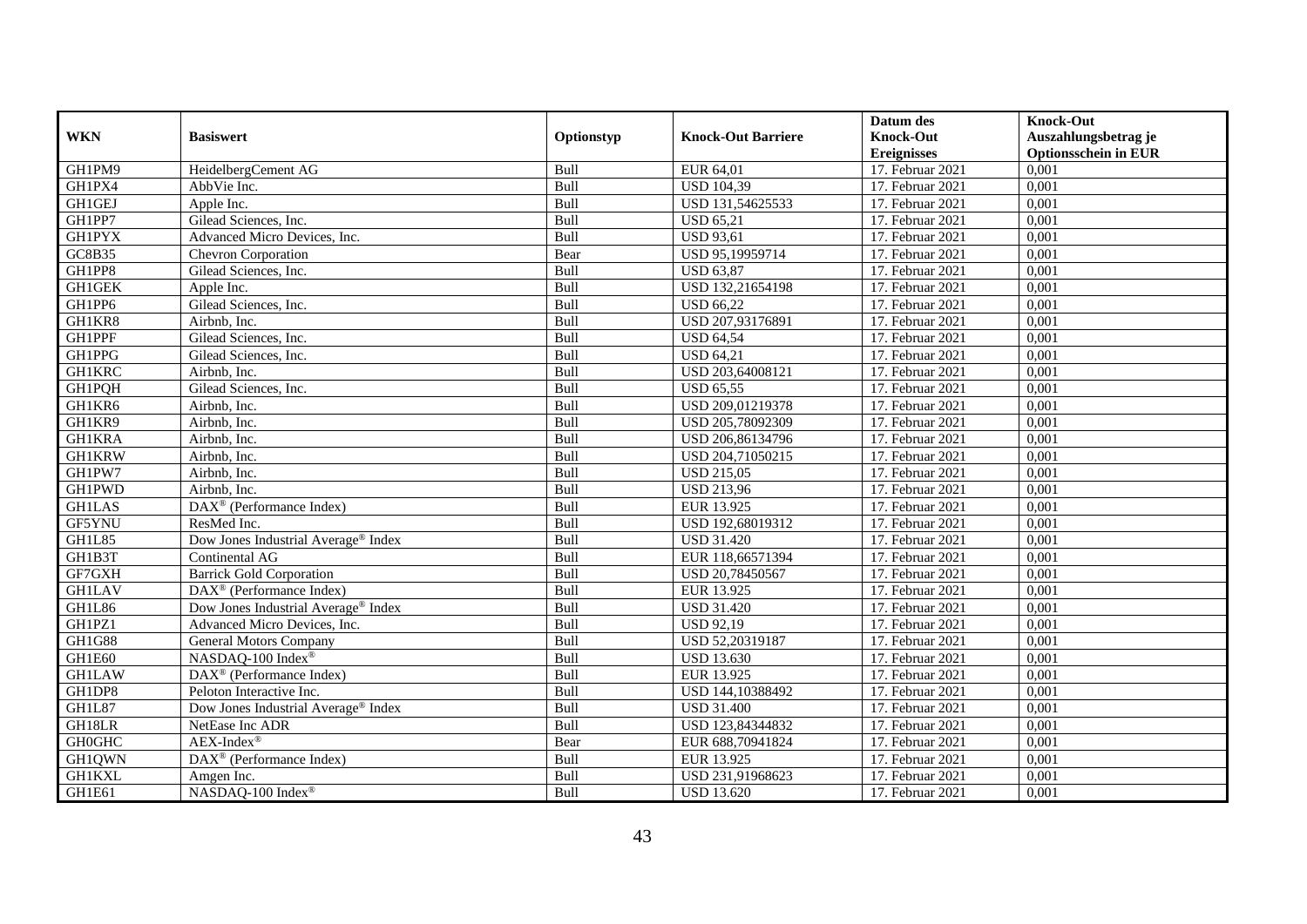| WKN | Basiswert | Optionstyp | Knock-Out Barriere | Datum des Knock-Out Ereignisses | Knock-Out Auszahlungsbetrag je Optionsschein in EUR |
|---|---|---|---|---|---|
| GH1PM9 | HeidelbergCement AG | Bull | EUR 64,01 | 17. Februar 2021 | 0,001 |
| GH1PX4 | AbbVie Inc. | Bull | USD 104,39 | 17. Februar 2021 | 0,001 |
| GH1GEJ | Apple Inc. | Bull | USD 131,54625533 | 17. Februar 2021 | 0,001 |
| GH1PP7 | Gilead Sciences, Inc. | Bull | USD 65,21 | 17. Februar 2021 | 0,001 |
| GH1PYX | Advanced Micro Devices, Inc. | Bull | USD 93,61 | 17. Februar 2021 | 0,001 |
| GC8B35 | Chevron Corporation | Bear | USD 95,19959714 | 17. Februar 2021 | 0,001 |
| GH1PP8 | Gilead Sciences, Inc. | Bull | USD 63,87 | 17. Februar 2021 | 0,001 |
| GH1GEK | Apple Inc. | Bull | USD 132,21654198 | 17. Februar 2021 | 0,001 |
| GH1PP6 | Gilead Sciences, Inc. | Bull | USD 66,22 | 17. Februar 2021 | 0,001 |
| GH1KR8 | Airbnb, Inc. | Bull | USD 207,93176891 | 17. Februar 2021 | 0,001 |
| GH1PPF | Gilead Sciences, Inc. | Bull | USD 64,54 | 17. Februar 2021 | 0,001 |
| GH1PPG | Gilead Sciences, Inc. | Bull | USD 64,21 | 17. Februar 2021 | 0,001 |
| GH1KRC | Airbnb, Inc. | Bull | USD 203,64008121 | 17. Februar 2021 | 0,001 |
| GH1PQH | Gilead Sciences, Inc. | Bull | USD 65,55 | 17. Februar 2021 | 0,001 |
| GH1KR6 | Airbnb, Inc. | Bull | USD 209,01219378 | 17. Februar 2021 | 0,001 |
| GH1KR9 | Airbnb, Inc. | Bull | USD 205,78092309 | 17. Februar 2021 | 0,001 |
| GH1KRA | Airbnb, Inc. | Bull | USD 206,86134796 | 17. Februar 2021 | 0,001 |
| GH1KRW | Airbnb, Inc. | Bull | USD 204,71050215 | 17. Februar 2021 | 0,001 |
| GH1PW7 | Airbnb, Inc. | Bull | USD 215,05 | 17. Februar 2021 | 0,001 |
| GH1PWD | Airbnb, Inc. | Bull | USD 213,96 | 17. Februar 2021 | 0,001 |
| GH1LAS | DAX® (Performance Index) | Bull | EUR 13.925 | 17. Februar 2021 | 0,001 |
| GF5YNU | ResMed Inc. | Bull | USD 192,68019312 | 17. Februar 2021 | 0,001 |
| GH1L85 | Dow Jones Industrial Average® Index | Bull | USD 31.420 | 17. Februar 2021 | 0,001 |
| GH1B3T | Continental AG | Bull | EUR 118,66571394 | 17. Februar 2021 | 0,001 |
| GF7GXH | Barrick Gold Corporation | Bull | USD 20,78450567 | 17. Februar 2021 | 0,001 |
| GH1LAV | DAX® (Performance Index) | Bull | EUR 13.925 | 17. Februar 2021 | 0,001 |
| GH1L86 | Dow Jones Industrial Average® Index | Bull | USD 31.420 | 17. Februar 2021 | 0,001 |
| GH1PZ1 | Advanced Micro Devices, Inc. | Bull | USD 92,19 | 17. Februar 2021 | 0,001 |
| GH1G88 | General Motors Company | Bull | USD 52,20319187 | 17. Februar 2021 | 0,001 |
| GH1E60 | NASDAQ-100 Index® | Bull | USD 13.630 | 17. Februar 2021 | 0,001 |
| GH1LAW | DAX® (Performance Index) | Bull | EUR 13.925 | 17. Februar 2021 | 0,001 |
| GH1DP8 | Peloton Interactive Inc. | Bull | USD 144,10388492 | 17. Februar 2021 | 0,001 |
| GH1L87 | Dow Jones Industrial Average® Index | Bull | USD 31.400 | 17. Februar 2021 | 0,001 |
| GH18LR | NetEase Inc ADR | Bull | USD 123,84344832 | 17. Februar 2021 | 0,001 |
| GH0GHC | AEX-Index® | Bear | EUR 688,70941824 | 17. Februar 2021 | 0,001 |
| GH1QWN | DAX® (Performance Index) | Bull | EUR 13.925 | 17. Februar 2021 | 0,001 |
| GH1KXL | Amgen Inc. | Bull | USD 231,91968623 | 17. Februar 2021 | 0,001 |
| GH1E61 | NASDAQ-100 Index® | Bull | USD 13.620 | 17. Februar 2021 | 0,001 |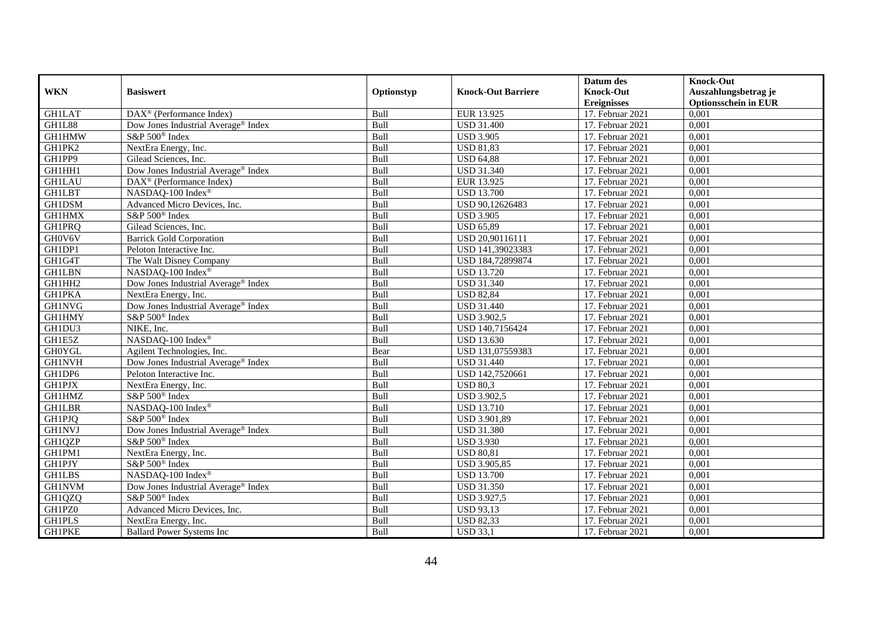| WKN | Basiswert | Optionstyp | Knock-Out Barriere | Datum des Knock-Out Ereignisses | Knock-Out Auszahlungsbetrag je Optionsschein in EUR |
|---|---|---|---|---|---|
| GH1LAT | DAX® (Performance Index) | Bull | EUR 13.925 | 17. Februar 2021 | 0,001 |
| GH1L88 | Dow Jones Industrial Average® Index | Bull | USD 31.400 | 17. Februar 2021 | 0,001 |
| GH1HMW | S&P 500® Index | Bull | USD 3.905 | 17. Februar 2021 | 0,001 |
| GH1PK2 | NextEra Energy, Inc. | Bull | USD 81,83 | 17. Februar 2021 | 0,001 |
| GH1PP9 | Gilead Sciences, Inc. | Bull | USD 64,88 | 17. Februar 2021 | 0,001 |
| GH1HH1 | Dow Jones Industrial Average® Index | Bull | USD 31.340 | 17. Februar 2021 | 0,001 |
| GH1LAU | DAX® (Performance Index) | Bull | EUR 13.925 | 17. Februar 2021 | 0,001 |
| GH1LBT | NASDAQ-100 Index® | Bull | USD 13.700 | 17. Februar 2021 | 0,001 |
| GH1DSM | Advanced Micro Devices, Inc. | Bull | USD 90,12626483 | 17. Februar 2021 | 0,001 |
| GH1HMX | S&P 500® Index | Bull | USD 3.905 | 17. Februar 2021 | 0,001 |
| GH1PRQ | Gilead Sciences, Inc. | Bull | USD 65,89 | 17. Februar 2021 | 0,001 |
| GH0V6V | Barrick Gold Corporation | Bull | USD 20,90116111 | 17. Februar 2021 | 0,001 |
| GH1DP1 | Peloton Interactive Inc. | Bull | USD 141,39023383 | 17. Februar 2021 | 0,001 |
| GH1G4T | The Walt Disney Company | Bull | USD 184,72899874 | 17. Februar 2021 | 0,001 |
| GH1LBN | NASDAQ-100 Index® | Bull | USD 13.720 | 17. Februar 2021 | 0,001 |
| GH1HH2 | Dow Jones Industrial Average® Index | Bull | USD 31.340 | 17. Februar 2021 | 0,001 |
| GH1PKA | NextEra Energy, Inc. | Bull | USD 82,84 | 17. Februar 2021 | 0,001 |
| GH1NVG | Dow Jones Industrial Average® Index | Bull | USD 31.440 | 17. Februar 2021 | 0,001 |
| GH1HMY | S&P 500® Index | Bull | USD 3.902,5 | 17. Februar 2021 | 0,001 |
| GH1DU3 | NIKE, Inc. | Bull | USD 140,7156424 | 17. Februar 2021 | 0,001 |
| GH1E5Z | NASDAQ-100 Index® | Bull | USD 13.630 | 17. Februar 2021 | 0,001 |
| GH0YGL | Agilent Technologies, Inc. | Bear | USD 131,07559383 | 17. Februar 2021 | 0,001 |
| GH1NVH | Dow Jones Industrial Average® Index | Bull | USD 31.440 | 17. Februar 2021 | 0,001 |
| GH1DP6 | Peloton Interactive Inc. | Bull | USD 142,7520661 | 17. Februar 2021 | 0,001 |
| GH1PJX | NextEra Energy, Inc. | Bull | USD 80,3 | 17. Februar 2021 | 0,001 |
| GH1HMZ | S&P 500® Index | Bull | USD 3.902,5 | 17. Februar 2021 | 0,001 |
| GH1LBR | NASDAQ-100 Index® | Bull | USD 13.710 | 17. Februar 2021 | 0,001 |
| GH1PJQ | S&P 500® Index | Bull | USD 3.901,89 | 17. Februar 2021 | 0,001 |
| GH1NVJ | Dow Jones Industrial Average® Index | Bull | USD 31.380 | 17. Februar 2021 | 0,001 |
| GH1QZP | S&P 500® Index | Bull | USD 3.930 | 17. Februar 2021 | 0,001 |
| GH1PM1 | NextEra Energy, Inc. | Bull | USD 80,81 | 17. Februar 2021 | 0,001 |
| GH1PJY | S&P 500® Index | Bull | USD 3.905,85 | 17. Februar 2021 | 0,001 |
| GH1LBS | NASDAQ-100 Index® | Bull | USD 13.700 | 17. Februar 2021 | 0,001 |
| GH1NVM | Dow Jones Industrial Average® Index | Bull | USD 31.350 | 17. Februar 2021 | 0,001 |
| GH1QZQ | S&P 500® Index | Bull | USD 3.927,5 | 17. Februar 2021 | 0,001 |
| GH1PZ0 | Advanced Micro Devices, Inc. | Bull | USD 93,13 | 17. Februar 2021 | 0,001 |
| GH1PLS | NextEra Energy, Inc. | Bull | USD 82,33 | 17. Februar 2021 | 0,001 |
| GH1PKE | Ballard Power Systems Inc | Bull | USD 33,1 | 17. Februar 2021 | 0,001 |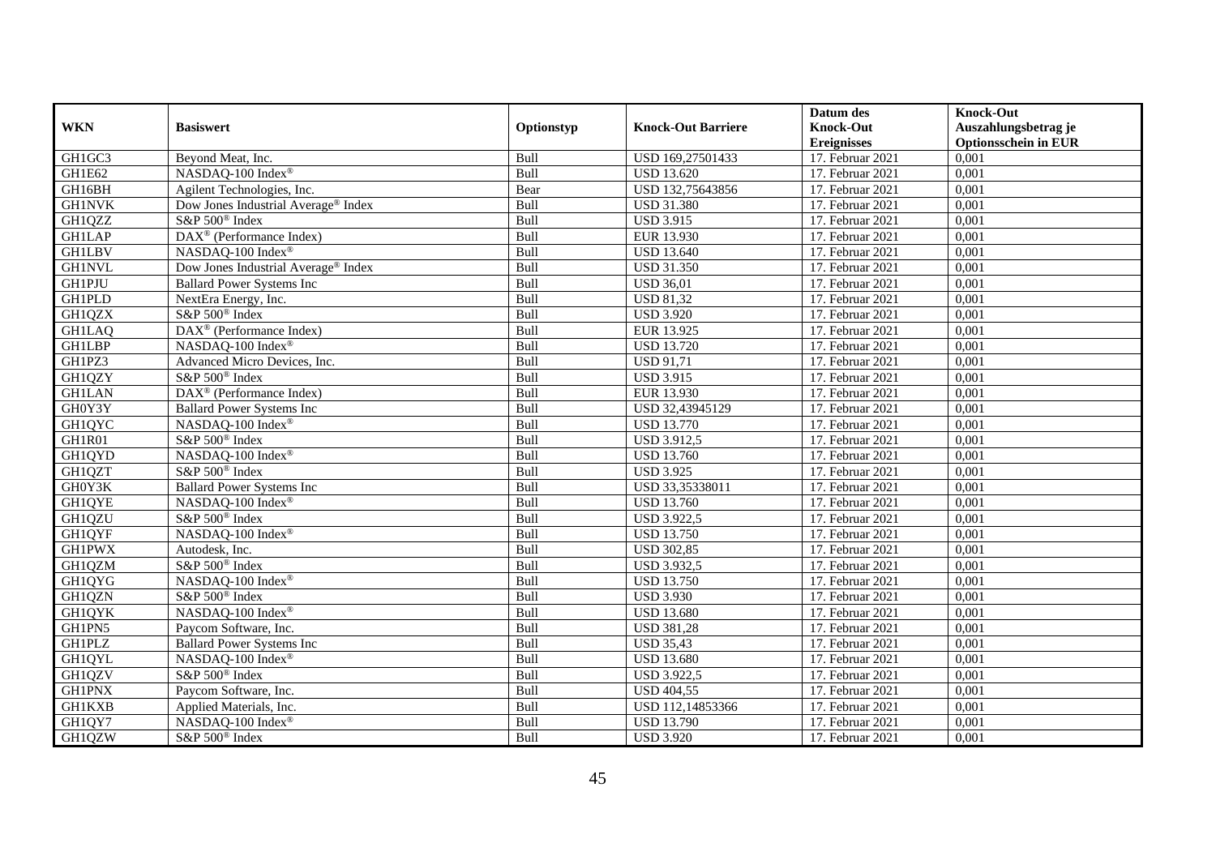| WKN | Basiswert | Optionstyp | Knock-Out Barriere | Datum des Knock-Out Ereignisses | Knock-Out Auszahlungsbetrag je Optionsschein in EUR |
|---|---|---|---|---|---|
| GH1GC3 | Beyond Meat, Inc. | Bull | USD 169,27501433 | 17. Februar 2021 | 0,001 |
| GH1E62 | NASDAQ-100 Index® | Bull | USD 13.620 | 17. Februar 2021 | 0,001 |
| GH16BH | Agilent Technologies, Inc. | Bear | USD 132,75643856 | 17. Februar 2021 | 0,001 |
| GH1NVK | Dow Jones Industrial Average® Index | Bull | USD 31.380 | 17. Februar 2021 | 0,001 |
| GH1QZZ | S&P 500® Index | Bull | USD 3.915 | 17. Februar 2021 | 0,001 |
| GH1LAP | DAX® (Performance Index) | Bull | EUR 13.930 | 17. Februar 2021 | 0,001 |
| GH1LBV | NASDAQ-100 Index® | Bull | USD 13.640 | 17. Februar 2021 | 0,001 |
| GH1NVL | Dow Jones Industrial Average® Index | Bull | USD 31.350 | 17. Februar 2021 | 0,001 |
| GH1PJU | Ballard Power Systems Inc | Bull | USD 36,01 | 17. Februar 2021 | 0,001 |
| GH1PLD | NextEra Energy, Inc. | Bull | USD 81,32 | 17. Februar 2021 | 0,001 |
| GH1QZX | S&P 500® Index | Bull | USD 3.920 | 17. Februar 2021 | 0,001 |
| GH1LAQ | DAX® (Performance Index) | Bull | EUR 13.925 | 17. Februar 2021 | 0,001 |
| GH1LBP | NASDAQ-100 Index® | Bull | USD 13.720 | 17. Februar 2021 | 0,001 |
| GH1PZ3 | Advanced Micro Devices, Inc. | Bull | USD 91,71 | 17. Februar 2021 | 0,001 |
| GH1QZY | S&P 500® Index | Bull | USD 3.915 | 17. Februar 2021 | 0,001 |
| GH1LAN | DAX® (Performance Index) | Bull | EUR 13.930 | 17. Februar 2021 | 0,001 |
| GH0Y3Y | Ballard Power Systems Inc | Bull | USD 32,43945129 | 17. Februar 2021 | 0,001 |
| GH1QYC | NASDAQ-100 Index® | Bull | USD 13.770 | 17. Februar 2021 | 0,001 |
| GH1R01 | S&P 500® Index | Bull | USD 3.912,5 | 17. Februar 2021 | 0,001 |
| GH1QYD | NASDAQ-100 Index® | Bull | USD 13.760 | 17. Februar 2021 | 0,001 |
| GH1QZT | S&P 500® Index | Bull | USD 3.925 | 17. Februar 2021 | 0,001 |
| GH0Y3K | Ballard Power Systems Inc | Bull | USD 33,35338011 | 17. Februar 2021 | 0,001 |
| GH1QYE | NASDAQ-100 Index® | Bull | USD 13.760 | 17. Februar 2021 | 0,001 |
| GH1QZU | S&P 500® Index | Bull | USD 3.922,5 | 17. Februar 2021 | 0,001 |
| GH1QYF | NASDAQ-100 Index® | Bull | USD 13.750 | 17. Februar 2021 | 0,001 |
| GH1PWX | Autodesk, Inc. | Bull | USD 302,85 | 17. Februar 2021 | 0,001 |
| GH1QZM | S&P 500® Index | Bull | USD 3.932,5 | 17. Februar 2021 | 0,001 |
| GH1QYG | NASDAQ-100 Index® | Bull | USD 13.750 | 17. Februar 2021 | 0,001 |
| GH1QZN | S&P 500® Index | Bull | USD 3.930 | 17. Februar 2021 | 0,001 |
| GH1QYK | NASDAQ-100 Index® | Bull | USD 13.680 | 17. Februar 2021 | 0,001 |
| GH1PN5 | Paycom Software, Inc. | Bull | USD 381,28 | 17. Februar 2021 | 0,001 |
| GH1PLZ | Ballard Power Systems Inc | Bull | USD 35,43 | 17. Februar 2021 | 0,001 |
| GH1QYL | NASDAQ-100 Index® | Bull | USD 13.680 | 17. Februar 2021 | 0,001 |
| GH1QZV | S&P 500® Index | Bull | USD 3.922,5 | 17. Februar 2021 | 0,001 |
| GH1PNX | Paycom Software, Inc. | Bull | USD 404,55 | 17. Februar 2021 | 0,001 |
| GH1KXB | Applied Materials, Inc. | Bull | USD 112,14853366 | 17. Februar 2021 | 0,001 |
| GH1QY7 | NASDAQ-100 Index® | Bull | USD 13.790 | 17. Februar 2021 | 0,001 |
| GH1QZW | S&P 500® Index | Bull | USD 3.920 | 17. Februar 2021 | 0,001 |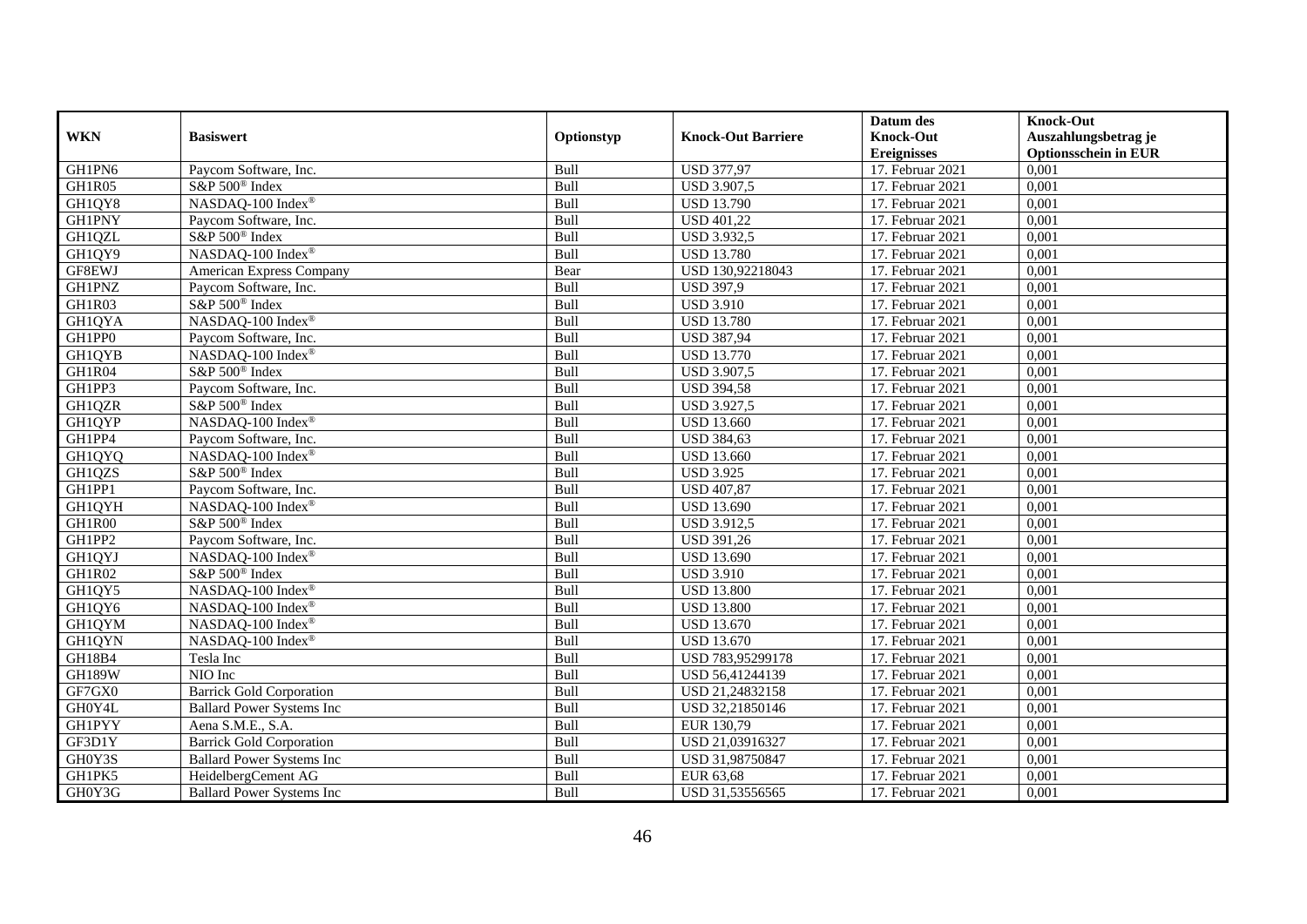| WKN | Basiswert | Optionstyp | Knock-Out Barriere | Datum des Knock-Out Ereignisses | Knock-Out Auszahlungsbetrag je Optionsschein in EUR |
|---|---|---|---|---|---|
| GH1PN6 | Paycom Software, Inc. | Bull | USD 377,97 | 17. Februar 2021 | 0,001 |
| GH1R05 | S&P 500® Index | Bull | USD 3.907,5 | 17. Februar 2021 | 0,001 |
| GH1QY8 | NASDAQ-100 Index® | Bull | USD 13.790 | 17. Februar 2021 | 0,001 |
| GH1PNY | Paycom Software, Inc. | Bull | USD 401,22 | 17. Februar 2021 | 0,001 |
| GH1QZL | S&P 500® Index | Bull | USD 3.932,5 | 17. Februar 2021 | 0,001 |
| GH1QY9 | NASDAQ-100 Index® | Bull | USD 13.780 | 17. Februar 2021 | 0,001 |
| GF8EWJ | American Express Company | Bear | USD 130,92218043 | 17. Februar 2021 | 0,001 |
| GH1PNZ | Paycom Software, Inc. | Bull | USD 397,9 | 17. Februar 2021 | 0,001 |
| GH1R03 | S&P 500® Index | Bull | USD 3.910 | 17. Februar 2021 | 0,001 |
| GH1QYA | NASDAQ-100 Index® | Bull | USD 13.780 | 17. Februar 2021 | 0,001 |
| GH1PP0 | Paycom Software, Inc. | Bull | USD 387,94 | 17. Februar 2021 | 0,001 |
| GH1QYB | NASDAQ-100 Index® | Bull | USD 13.770 | 17. Februar 2021 | 0,001 |
| GH1R04 | S&P 500® Index | Bull | USD 3.907,5 | 17. Februar 2021 | 0,001 |
| GH1PP3 | Paycom Software, Inc. | Bull | USD 394,58 | 17. Februar 2021 | 0,001 |
| GH1QZR | S&P 500® Index | Bull | USD 3.927,5 | 17. Februar 2021 | 0,001 |
| GH1QYP | NASDAQ-100 Index® | Bull | USD 13.660 | 17. Februar 2021 | 0,001 |
| GH1PP4 | Paycom Software, Inc. | Bull | USD 384,63 | 17. Februar 2021 | 0,001 |
| GH1QYQ | NASDAQ-100 Index® | Bull | USD 13.660 | 17. Februar 2021 | 0,001 |
| GH1QZS | S&P 500® Index | Bull | USD 3.925 | 17. Februar 2021 | 0,001 |
| GH1PP1 | Paycom Software, Inc. | Bull | USD 407,87 | 17. Februar 2021 | 0,001 |
| GH1QYH | NASDAQ-100 Index® | Bull | USD 13.690 | 17. Februar 2021 | 0,001 |
| GH1R00 | S&P 500® Index | Bull | USD 3.912,5 | 17. Februar 2021 | 0,001 |
| GH1PP2 | Paycom Software, Inc. | Bull | USD 391,26 | 17. Februar 2021 | 0,001 |
| GH1QYJ | NASDAQ-100 Index® | Bull | USD 13.690 | 17. Februar 2021 | 0,001 |
| GH1R02 | S&P 500® Index | Bull | USD 3.910 | 17. Februar 2021 | 0,001 |
| GH1QY5 | NASDAQ-100 Index® | Bull | USD 13.800 | 17. Februar 2021 | 0,001 |
| GH1QY6 | NASDAQ-100 Index® | Bull | USD 13.800 | 17. Februar 2021 | 0,001 |
| GH1QYM | NASDAQ-100 Index® | Bull | USD 13.670 | 17. Februar 2021 | 0,001 |
| GH1QYN | NASDAQ-100 Index® | Bull | USD 13.670 | 17. Februar 2021 | 0,001 |
| GH18B4 | Tesla Inc | Bull | USD 783,95299178 | 17. Februar 2021 | 0,001 |
| GH189W | NIO Inc | Bull | USD 56,41244139 | 17. Februar 2021 | 0,001 |
| GF7GX0 | Barrick Gold Corporation | Bull | USD 21,24832158 | 17. Februar 2021 | 0,001 |
| GH0Y4L | Ballard Power Systems Inc | Bull | USD 32,21850146 | 17. Februar 2021 | 0,001 |
| GH1PYY | Aena S.M.E., S.A. | Bull | EUR 130,79 | 17. Februar 2021 | 0,001 |
| GF3D1Y | Barrick Gold Corporation | Bull | USD 21,03916327 | 17. Februar 2021 | 0,001 |
| GH0Y3S | Ballard Power Systems Inc | Bull | USD 31,98750847 | 17. Februar 2021 | 0,001 |
| GH1PK5 | HeidelbergCement AG | Bull | EUR 63,68 | 17. Februar 2021 | 0,001 |
| GH0Y3G | Ballard Power Systems Inc | Bull | USD 31,53556565 | 17. Februar 2021 | 0,001 |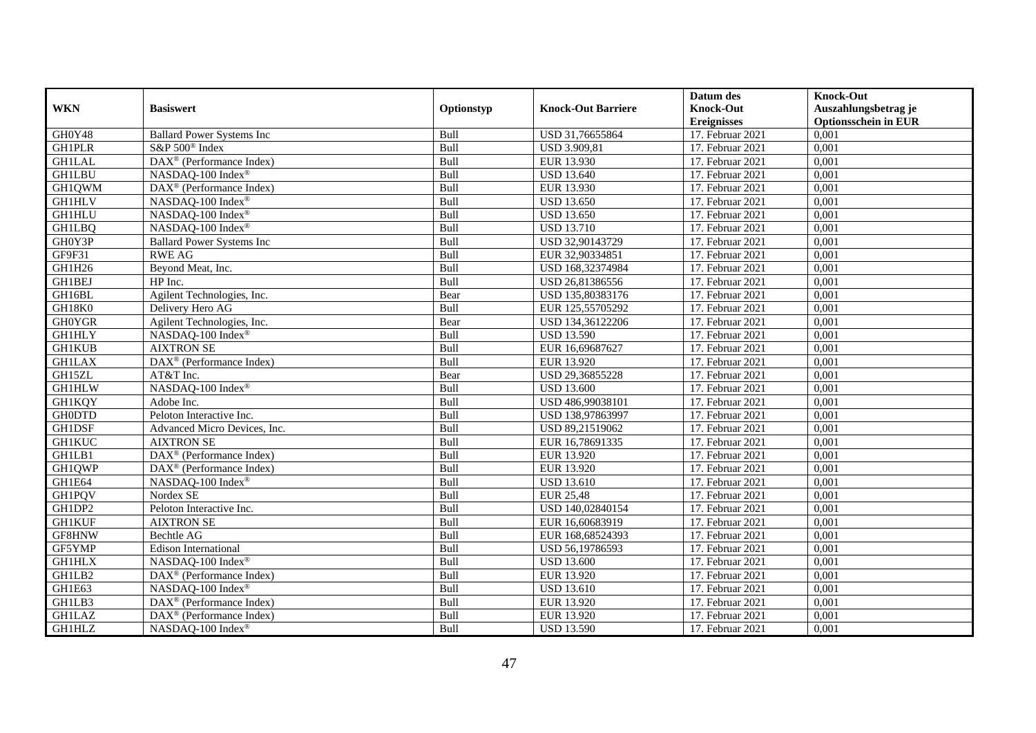| WKN | Basiswert | Optionstyp | Knock-Out Barriere | Datum des Knock-Out Ereignisses | Knock-Out Auszahlungsbetrag je Optionsschein in EUR |
|---|---|---|---|---|---|
| GH0Y48 | Ballard Power Systems Inc | Bull | USD 31,76655864 | 17. Februar 2021 | 0,001 |
| GH1PLR | S&P 500® Index | Bull | USD 3.909,81 | 17. Februar 2021 | 0,001 |
| GH1LAL | DAX® (Performance Index) | Bull | EUR 13.930 | 17. Februar 2021 | 0,001 |
| GH1LBU | NASDAQ-100 Index® | Bull | USD 13.640 | 17. Februar 2021 | 0,001 |
| GH1QWM | DAX® (Performance Index) | Bull | EUR 13.930 | 17. Februar 2021 | 0,001 |
| GH1HLV | NASDAQ-100 Index® | Bull | USD 13.650 | 17. Februar 2021 | 0,001 |
| GH1HLU | NASDAQ-100 Index® | Bull | USD 13.650 | 17. Februar 2021 | 0,001 |
| GH1LBQ | NASDAQ-100 Index® | Bull | USD 13.710 | 17. Februar 2021 | 0,001 |
| GH0Y3P | Ballard Power Systems Inc | Bull | USD 32,90143729 | 17. Februar 2021 | 0,001 |
| GF9F31 | RWE AG | Bull | EUR 32,90334851 | 17. Februar 2021 | 0,001 |
| GH1H26 | Beyond Meat, Inc. | Bull | USD 168,32374984 | 17. Februar 2021 | 0,001 |
| GH1BEJ | HP Inc. | Bull | USD 26,81386556 | 17. Februar 2021 | 0,001 |
| GH16BL | Agilent Technologies, Inc. | Bear | USD 135,80383176 | 17. Februar 2021 | 0,001 |
| GH18K0 | Delivery Hero AG | Bull | EUR 125,55705292 | 17. Februar 2021 | 0,001 |
| GH0YGR | Agilent Technologies, Inc. | Bear | USD 134,36122206 | 17. Februar 2021 | 0,001 |
| GH1HLY | NASDAQ-100 Index® | Bull | USD 13.590 | 17. Februar 2021 | 0,001 |
| GH1KUB | AIXTRON SE | Bull | EUR 16,69687627 | 17. Februar 2021 | 0,001 |
| GH1LAX | DAX® (Performance Index) | Bull | EUR 13.920 | 17. Februar 2021 | 0,001 |
| GH15ZL | AT&T Inc. | Bear | USD 29,36855228 | 17. Februar 2021 | 0,001 |
| GH1HLW | NASDAQ-100 Index® | Bull | USD 13.600 | 17. Februar 2021 | 0,001 |
| GH1KQY | Adobe Inc. | Bull | USD 486,99038101 | 17. Februar 2021 | 0,001 |
| GH0DTD | Peloton Interactive Inc. | Bull | USD 138,97863997 | 17. Februar 2021 | 0,001 |
| GH1DSF | Advanced Micro Devices, Inc. | Bull | USD 89,21519062 | 17. Februar 2021 | 0,001 |
| GH1KUC | AIXTRON SE | Bull | EUR 16,78691335 | 17. Februar 2021 | 0,001 |
| GH1LB1 | DAX® (Performance Index) | Bull | EUR 13.920 | 17. Februar 2021 | 0,001 |
| GH1QWP | DAX® (Performance Index) | Bull | EUR 13.920 | 17. Februar 2021 | 0,001 |
| GH1E64 | NASDAQ-100 Index® | Bull | USD 13.610 | 17. Februar 2021 | 0,001 |
| GH1PQV | Nordex SE | Bull | EUR 25,48 | 17. Februar 2021 | 0,001 |
| GH1DP2 | Peloton Interactive Inc. | Bull | USD 140,02840154 | 17. Februar 2021 | 0,001 |
| GH1KUF | AIXTRON SE | Bull | EUR 16,60683919 | 17. Februar 2021 | 0,001 |
| GF8HNW | Bechtle AG | Bull | EUR 168,68524393 | 17. Februar 2021 | 0,001 |
| GF5YMP | Edison International | Bull | USD 56,19786593 | 17. Februar 2021 | 0,001 |
| GH1HLX | NASDAQ-100 Index® | Bull | USD 13.600 | 17. Februar 2021 | 0,001 |
| GH1LB2 | DAX® (Performance Index) | Bull | EUR 13.920 | 17. Februar 2021 | 0,001 |
| GH1E63 | NASDAQ-100 Index® | Bull | USD 13.610 | 17. Februar 2021 | 0,001 |
| GH1LB3 | DAX® (Performance Index) | Bull | EUR 13.920 | 17. Februar 2021 | 0,001 |
| GH1LAZ | DAX® (Performance Index) | Bull | EUR 13.920 | 17. Februar 2021 | 0,001 |
| GH1HLZ | NASDAQ-100 Index® | Bull | USD 13.590 | 17. Februar 2021 | 0,001 |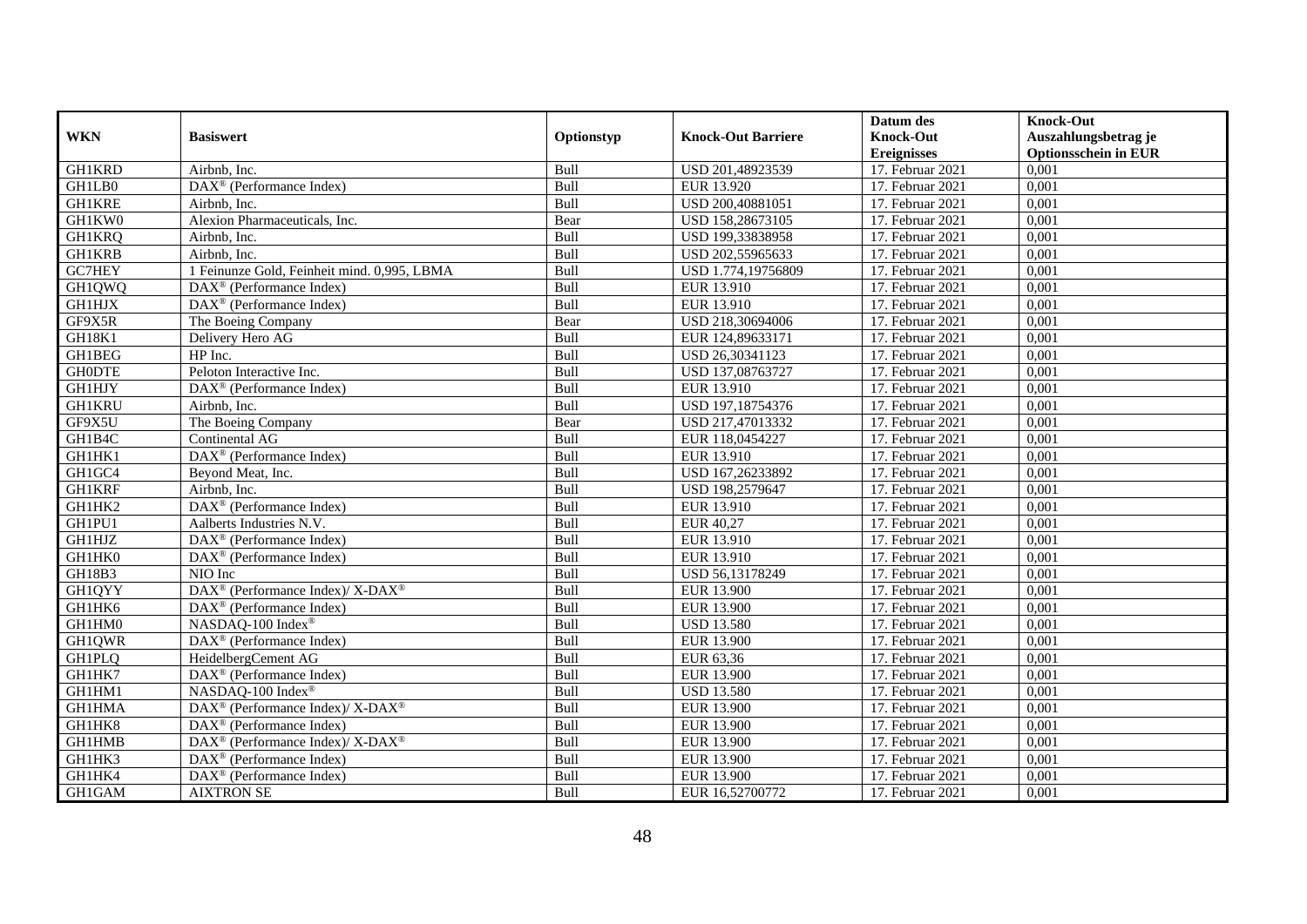| WKN | Basiswert | Optionstyp | Knock-Out Barriere | Datum des Knock-Out Ereignisses | Knock-Out Auszahlungsbetrag je Optionsschein in EUR |
|---|---|---|---|---|---|
| GH1KRD | Airbnb, Inc. | Bull | USD 201,48923539 | 17. Februar 2021 | 0,001 |
| GH1LB0 | DAX® (Performance Index) | Bull | EUR 13.920 | 17. Februar 2021 | 0,001 |
| GH1KRE | Airbnb, Inc. | Bull | USD 200,40881051 | 17. Februar 2021 | 0,001 |
| GH1KW0 | Alexion Pharmaceuticals, Inc. | Bear | USD 158,28673105 | 17. Februar 2021 | 0,001 |
| GH1KRQ | Airbnb, Inc. | Bull | USD 199,33838958 | 17. Februar 2021 | 0,001 |
| GH1KRB | Airbnb, Inc. | Bull | USD 202,55965633 | 17. Februar 2021 | 0,001 |
| GC7HEY | 1 Feinunze Gold, Feinheit mind. 0,995, LBMA | Bull | USD 1.774,19756809 | 17. Februar 2021 | 0,001 |
| GH1QWQ | DAX® (Performance Index) | Bull | EUR 13.910 | 17. Februar 2021 | 0,001 |
| GH1HJX | DAX® (Performance Index) | Bull | EUR 13.910 | 17. Februar 2021 | 0,001 |
| GF9X5R | The Boeing Company | Bear | USD 218,30694006 | 17. Februar 2021 | 0,001 |
| GH18K1 | Delivery Hero AG | Bull | EUR 124,89633171 | 17. Februar 2021 | 0,001 |
| GH1BEG | HP Inc. | Bull | USD 26,30341123 | 17. Februar 2021 | 0,001 |
| GH0DTE | Peloton Interactive Inc. | Bull | USD 137,08763727 | 17. Februar 2021 | 0,001 |
| GH1HJY | DAX® (Performance Index) | Bull | EUR 13.910 | 17. Februar 2021 | 0,001 |
| GH1KRU | Airbnb, Inc. | Bull | USD 197,18754376 | 17. Februar 2021 | 0,001 |
| GF9X5U | The Boeing Company | Bear | USD 217,47013332 | 17. Februar 2021 | 0,001 |
| GH1B4C | Continental AG | Bull | EUR 118,0454227 | 17. Februar 2021 | 0,001 |
| GH1HK1 | DAX® (Performance Index) | Bull | EUR 13.910 | 17. Februar 2021 | 0,001 |
| GH1GC4 | Beyond Meat, Inc. | Bull | USD 167,26233892 | 17. Februar 2021 | 0,001 |
| GH1KRF | Airbnb, Inc. | Bull | USD 198,2579647 | 17. Februar 2021 | 0,001 |
| GH1HK2 | DAX® (Performance Index) | Bull | EUR 13.910 | 17. Februar 2021 | 0,001 |
| GH1PU1 | Aalberts Industries N.V. | Bull | EUR 40,27 | 17. Februar 2021 | 0,001 |
| GH1HJZ | DAX® (Performance Index) | Bull | EUR 13.910 | 17. Februar 2021 | 0,001 |
| GH1HK0 | DAX® (Performance Index) | Bull | EUR 13.910 | 17. Februar 2021 | 0,001 |
| GH18B3 | NIO Inc | Bull | USD 56,13178249 | 17. Februar 2021 | 0,001 |
| GH1QYY | DAX® (Performance Index)/ X-DAX® | Bull | EUR 13.900 | 17. Februar 2021 | 0,001 |
| GH1HK6 | DAX® (Performance Index) | Bull | EUR 13.900 | 17. Februar 2021 | 0,001 |
| GH1HM0 | NASDAQ-100 Index® | Bull | USD 13.580 | 17. Februar 2021 | 0,001 |
| GH1QWR | DAX® (Performance Index) | Bull | EUR 13.900 | 17. Februar 2021 | 0,001 |
| GH1PLQ | HeidelbergCement AG | Bull | EUR 63,36 | 17. Februar 2021 | 0,001 |
| GH1HK7 | DAX® (Performance Index) | Bull | EUR 13.900 | 17. Februar 2021 | 0,001 |
| GH1HM1 | NASDAQ-100 Index® | Bull | USD 13.580 | 17. Februar 2021 | 0,001 |
| GH1HMA | DAX® (Performance Index)/ X-DAX® | Bull | EUR 13.900 | 17. Februar 2021 | 0,001 |
| GH1HK8 | DAX® (Performance Index) | Bull | EUR 13.900 | 17. Februar 2021 | 0,001 |
| GH1HMB | DAX® (Performance Index)/ X-DAX® | Bull | EUR 13.900 | 17. Februar 2021 | 0,001 |
| GH1HK3 | DAX® (Performance Index) | Bull | EUR 13.900 | 17. Februar 2021 | 0,001 |
| GH1HK4 | DAX® (Performance Index) | Bull | EUR 13.900 | 17. Februar 2021 | 0,001 |
| GH1GAM | AIXTRON SE | Bull | EUR 16,52700772 | 17. Februar 2021 | 0,001 |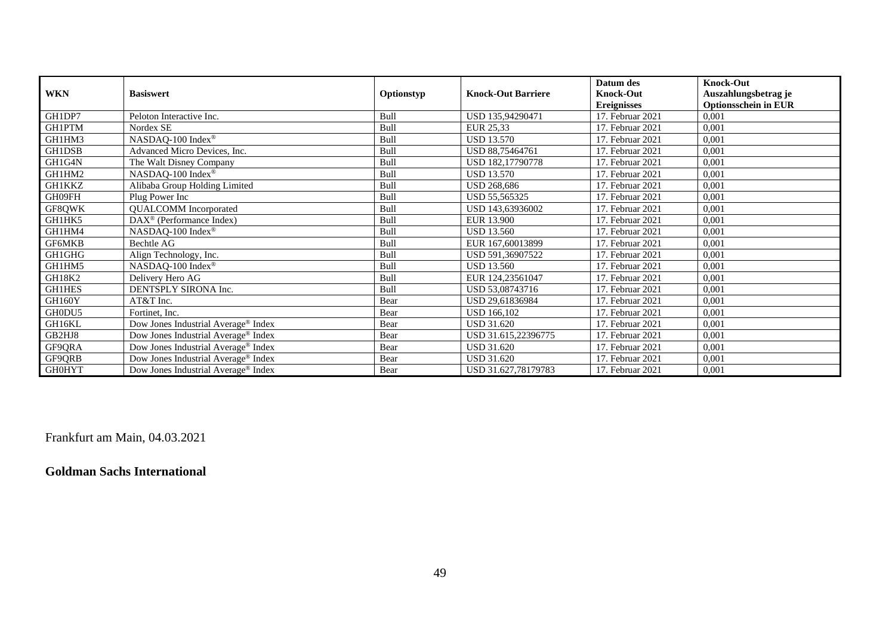| WKN | Basiswert | Optionstyp | Knock-Out Barriere | Datum des Knock-Out Ereignisses | Knock-Out Auszahlungsbetrag je Optionsschein in EUR |
|---|---|---|---|---|---|
| GH1DP7 | Peloton Interactive Inc. | Bull | USD 135,94290471 | 17. Februar 2021 | 0,001 |
| GH1PTM | Nordex SE | Bull | EUR 25,33 | 17. Februar 2021 | 0,001 |
| GH1HM3 | NASDAQ-100 Index® | Bull | USD 13.570 | 17. Februar 2021 | 0,001 |
| GH1DSB | Advanced Micro Devices, Inc. | Bull | USD 88,75464761 | 17. Februar 2021 | 0,001 |
| GH1G4N | The Walt Disney Company | Bull | USD 182,17790778 | 17. Februar 2021 | 0,001 |
| GH1HM2 | NASDAQ-100 Index® | Bull | USD 13.570 | 17. Februar 2021 | 0,001 |
| GH1KKZ | Alibaba Group Holding Limited | Bull | USD 268,686 | 17. Februar 2021 | 0,001 |
| GH09FH | Plug Power Inc | Bull | USD 55,565325 | 17. Februar 2021 | 0,001 |
| GF8QWK | QUALCOMM Incorporated | Bull | USD 143,63936002 | 17. Februar 2021 | 0,001 |
| GH1HK5 | DAX® (Performance Index) | Bull | EUR 13.900 | 17. Februar 2021 | 0,001 |
| GH1HM4 | NASDAQ-100 Index® | Bull | USD 13.560 | 17. Februar 2021 | 0,001 |
| GF6MKB | Bechtle AG | Bull | EUR 167,60013899 | 17. Februar 2021 | 0,001 |
| GH1GHG | Align Technology, Inc. | Bull | USD 591,36907522 | 17. Februar 2021 | 0,001 |
| GH1HM5 | NASDAQ-100 Index® | Bull | USD 13.560 | 17. Februar 2021 | 0,001 |
| GH18K2 | Delivery Hero AG | Bull | EUR 124,23561047 | 17. Februar 2021 | 0,001 |
| GH1HES | DENTSPLY SIRONA Inc. | Bull | USD 53,08743716 | 17. Februar 2021 | 0,001 |
| GH160Y | AT&T Inc. | Bear | USD 29,61836984 | 17. Februar 2021 | 0,001 |
| GH0DU5 | Fortinet, Inc. | Bear | USD 166,102 | 17. Februar 2021 | 0,001 |
| GH16KL | Dow Jones Industrial Average® Index | Bear | USD 31.620 | 17. Februar 2021 | 0,001 |
| GB2HJ8 | Dow Jones Industrial Average® Index | Bear | USD 31.615,22396775 | 17. Februar 2021 | 0,001 |
| GF9QRA | Dow Jones Industrial Average® Index | Bear | USD 31.620 | 17. Februar 2021 | 0,001 |
| GF9QRB | Dow Jones Industrial Average® Index | Bear | USD 31.620 | 17. Februar 2021 | 0,001 |
| GH0HYT | Dow Jones Industrial Average® Index | Bear | USD 31.627,78179783 | 17. Februar 2021 | 0,001 |

Frankfurt am Main, 04.03.2021

**Goldman Sachs International**